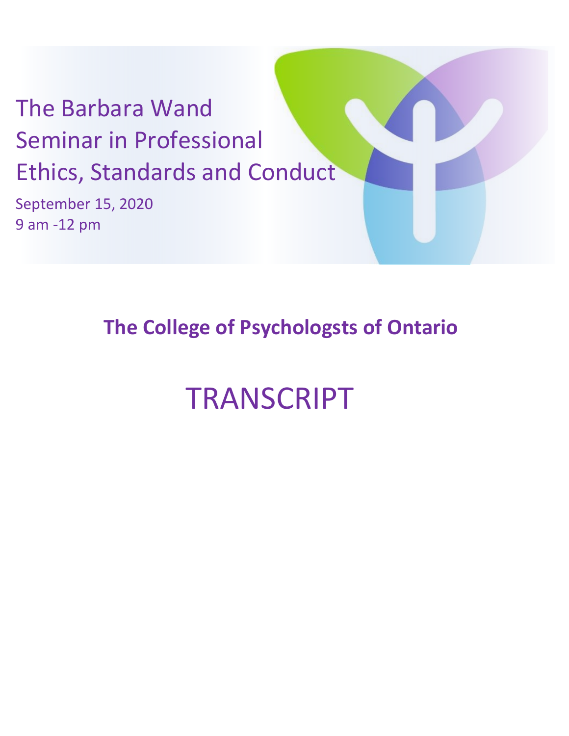# The Barbara Wand Seminar in Professional Ethics, Standards and Conduct

September 15, 2020
9 am -12 pm

## The College of Psychologsts of Ontario

# TRANSCRIPT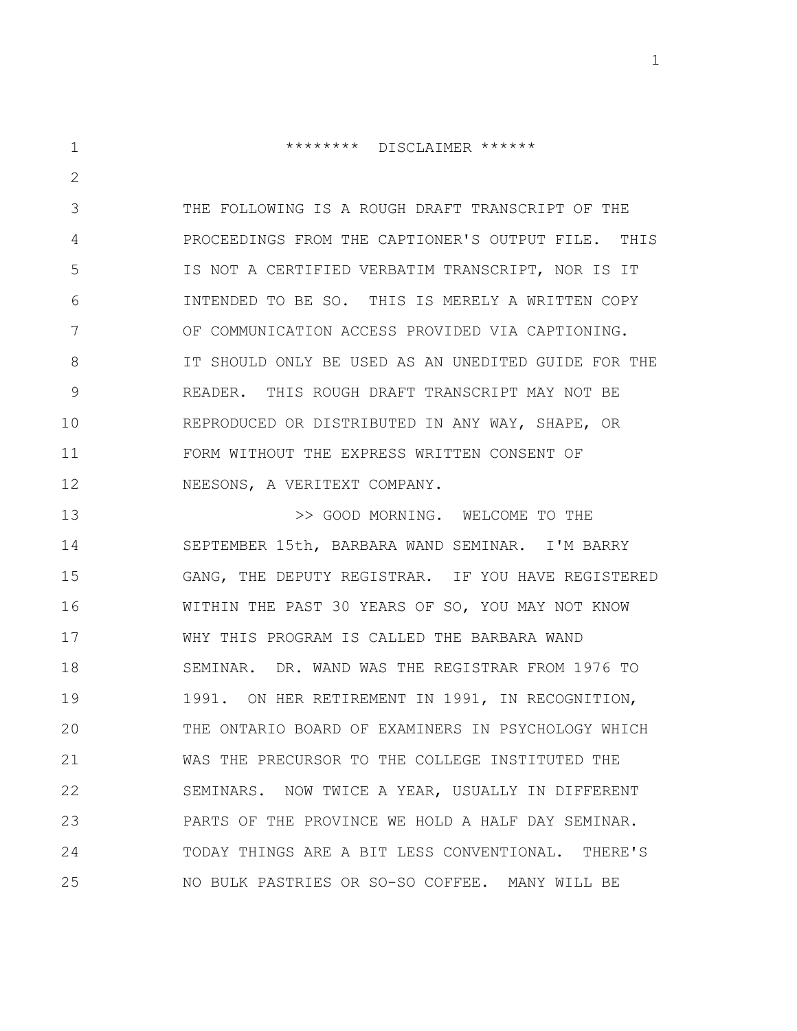******** DISCLAIMER ******

THE FOLLOWING IS A ROUGH DRAFT TRANSCRIPT OF THE PROCEEDINGS FROM THE CAPTIONER'S OUTPUT FILE. THIS IS NOT A CERTIFIED VERBATIM TRANSCRIPT, NOR IS IT INTENDED TO BE SO. THIS IS MERELY A WRITTEN COPY OF COMMUNICATION ACCESS PROVIDED VIA CAPTIONING. IT SHOULD ONLY BE USED AS AN UNEDITED GUIDE FOR THE READER. THIS ROUGH DRAFT TRANSCRIPT MAY NOT BE REPRODUCED OR DISTRIBUTED IN ANY WAY, SHAPE, OR FORM WITHOUT THE EXPRESS WRITTEN CONSENT OF NEESONS, A VERITEXT COMPANY.

>> GOOD MORNING. WELCOME TO THE SEPTEMBER 15th, BARBARA WAND SEMINAR. I'M BARRY GANG, THE DEPUTY REGISTRAR. IF YOU HAVE REGISTERED WITHIN THE PAST 30 YEARS OF SO, YOU MAY NOT KNOW WHY THIS PROGRAM IS CALLED THE BARBARA WAND SEMINAR. DR. WAND WAS THE REGISTRAR FROM 1976 TO 1991. ON HER RETIREMENT IN 1991, IN RECOGNITION, THE ONTARIO BOARD OF EXAMINERS IN PSYCHOLOGY WHICH WAS THE PRECURSOR TO THE COLLEGE INSTITUTED THE SEMINARS. NOW TWICE A YEAR, USUALLY IN DIFFERENT PARTS OF THE PROVINCE WE HOLD A HALF DAY SEMINAR. TODAY THINGS ARE A BIT LESS CONVENTIONAL. THERE'S NO BULK PASTRIES OR SO-SO COFFEE. MANY WILL BE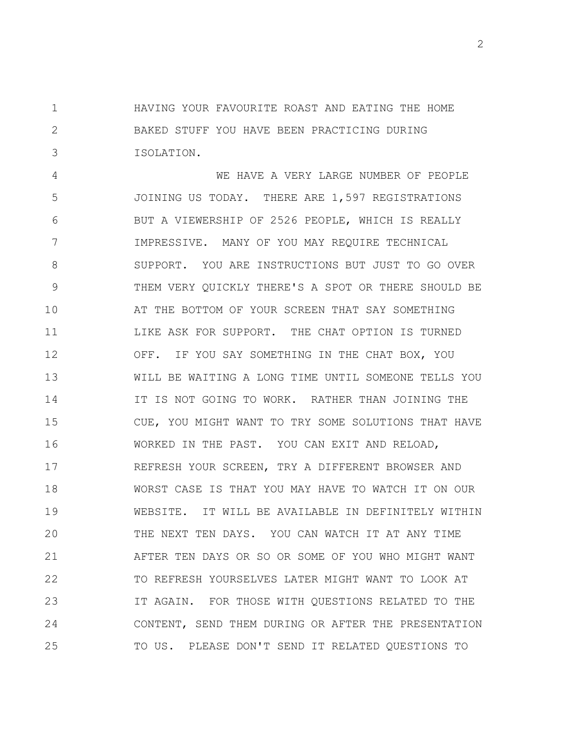HAVING YOUR FAVOURITE ROAST AND EATING THE HOME BAKED STUFF YOU HAVE BEEN PRACTICING DURING ISOLATION.

WE HAVE A VERY LARGE NUMBER OF PEOPLE JOINING US TODAY. THERE ARE 1,597 REGISTRATIONS BUT A VIEWERSHIP OF 2526 PEOPLE, WHICH IS REALLY IMPRESSIVE. MANY OF YOU MAY REQUIRE TECHNICAL SUPPORT. YOU ARE INSTRUCTIONS BUT JUST TO GO OVER THEM VERY QUICKLY THERE'S A SPOT OR THERE SHOULD BE AT THE BOTTOM OF YOUR SCREEN THAT SAY SOMETHING LIKE ASK FOR SUPPORT. THE CHAT OPTION IS TURNED OFF. IF YOU SAY SOMETHING IN THE CHAT BOX, YOU WILL BE WAITING A LONG TIME UNTIL SOMEONE TELLS YOU IT IS NOT GOING TO WORK. RATHER THAN JOINING THE CUE, YOU MIGHT WANT TO TRY SOME SOLUTIONS THAT HAVE WORKED IN THE PAST. YOU CAN EXIT AND RELOAD, REFRESH YOUR SCREEN, TRY A DIFFERENT BROWSER AND WORST CASE IS THAT YOU MAY HAVE TO WATCH IT ON OUR WEBSITE. IT WILL BE AVAILABLE IN DEFINITELY WITHIN THE NEXT TEN DAYS. YOU CAN WATCH IT AT ANY TIME AFTER TEN DAYS OR SO OR SOME OF YOU WHO MIGHT WANT TO REFRESH YOURSELVES LATER MIGHT WANT TO LOOK AT IT AGAIN. FOR THOSE WITH QUESTIONS RELATED TO THE CONTENT, SEND THEM DURING OR AFTER THE PRESENTATION TO US. PLEASE DON'T SEND IT RELATED QUESTIONS TO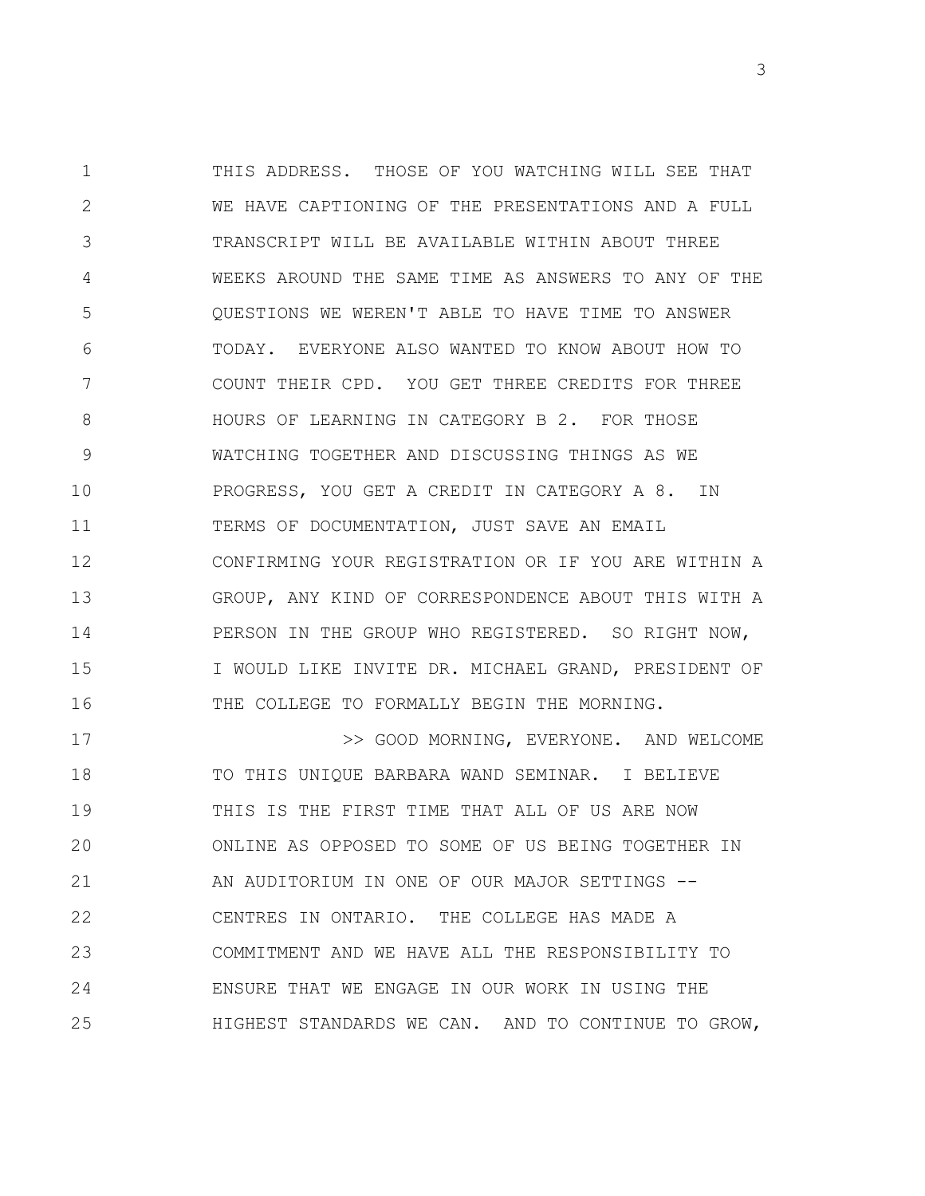THIS ADDRESS. THOSE OF YOU WATCHING WILL SEE THAT WE HAVE CAPTIONING OF THE PRESENTATIONS AND A FULL TRANSCRIPT WILL BE AVAILABLE WITHIN ABOUT THREE WEEKS AROUND THE SAME TIME AS ANSWERS TO ANY OF THE QUESTIONS WE WEREN'T ABLE TO HAVE TIME TO ANSWER TODAY. EVERYONE ALSO WANTED TO KNOW ABOUT HOW TO COUNT THEIR CPD. YOU GET THREE CREDITS FOR THREE HOURS OF LEARNING IN CATEGORY B 2. FOR THOSE WATCHING TOGETHER AND DISCUSSING THINGS AS WE PROGRESS, YOU GET A CREDIT IN CATEGORY A 8. IN TERMS OF DOCUMENTATION, JUST SAVE AN EMAIL CONFIRMING YOUR REGISTRATION OR IF YOU ARE WITHIN A GROUP, ANY KIND OF CORRESPONDENCE ABOUT THIS WITH A PERSON IN THE GROUP WHO REGISTERED. SO RIGHT NOW, I WOULD LIKE INVITE DR. MICHAEL GRAND, PRESIDENT OF THE COLLEGE TO FORMALLY BEGIN THE MORNING.

>> GOOD MORNING, EVERYONE. AND WELCOME TO THIS UNIQUE BARBARA WAND SEMINAR. I BELIEVE THIS IS THE FIRST TIME THAT ALL OF US ARE NOW ONLINE AS OPPOSED TO SOME OF US BEING TOGETHER IN AN AUDITORIUM IN ONE OF OUR MAJOR SETTINGS -- CENTRES IN ONTARIO. THE COLLEGE HAS MADE A COMMITMENT AND WE HAVE ALL THE RESPONSIBILITY TO ENSURE THAT WE ENGAGE IN OUR WORK IN USING THE HIGHEST STANDARDS WE CAN. AND TO CONTINUE TO GROW,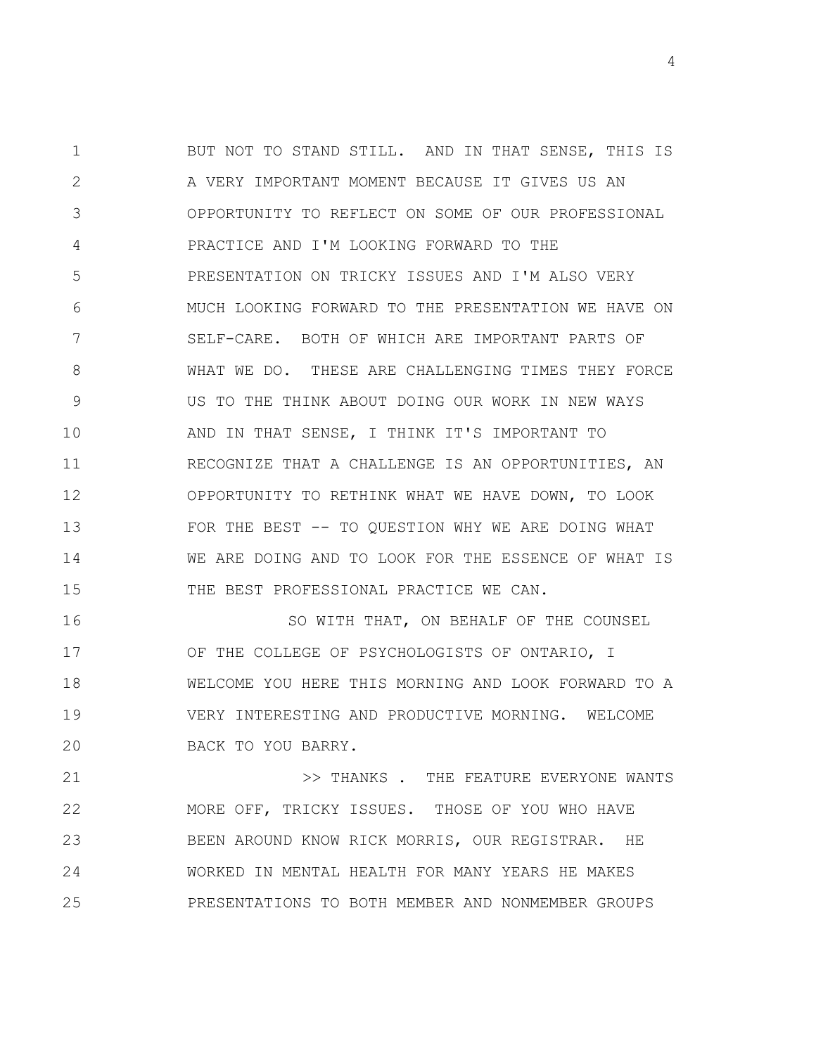BUT NOT TO STAND STILL. AND IN THAT SENSE, THIS IS A VERY IMPORTANT MOMENT BECAUSE IT GIVES US AN OPPORTUNITY TO REFLECT ON SOME OF OUR PROFESSIONAL PRACTICE AND I'M LOOKING FORWARD TO THE PRESENTATION ON TRICKY ISSUES AND I'M ALSO VERY MUCH LOOKING FORWARD TO THE PRESENTATION WE HAVE ON SELF-CARE. BOTH OF WHICH ARE IMPORTANT PARTS OF WHAT WE DO. THESE ARE CHALLENGING TIMES THEY FORCE US TO THE THINK ABOUT DOING OUR WORK IN NEW WAYS AND IN THAT SENSE, I THINK IT'S IMPORTANT TO RECOGNIZE THAT A CHALLENGE IS AN OPPORTUNITIES, AN OPPORTUNITY TO RETHINK WHAT WE HAVE DOWN, TO LOOK FOR THE BEST -- TO QUESTION WHY WE ARE DOING WHAT WE ARE DOING AND TO LOOK FOR THE ESSENCE OF WHAT IS THE BEST PROFESSIONAL PRACTICE WE CAN.

SO WITH THAT, ON BEHALF OF THE COUNSEL OF THE COLLEGE OF PSYCHOLOGISTS OF ONTARIO, I WELCOME YOU HERE THIS MORNING AND LOOK FORWARD TO A VERY INTERESTING AND PRODUCTIVE MORNING. WELCOME BACK TO YOU BARRY.

>> THANKS . THE FEATURE EVERYONE WANTS MORE OFF, TRICKY ISSUES. THOSE OF YOU WHO HAVE BEEN AROUND KNOW RICK MORRIS, OUR REGISTRAR. HE WORKED IN MENTAL HEALTH FOR MANY YEARS HE MAKES PRESENTATIONS TO BOTH MEMBER AND NONMEMBER GROUPS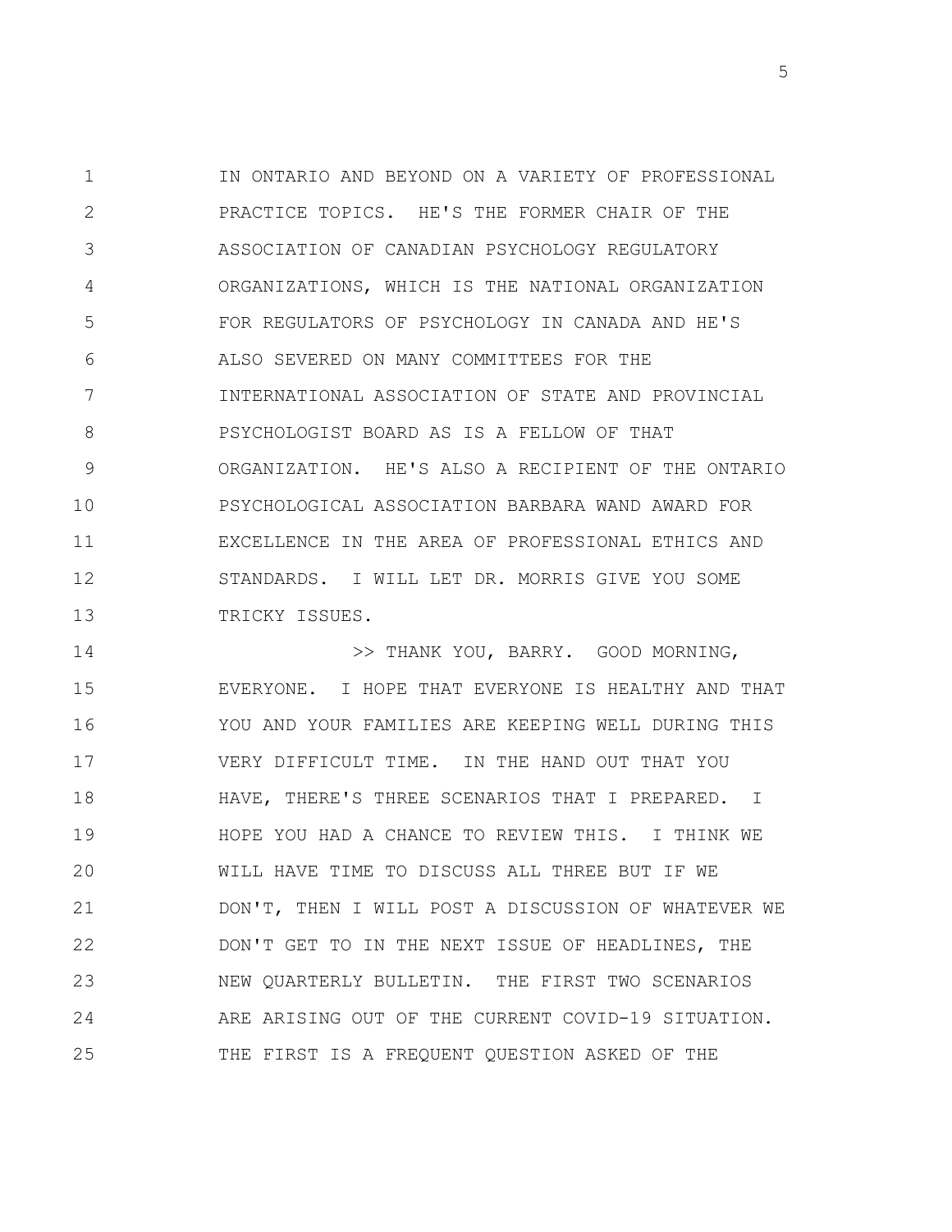IN ONTARIO AND BEYOND ON A VARIETY OF PROFESSIONAL PRACTICE TOPICS. HE'S THE FORMER CHAIR OF THE ASSOCIATION OF CANADIAN PSYCHOLOGY REGULATORY ORGANIZATIONS, WHICH IS THE NATIONAL ORGANIZATION FOR REGULATORS OF PSYCHOLOGY IN CANADA AND HE'S ALSO SEVERED ON MANY COMMITTEES FOR THE INTERNATIONAL ASSOCIATION OF STATE AND PROVINCIAL PSYCHOLOGIST BOARD AS IS A FELLOW OF THAT ORGANIZATION. HE'S ALSO A RECIPIENT OF THE ONTARIO PSYCHOLOGICAL ASSOCIATION BARBARA WAND AWARD FOR EXCELLENCE IN THE AREA OF PROFESSIONAL ETHICS AND STANDARDS. I WILL LET DR. MORRIS GIVE YOU SOME TRICKY ISSUES.

>> THANK YOU, BARRY. GOOD MORNING, EVERYONE. I HOPE THAT EVERYONE IS HEALTHY AND THAT YOU AND YOUR FAMILIES ARE KEEPING WELL DURING THIS VERY DIFFICULT TIME. IN THE HAND OUT THAT YOU HAVE, THERE'S THREE SCENARIOS THAT I PREPARED. I HOPE YOU HAD A CHANCE TO REVIEW THIS. I THINK WE WILL HAVE TIME TO DISCUSS ALL THREE BUT IF WE DON'T, THEN I WILL POST A DISCUSSION OF WHATEVER WE DON'T GET TO IN THE NEXT ISSUE OF HEADLINES, THE NEW QUARTERLY BULLETIN. THE FIRST TWO SCENARIOS ARE ARISING OUT OF THE CURRENT COVID-19 SITUATION. THE FIRST IS A FREQUENT QUESTION ASKED OF THE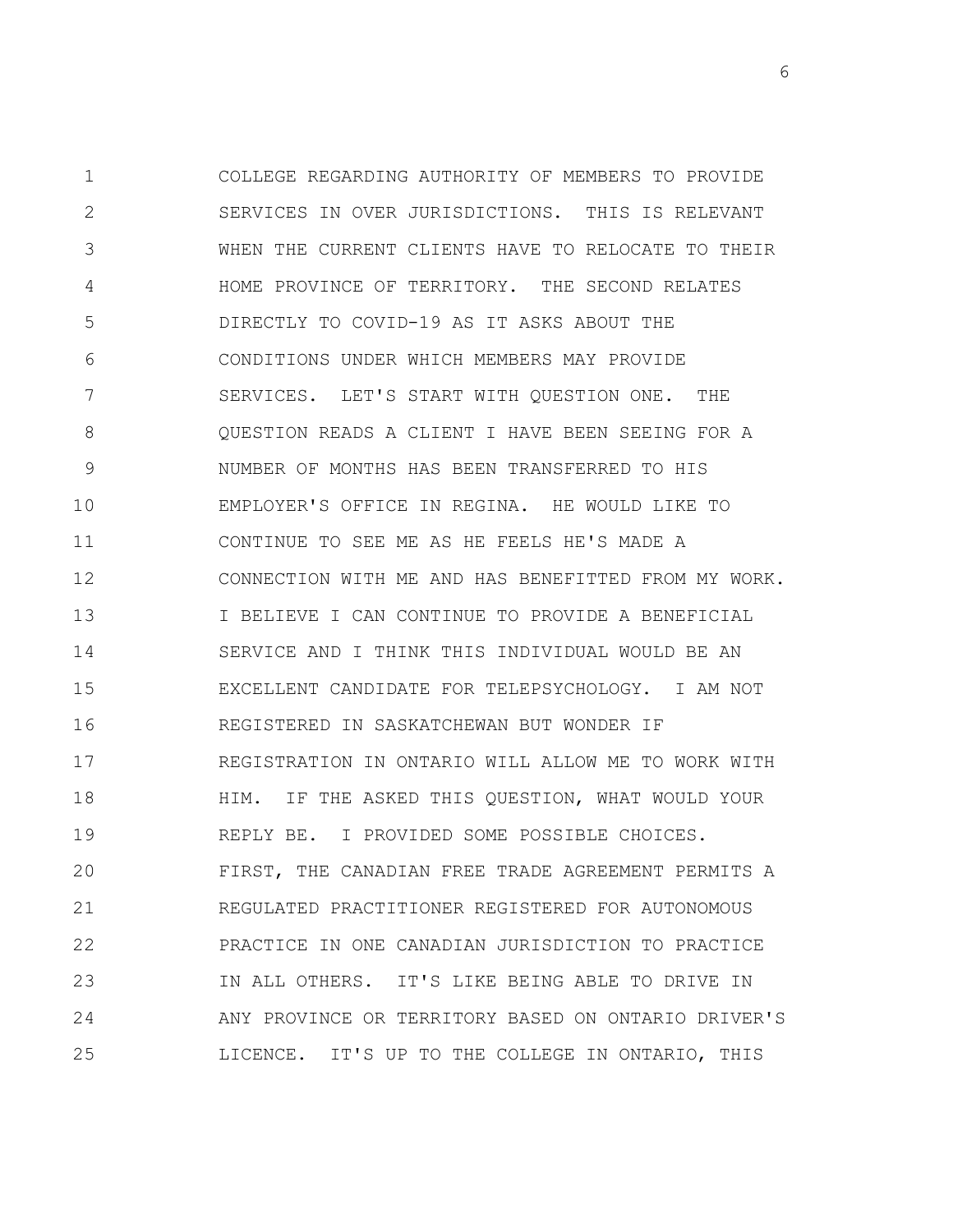COLLEGE REGARDING AUTHORITY OF MEMBERS TO PROVIDE SERVICES IN OVER JURISDICTIONS. THIS IS RELEVANT WHEN THE CURRENT CLIENTS HAVE TO RELOCATE TO THEIR HOME PROVINCE OF TERRITORY. THE SECOND RELATES DIRECTLY TO COVID-19 AS IT ASKS ABOUT THE CONDITIONS UNDER WHICH MEMBERS MAY PROVIDE SERVICES. LET'S START WITH QUESTION ONE. THE QUESTION READS A CLIENT I HAVE BEEN SEEING FOR A NUMBER OF MONTHS HAS BEEN TRANSFERRED TO HIS EMPLOYER'S OFFICE IN REGINA. HE WOULD LIKE TO CONTINUE TO SEE ME AS HE FEELS HE'S MADE A CONNECTION WITH ME AND HAS BENEFITTED FROM MY WORK. I BELIEVE I CAN CONTINUE TO PROVIDE A BENEFICIAL SERVICE AND I THINK THIS INDIVIDUAL WOULD BE AN EXCELLENT CANDIDATE FOR TELEPSYCHOLOGY. I AM NOT REGISTERED IN SASKATCHEWAN BUT WONDER IF REGISTRATION IN ONTARIO WILL ALLOW ME TO WORK WITH HIM. IF THE ASKED THIS QUESTION, WHAT WOULD YOUR REPLY BE. I PROVIDED SOME POSSIBLE CHOICES. FIRST, THE CANADIAN FREE TRADE AGREEMENT PERMITS A REGULATED PRACTITIONER REGISTERED FOR AUTONOMOUS PRACTICE IN ONE CANADIAN JURISDICTION TO PRACTICE IN ALL OTHERS. IT'S LIKE BEING ABLE TO DRIVE IN ANY PROVINCE OR TERRITORY BASED ON ONTARIO DRIVER'S LICENCE. IT'S UP TO THE COLLEGE IN ONTARIO, THIS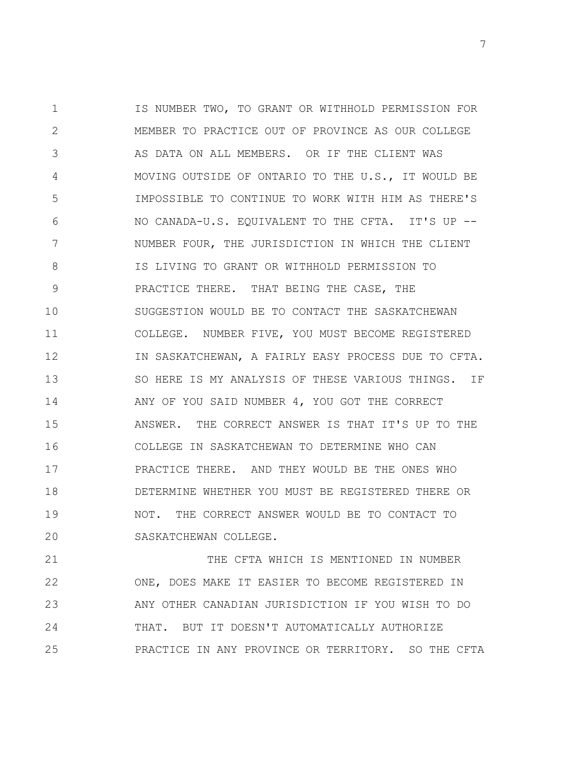IS NUMBER TWO, TO GRANT OR WITHHOLD PERMISSION FOR MEMBER TO PRACTICE OUT OF PROVINCE AS OUR COLLEGE AS DATA ON ALL MEMBERS. OR IF THE CLIENT WAS MOVING OUTSIDE OF ONTARIO TO THE U.S., IT WOULD BE IMPOSSIBLE TO CONTINUE TO WORK WITH HIM AS THERE'S NO CANADA-U.S. EQUIVALENT TO THE CFTA. IT'S UP -- NUMBER FOUR, THE JURISDICTION IN WHICH THE CLIENT IS LIVING TO GRANT OR WITHHOLD PERMISSION TO PRACTICE THERE. THAT BEING THE CASE, THE SUGGESTION WOULD BE TO CONTACT THE SASKATCHEWAN COLLEGE. NUMBER FIVE, YOU MUST BECOME REGISTERED IN SASKATCHEWAN, A FAIRLY EASY PROCESS DUE TO CFTA. SO HERE IS MY ANALYSIS OF THESE VARIOUS THINGS. IF ANY OF YOU SAID NUMBER 4, YOU GOT THE CORRECT ANSWER. THE CORRECT ANSWER IS THAT IT'S UP TO THE COLLEGE IN SASKATCHEWAN TO DETERMINE WHO CAN PRACTICE THERE. AND THEY WOULD BE THE ONES WHO DETERMINE WHETHER YOU MUST BE REGISTERED THERE OR NOT. THE CORRECT ANSWER WOULD BE TO CONTACT TO SASKATCHEWAN COLLEGE.

THE CFTA WHICH IS MENTIONED IN NUMBER ONE, DOES MAKE IT EASIER TO BECOME REGISTERED IN ANY OTHER CANADIAN JURISDICTION IF YOU WISH TO DO THAT. BUT IT DOESN'T AUTOMATICALLY AUTHORIZE PRACTICE IN ANY PROVINCE OR TERRITORY. SO THE CFTA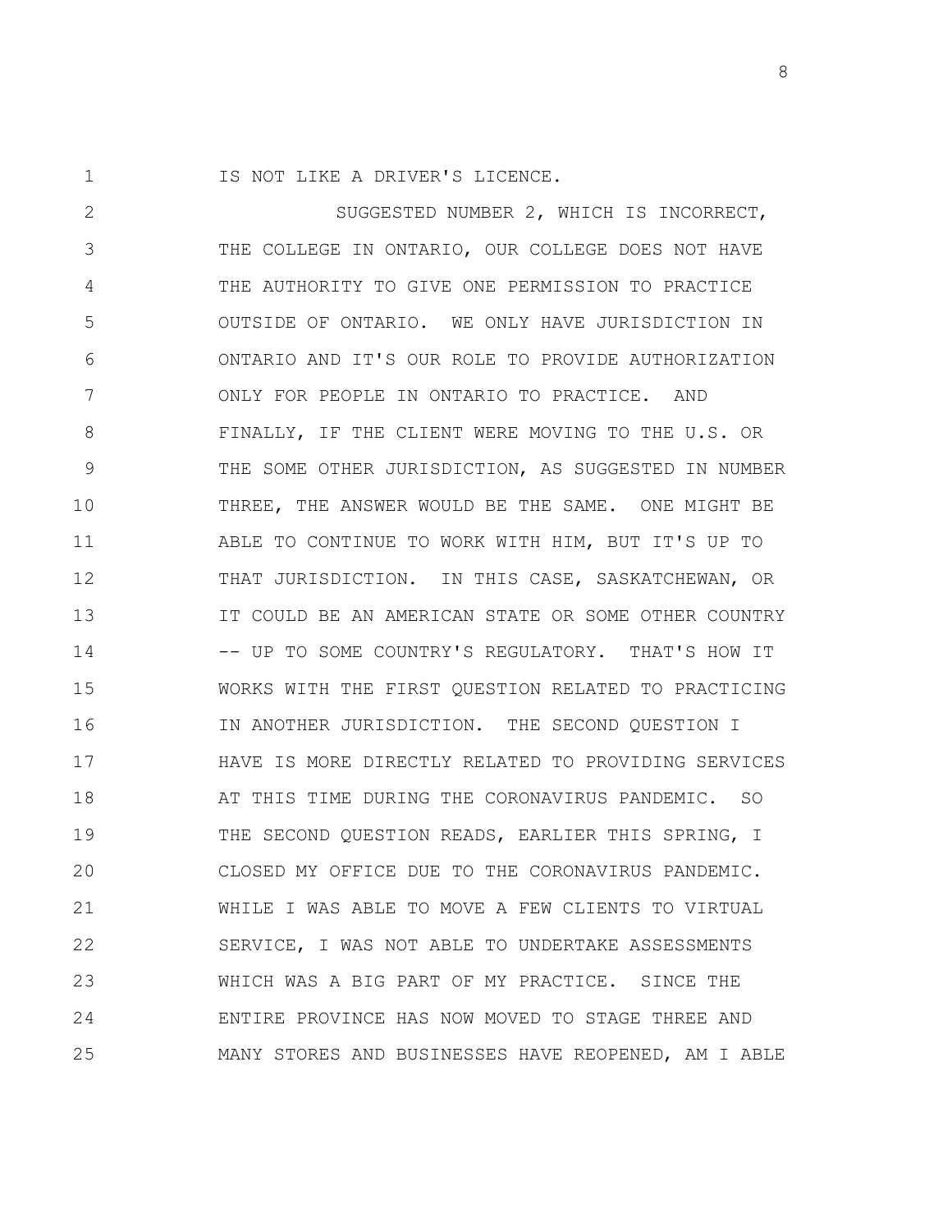IS NOT LIKE A DRIVER'S LICENCE.

SUGGESTED NUMBER 2, WHICH IS INCORRECT, THE COLLEGE IN ONTARIO, OUR COLLEGE DOES NOT HAVE THE AUTHORITY TO GIVE ONE PERMISSION TO PRACTICE OUTSIDE OF ONTARIO. WE ONLY HAVE JURISDICTION IN ONTARIO AND IT'S OUR ROLE TO PROVIDE AUTHORIZATION ONLY FOR PEOPLE IN ONTARIO TO PRACTICE. AND FINALLY, IF THE CLIENT WERE MOVING TO THE U.S. OR THE SOME OTHER JURISDICTION, AS SUGGESTED IN NUMBER THREE, THE ANSWER WOULD BE THE SAME. ONE MIGHT BE ABLE TO CONTINUE TO WORK WITH HIM, BUT IT'S UP TO THAT JURISDICTION. IN THIS CASE, SASKATCHEWAN, OR IT COULD BE AN AMERICAN STATE OR SOME OTHER COUNTRY -- UP TO SOME COUNTRY'S REGULATORY. THAT'S HOW IT WORKS WITH THE FIRST QUESTION RELATED TO PRACTICING IN ANOTHER JURISDICTION. THE SECOND QUESTION I HAVE IS MORE DIRECTLY RELATED TO PROVIDING SERVICES AT THIS TIME DURING THE CORONAVIRUS PANDEMIC. SO THE SECOND QUESTION READS, EARLIER THIS SPRING, I CLOSED MY OFFICE DUE TO THE CORONAVIRUS PANDEMIC. WHILE I WAS ABLE TO MOVE A FEW CLIENTS TO VIRTUAL SERVICE, I WAS NOT ABLE TO UNDERTAKE ASSESSMENTS WHICH WAS A BIG PART OF MY PRACTICE. SINCE THE ENTIRE PROVINCE HAS NOW MOVED TO STAGE THREE AND MANY STORES AND BUSINESSES HAVE REOPENED, AM I ABLE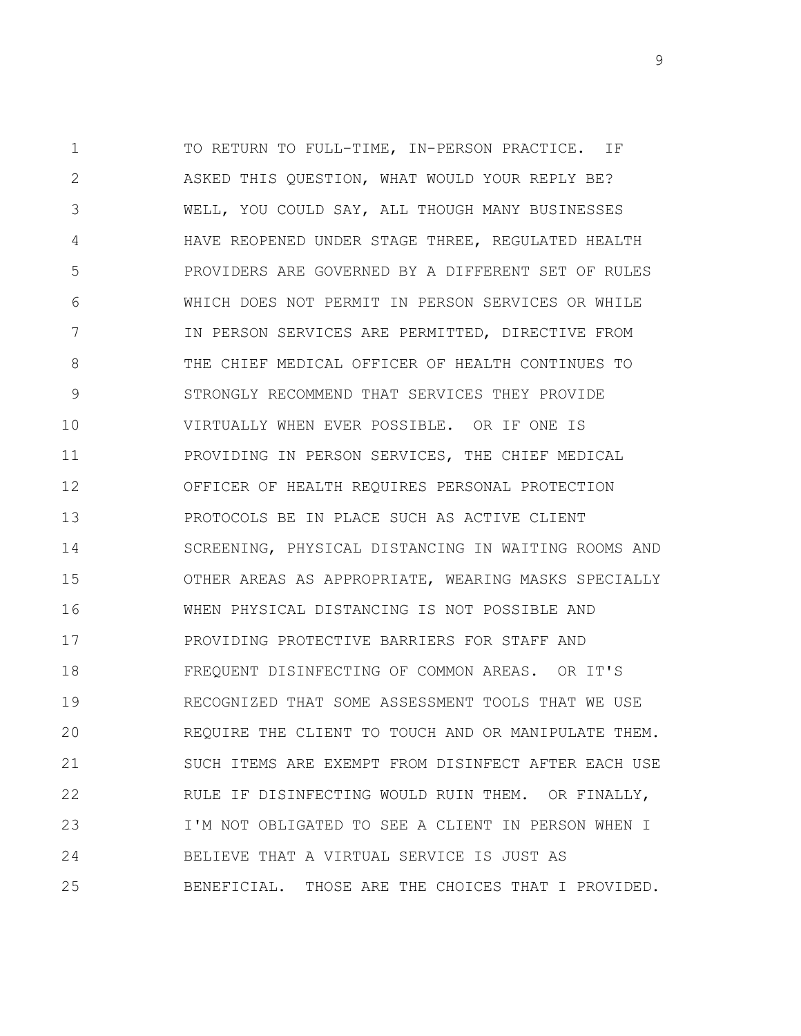TO RETURN TO FULL-TIME, IN-PERSON PRACTICE. IF ASKED THIS QUESTION, WHAT WOULD YOUR REPLY BE? WELL, YOU COULD SAY, ALL THOUGH MANY BUSINESSES HAVE REOPENED UNDER STAGE THREE, REGULATED HEALTH PROVIDERS ARE GOVERNED BY A DIFFERENT SET OF RULES WHICH DOES NOT PERMIT IN PERSON SERVICES OR WHILE IN PERSON SERVICES ARE PERMITTED, DIRECTIVE FROM THE CHIEF MEDICAL OFFICER OF HEALTH CONTINUES TO STRONGLY RECOMMEND THAT SERVICES THEY PROVIDE VIRTUALLY WHEN EVER POSSIBLE. OR IF ONE IS PROVIDING IN PERSON SERVICES, THE CHIEF MEDICAL OFFICER OF HEALTH REQUIRES PERSONAL PROTECTION PROTOCOLS BE IN PLACE SUCH AS ACTIVE CLIENT SCREENING, PHYSICAL DISTANCING IN WAITING ROOMS AND OTHER AREAS AS APPROPRIATE, WEARING MASKS SPECIALLY WHEN PHYSICAL DISTANCING IS NOT POSSIBLE AND PROVIDING PROTECTIVE BARRIERS FOR STAFF AND FREQUENT DISINFECTING OF COMMON AREAS. OR IT'S RECOGNIZED THAT SOME ASSESSMENT TOOLS THAT WE USE REQUIRE THE CLIENT TO TOUCH AND OR MANIPULATE THEM. SUCH ITEMS ARE EXEMPT FROM DISINFECT AFTER EACH USE RULE IF DISINFECTING WOULD RUIN THEM. OR FINALLY, I'M NOT OBLIGATED TO SEE A CLIENT IN PERSON WHEN I BELIEVE THAT A VIRTUAL SERVICE IS JUST AS BENEFICIAL. THOSE ARE THE CHOICES THAT I PROVIDED.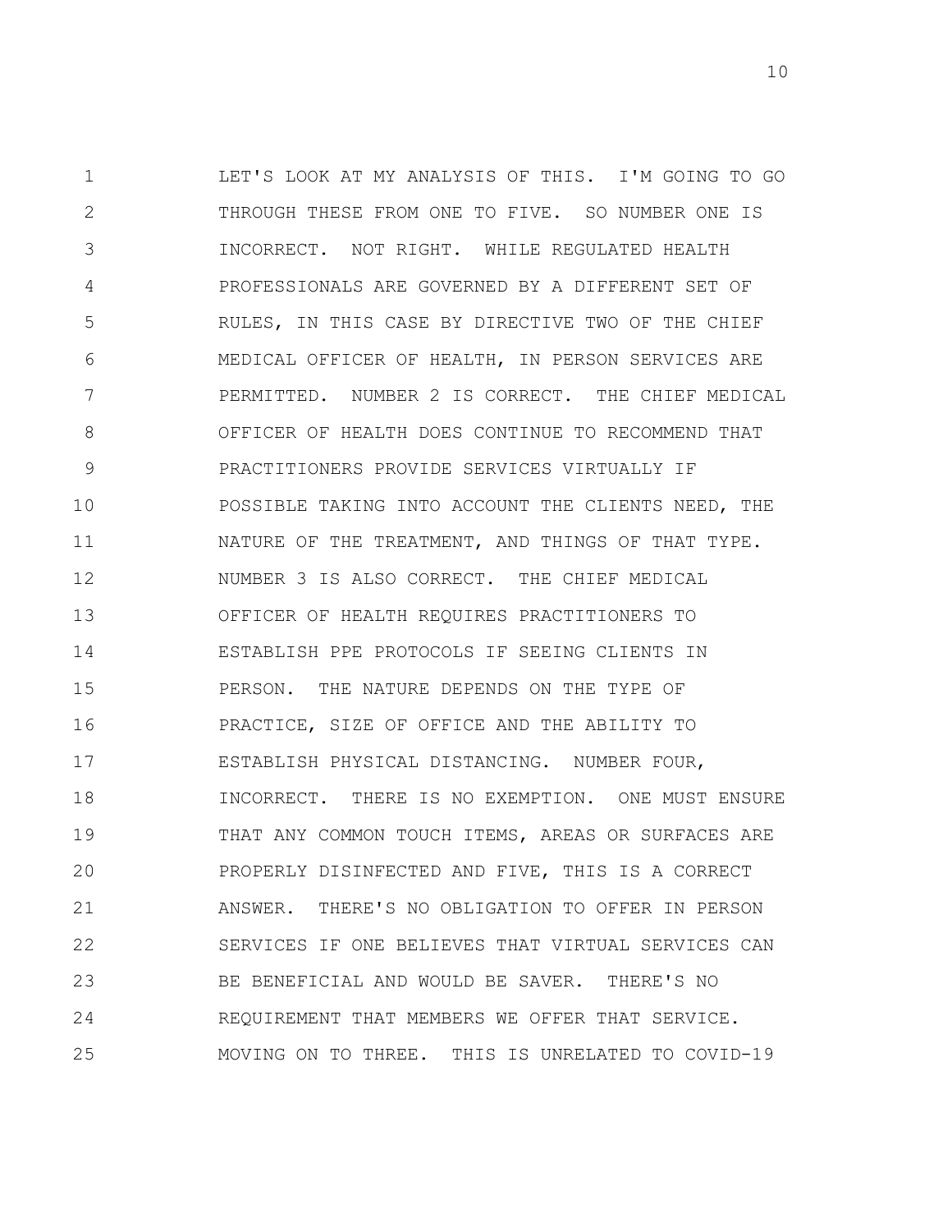LET'S LOOK AT MY ANALYSIS OF THIS. I'M GOING TO GO THROUGH THESE FROM ONE TO FIVE. SO NUMBER ONE IS INCORRECT. NOT RIGHT. WHILE REGULATED HEALTH PROFESSIONALS ARE GOVERNED BY A DIFFERENT SET OF RULES, IN THIS CASE BY DIRECTIVE TWO OF THE CHIEF MEDICAL OFFICER OF HEALTH, IN PERSON SERVICES ARE PERMITTED. NUMBER 2 IS CORRECT. THE CHIEF MEDICAL OFFICER OF HEALTH DOES CONTINUE TO RECOMMEND THAT PRACTITIONERS PROVIDE SERVICES VIRTUALLY IF POSSIBLE TAKING INTO ACCOUNT THE CLIENTS NEED, THE NATURE OF THE TREATMENT, AND THINGS OF THAT TYPE. NUMBER 3 IS ALSO CORRECT. THE CHIEF MEDICAL OFFICER OF HEALTH REQUIRES PRACTITIONERS TO ESTABLISH PPE PROTOCOLS IF SEEING CLIENTS IN PERSON. THE NATURE DEPENDS ON THE TYPE OF PRACTICE, SIZE OF OFFICE AND THE ABILITY TO ESTABLISH PHYSICAL DISTANCING. NUMBER FOUR, INCORRECT. THERE IS NO EXEMPTION. ONE MUST ENSURE THAT ANY COMMON TOUCH ITEMS, AREAS OR SURFACES ARE PROPERLY DISINFECTED AND FIVE, THIS IS A CORRECT ANSWER. THERE'S NO OBLIGATION TO OFFER IN PERSON SERVICES IF ONE BELIEVES THAT VIRTUAL SERVICES CAN BE BENEFICIAL AND WOULD BE SAVER. THERE'S NO REQUIREMENT THAT MEMBERS WE OFFER THAT SERVICE. MOVING ON TO THREE. THIS IS UNRELATED TO COVID-19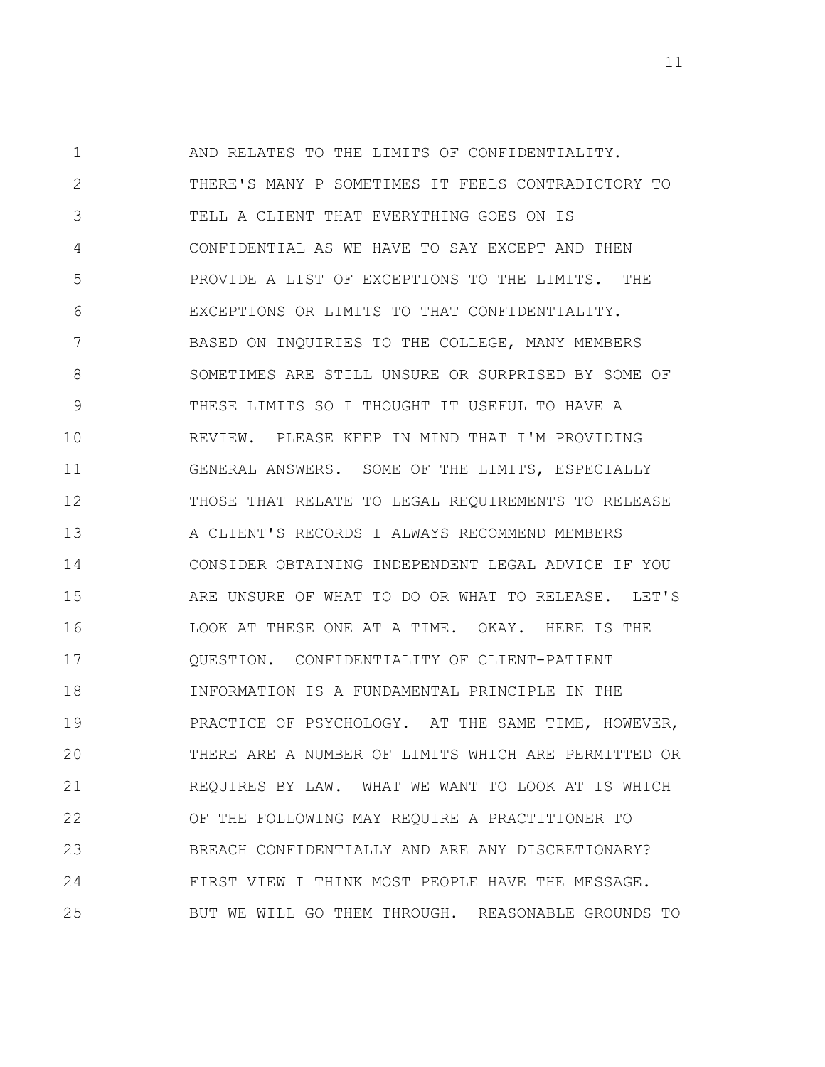AND RELATES TO THE LIMITS OF CONFIDENTIALITY. THERE'S MANY P SOMETIMES IT FEELS CONTRADICTORY TO TELL A CLIENT THAT EVERYTHING GOES ON IS CONFIDENTIAL AS WE HAVE TO SAY EXCEPT AND THEN PROVIDE A LIST OF EXCEPTIONS TO THE LIMITS. THE EXCEPTIONS OR LIMITS TO THAT CONFIDENTIALITY. BASED ON INQUIRIES TO THE COLLEGE, MANY MEMBERS SOMETIMES ARE STILL UNSURE OR SURPRISED BY SOME OF THESE LIMITS SO I THOUGHT IT USEFUL TO HAVE A REVIEW. PLEASE KEEP IN MIND THAT I'M PROVIDING GENERAL ANSWERS. SOME OF THE LIMITS, ESPECIALLY THOSE THAT RELATE TO LEGAL REQUIREMENTS TO RELEASE A CLIENT'S RECORDS I ALWAYS RECOMMEND MEMBERS CONSIDER OBTAINING INDEPENDENT LEGAL ADVICE IF YOU ARE UNSURE OF WHAT TO DO OR WHAT TO RELEASE. LET'S LOOK AT THESE ONE AT A TIME. OKAY. HERE IS THE QUESTION. CONFIDENTIALITY OF CLIENT-PATIENT INFORMATION IS A FUNDAMENTAL PRINCIPLE IN THE PRACTICE OF PSYCHOLOGY. AT THE SAME TIME, HOWEVER, THERE ARE A NUMBER OF LIMITS WHICH ARE PERMITTED OR REQUIRES BY LAW. WHAT WE WANT TO LOOK AT IS WHICH OF THE FOLLOWING MAY REQUIRE A PRACTITIONER TO BREACH CONFIDENTIALLY AND ARE ANY DISCRETIONARY? FIRST VIEW I THINK MOST PEOPLE HAVE THE MESSAGE. BUT WE WILL GO THEM THROUGH. REASONABLE GROUNDS TO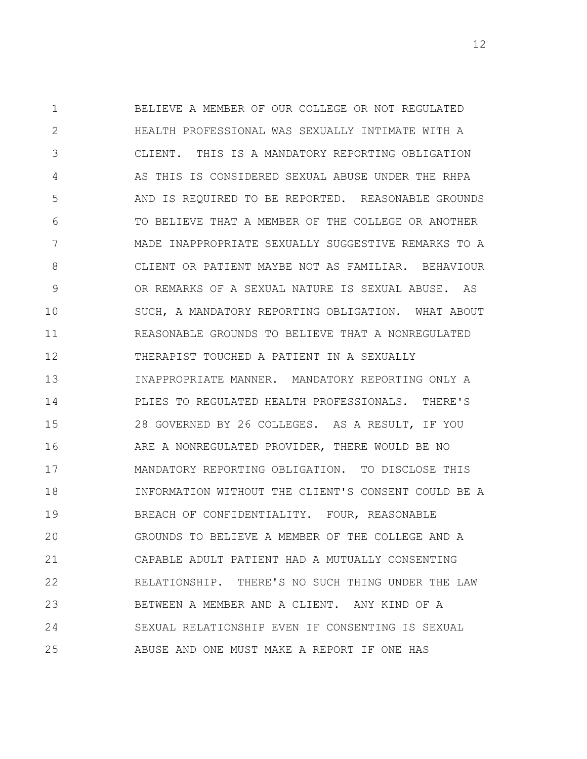BELIEVE A MEMBER OF OUR COLLEGE OR NOT REGULATED HEALTH PROFESSIONAL WAS SEXUALLY INTIMATE WITH A CLIENT. THIS IS A MANDATORY REPORTING OBLIGATION AS THIS IS CONSIDERED SEXUAL ABUSE UNDER THE RHPA AND IS REQUIRED TO BE REPORTED. REASONABLE GROUNDS TO BELIEVE THAT A MEMBER OF THE COLLEGE OR ANOTHER MADE INAPPROPRIATE SEXUALLY SUGGESTIVE REMARKS TO A CLIENT OR PATIENT MAYBE NOT AS FAMILIAR. BEHAVIOUR OR REMARKS OF A SEXUAL NATURE IS SEXUAL ABUSE. AS SUCH, A MANDATORY REPORTING OBLIGATION. WHAT ABOUT REASONABLE GROUNDS TO BELIEVE THAT A NONREGULATED THERAPIST TOUCHED A PATIENT IN A SEXUALLY INAPPROPRIATE MANNER. MANDATORY REPORTING ONLY A PLIES TO REGULATED HEALTH PROFESSIONALS. THERE'S 28 GOVERNED BY 26 COLLEGES. AS A RESULT, IF YOU ARE A NONREGULATED PROVIDER, THERE WOULD BE NO MANDATORY REPORTING OBLIGATION. TO DISCLOSE THIS INFORMATION WITHOUT THE CLIENT'S CONSENT COULD BE A BREACH OF CONFIDENTIALITY. FOUR, REASONABLE GROUNDS TO BELIEVE A MEMBER OF THE COLLEGE AND A CAPABLE ADULT PATIENT HAD A MUTUALLY CONSENTING RELATIONSHIP. THERE'S NO SUCH THING UNDER THE LAW BETWEEN A MEMBER AND A CLIENT. ANY KIND OF A SEXUAL RELATIONSHIP EVEN IF CONSENTING IS SEXUAL ABUSE AND ONE MUST MAKE A REPORT IF ONE HAS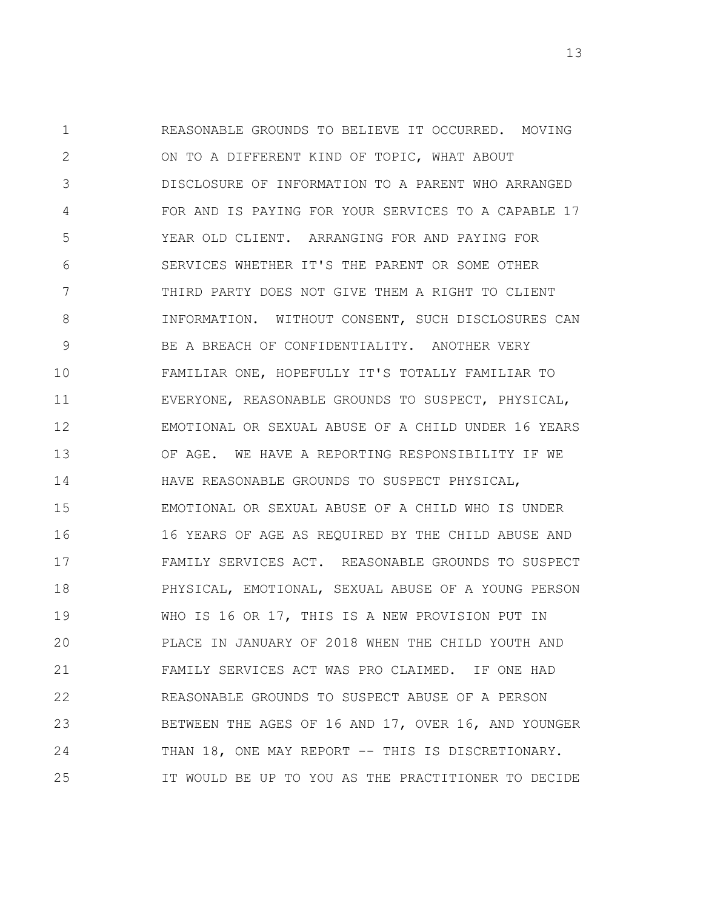REASONABLE GROUNDS TO BELIEVE IT OCCURRED. MOVING ON TO A DIFFERENT KIND OF TOPIC, WHAT ABOUT DISCLOSURE OF INFORMATION TO A PARENT WHO ARRANGED FOR AND IS PAYING FOR YOUR SERVICES TO A CAPABLE 17 YEAR OLD CLIENT. ARRANGING FOR AND PAYING FOR SERVICES WHETHER IT'S THE PARENT OR SOME OTHER THIRD PARTY DOES NOT GIVE THEM A RIGHT TO CLIENT INFORMATION. WITHOUT CONSENT, SUCH DISCLOSURES CAN BE A BREACH OF CONFIDENTIALITY. ANOTHER VERY FAMILIAR ONE, HOPEFULLY IT'S TOTALLY FAMILIAR TO EVERYONE, REASONABLE GROUNDS TO SUSPECT, PHYSICAL, EMOTIONAL OR SEXUAL ABUSE OF A CHILD UNDER 16 YEARS OF AGE. WE HAVE A REPORTING RESPONSIBILITY IF WE HAVE REASONABLE GROUNDS TO SUSPECT PHYSICAL, EMOTIONAL OR SEXUAL ABUSE OF A CHILD WHO IS UNDER 16 YEARS OF AGE AS REQUIRED BY THE CHILD ABUSE AND FAMILY SERVICES ACT. REASONABLE GROUNDS TO SUSPECT PHYSICAL, EMOTIONAL, SEXUAL ABUSE OF A YOUNG PERSON WHO IS 16 OR 17, THIS IS A NEW PROVISION PUT IN PLACE IN JANUARY OF 2018 WHEN THE CHILD YOUTH AND FAMILY SERVICES ACT WAS PRO CLAIMED. IF ONE HAD REASONABLE GROUNDS TO SUSPECT ABUSE OF A PERSON BETWEEN THE AGES OF 16 AND 17, OVER 16, AND YOUNGER THAN 18, ONE MAY REPORT -- THIS IS DISCRETIONARY. IT WOULD BE UP TO YOU AS THE PRACTITIONER TO DECIDE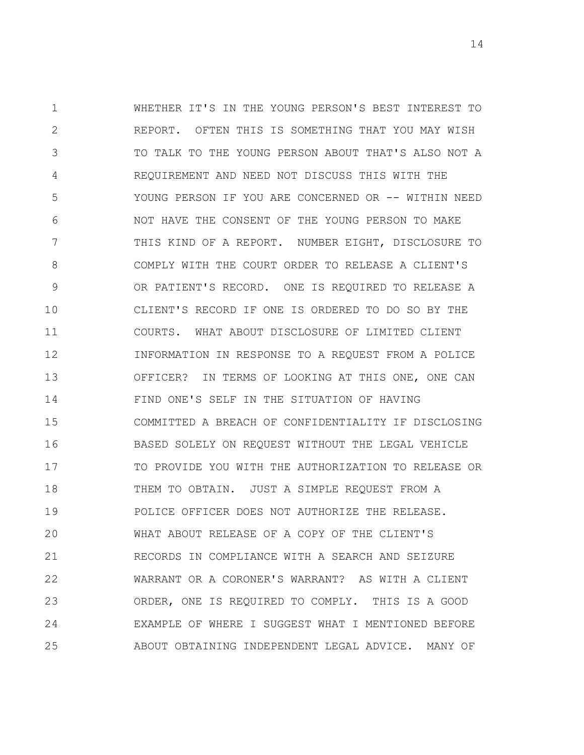WHETHER IT'S IN THE YOUNG PERSON'S BEST INTEREST TO REPORT. OFTEN THIS IS SOMETHING THAT YOU MAY WISH TO TALK TO THE YOUNG PERSON ABOUT THAT'S ALSO NOT A REQUIREMENT AND NEED NOT DISCUSS THIS WITH THE YOUNG PERSON IF YOU ARE CONCERNED OR -- WITHIN NEED NOT HAVE THE CONSENT OF THE YOUNG PERSON TO MAKE THIS KIND OF A REPORT. NUMBER EIGHT, DISCLOSURE TO COMPLY WITH THE COURT ORDER TO RELEASE A CLIENT'S OR PATIENT'S RECORD. ONE IS REQUIRED TO RELEASE A CLIENT'S RECORD IF ONE IS ORDERED TO DO SO BY THE COURTS. WHAT ABOUT DISCLOSURE OF LIMITED CLIENT INFORMATION IN RESPONSE TO A REQUEST FROM A POLICE OFFICER? IN TERMS OF LOOKING AT THIS ONE, ONE CAN FIND ONE'S SELF IN THE SITUATION OF HAVING COMMITTED A BREACH OF CONFIDENTIALITY IF DISCLOSING BASED SOLELY ON REQUEST WITHOUT THE LEGAL VEHICLE TO PROVIDE YOU WITH THE AUTHORIZATION TO RELEASE OR THEM TO OBTAIN. JUST A SIMPLE REQUEST FROM A POLICE OFFICER DOES NOT AUTHORIZE THE RELEASE. WHAT ABOUT RELEASE OF A COPY OF THE CLIENT'S RECORDS IN COMPLIANCE WITH A SEARCH AND SEIZURE WARRANT OR A CORONER'S WARRANT? AS WITH A CLIENT ORDER, ONE IS REQUIRED TO COMPLY. THIS IS A GOOD EXAMPLE OF WHERE I SUGGEST WHAT I MENTIONED BEFORE ABOUT OBTAINING INDEPENDENT LEGAL ADVICE. MANY OF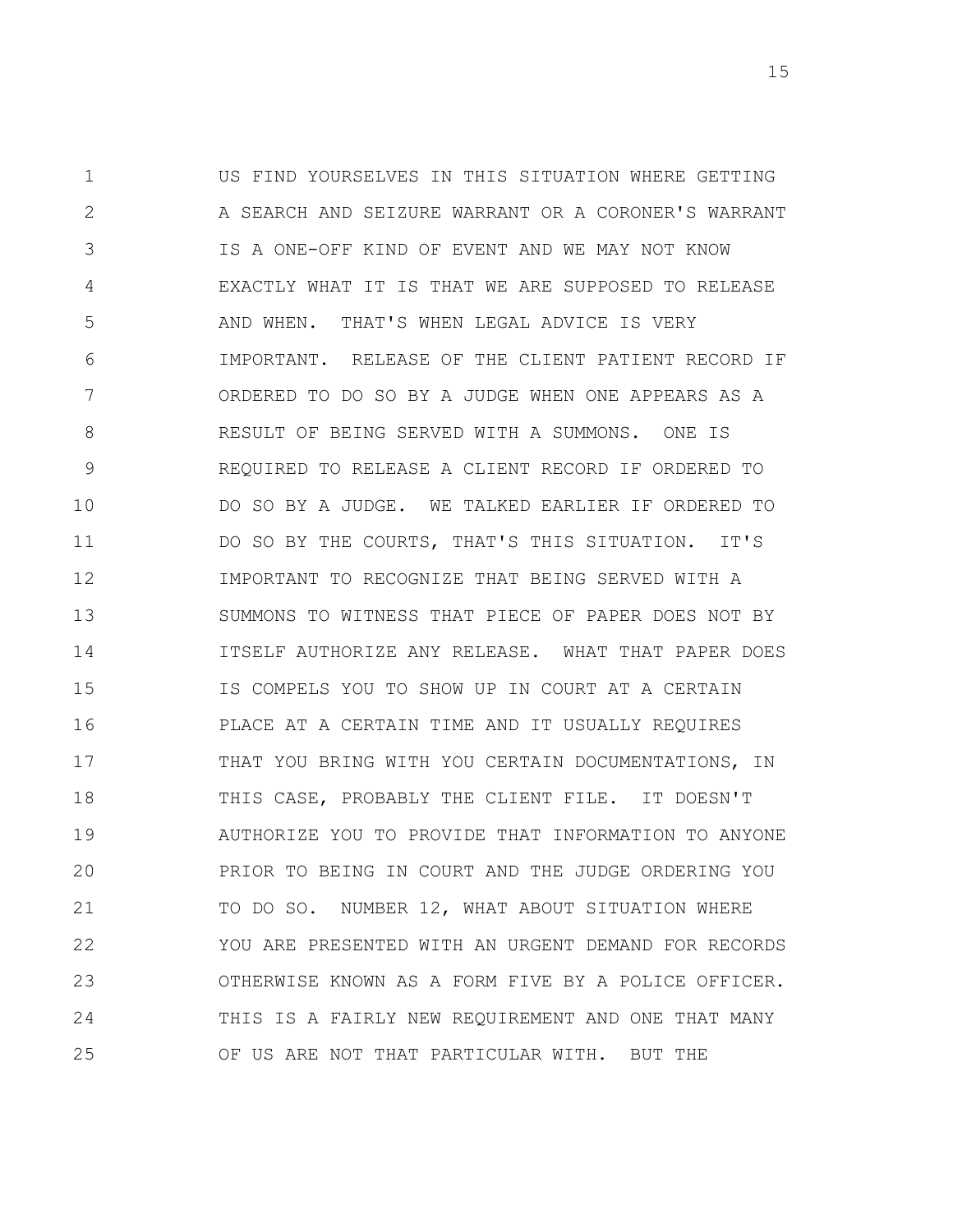US FIND YOURSELVES IN THIS SITUATION WHERE GETTING A SEARCH AND SEIZURE WARRANT OR A CORONER'S WARRANT IS A ONE-OFF KIND OF EVENT AND WE MAY NOT KNOW EXACTLY WHAT IT IS THAT WE ARE SUPPOSED TO RELEASE AND WHEN. THAT'S WHEN LEGAL ADVICE IS VERY IMPORTANT. RELEASE OF THE CLIENT PATIENT RECORD IF ORDERED TO DO SO BY A JUDGE WHEN ONE APPEARS AS A RESULT OF BEING SERVED WITH A SUMMONS. ONE IS REQUIRED TO RELEASE A CLIENT RECORD IF ORDERED TO DO SO BY A JUDGE. WE TALKED EARLIER IF ORDERED TO DO SO BY THE COURTS, THAT'S THIS SITUATION. IT'S IMPORTANT TO RECOGNIZE THAT BEING SERVED WITH A SUMMONS TO WITNESS THAT PIECE OF PAPER DOES NOT BY ITSELF AUTHORIZE ANY RELEASE. WHAT THAT PAPER DOES IS COMPELS YOU TO SHOW UP IN COURT AT A CERTAIN PLACE AT A CERTAIN TIME AND IT USUALLY REQUIRES THAT YOU BRING WITH YOU CERTAIN DOCUMENTATIONS, IN THIS CASE, PROBABLY THE CLIENT FILE. IT DOESN'T AUTHORIZE YOU TO PROVIDE THAT INFORMATION TO ANYONE PRIOR TO BEING IN COURT AND THE JUDGE ORDERING YOU TO DO SO. NUMBER 12, WHAT ABOUT SITUATION WHERE YOU ARE PRESENTED WITH AN URGENT DEMAND FOR RECORDS OTHERWISE KNOWN AS A FORM FIVE BY A POLICE OFFICER. THIS IS A FAIRLY NEW REQUIREMENT AND ONE THAT MANY OF US ARE NOT THAT PARTICULAR WITH. BUT THE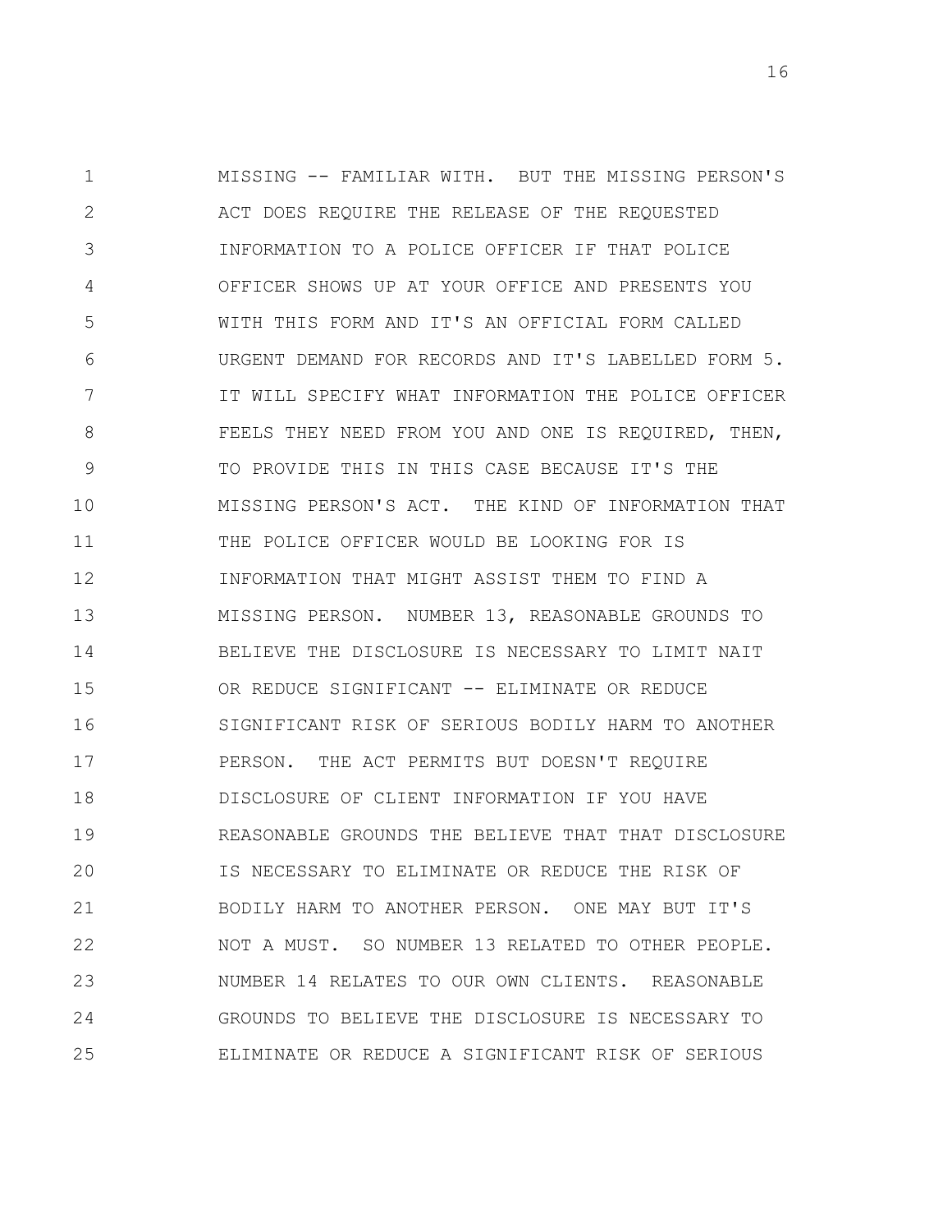MISSING -- FAMILIAR WITH. BUT THE MISSING PERSON'S ACT DOES REQUIRE THE RELEASE OF THE REQUESTED INFORMATION TO A POLICE OFFICER IF THAT POLICE OFFICER SHOWS UP AT YOUR OFFICE AND PRESENTS YOU WITH THIS FORM AND IT'S AN OFFICIAL FORM CALLED URGENT DEMAND FOR RECORDS AND IT'S LABELLED FORM 5. IT WILL SPECIFY WHAT INFORMATION THE POLICE OFFICER FEELS THEY NEED FROM YOU AND ONE IS REQUIRED, THEN, TO PROVIDE THIS IN THIS CASE BECAUSE IT'S THE MISSING PERSON'S ACT. THE KIND OF INFORMATION THAT THE POLICE OFFICER WOULD BE LOOKING FOR IS INFORMATION THAT MIGHT ASSIST THEM TO FIND A MISSING PERSON. NUMBER 13, REASONABLE GROUNDS TO BELIEVE THE DISCLOSURE IS NECESSARY TO LIMIT NAIT OR REDUCE SIGNIFICANT -- ELIMINATE OR REDUCE SIGNIFICANT RISK OF SERIOUS BODILY HARM TO ANOTHER PERSON. THE ACT PERMITS BUT DOESN'T REQUIRE DISCLOSURE OF CLIENT INFORMATION IF YOU HAVE REASONABLE GROUNDS THE BELIEVE THAT THAT DISCLOSURE IS NECESSARY TO ELIMINATE OR REDUCE THE RISK OF BODILY HARM TO ANOTHER PERSON. ONE MAY BUT IT'S NOT A MUST. SO NUMBER 13 RELATED TO OTHER PEOPLE. NUMBER 14 RELATES TO OUR OWN CLIENTS. REASONABLE GROUNDS TO BELIEVE THE DISCLOSURE IS NECESSARY TO ELIMINATE OR REDUCE A SIGNIFICANT RISK OF SERIOUS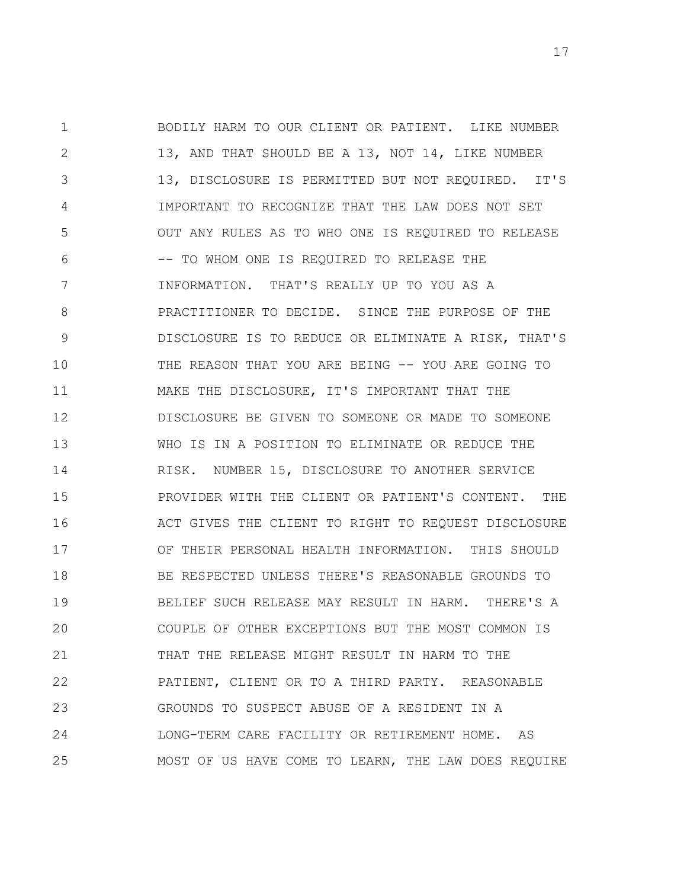1 BODILY HARM TO OUR CLIENT OR PATIENT. LIKE NUMBER
2 13, AND THAT SHOULD BE A 13, NOT 14, LIKE NUMBER
3 13, DISCLOSURE IS PERMITTED BUT NOT REQUIRED. IT'S
4 IMPORTANT TO RECOGNIZE THAT THE LAW DOES NOT SET
5 OUT ANY RULES AS TO WHO ONE IS REQUIRED TO RELEASE
6 -- TO WHOM ONE IS REQUIRED TO RELEASE THE
7 INFORMATION. THAT'S REALLY UP TO YOU AS A
8 PRACTITIONER TO DECIDE. SINCE THE PURPOSE OF THE
9 DISCLOSURE IS TO REDUCE OR ELIMINATE A RISK, THAT'S
10 THE REASON THAT YOU ARE BEING -- YOU ARE GOING TO
11 MAKE THE DISCLOSURE, IT'S IMPORTANT THAT THE
12 DISCLOSURE BE GIVEN TO SOMEONE OR MADE TO SOMEONE
13 WHO IS IN A POSITION TO ELIMINATE OR REDUCE THE
14 RISK. NUMBER 15, DISCLOSURE TO ANOTHER SERVICE
15 PROVIDER WITH THE CLIENT OR PATIENT'S CONTENT. THE
16 ACT GIVES THE CLIENT TO RIGHT TO REQUEST DISCLOSURE
17 OF THEIR PERSONAL HEALTH INFORMATION. THIS SHOULD
18 BE RESPECTED UNLESS THERE'S REASONABLE GROUNDS TO
19 BELIEF SUCH RELEASE MAY RESULT IN HARM. THERE'S A
20 COUPLE OF OTHER EXCEPTIONS BUT THE MOST COMMON IS
21 THAT THE RELEASE MIGHT RESULT IN HARM TO THE
22 PATIENT, CLIENT OR TO A THIRD PARTY. REASONABLE
23 GROUNDS TO SUSPECT ABUSE OF A RESIDENT IN A
24 LONG-TERM CARE FACILITY OR RETIREMENT HOME. AS
25 MOST OF US HAVE COME TO LEARN, THE LAW DOES REQUIRE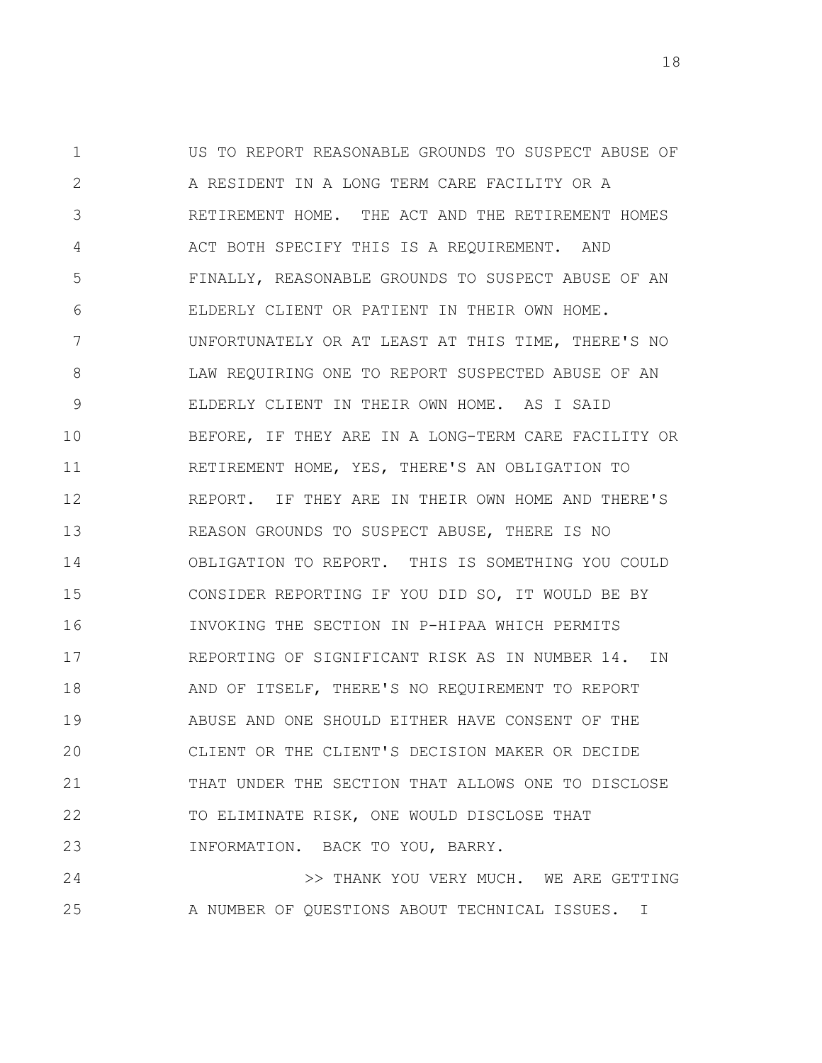US TO REPORT REASONABLE GROUNDS TO SUSPECT ABUSE OF A RESIDENT IN A LONG TERM CARE FACILITY OR A RETIREMENT HOME. THE ACT AND THE RETIREMENT HOMES ACT BOTH SPECIFY THIS IS A REQUIREMENT. AND FINALLY, REASONABLE GROUNDS TO SUSPECT ABUSE OF AN ELDERLY CLIENT OR PATIENT IN THEIR OWN HOME. UNFORTUNATELY OR AT LEAST AT THIS TIME, THERE'S NO LAW REQUIRING ONE TO REPORT SUSPECTED ABUSE OF AN ELDERLY CLIENT IN THEIR OWN HOME. AS I SAID BEFORE, IF THEY ARE IN A LONG-TERM CARE FACILITY OR RETIREMENT HOME, YES, THERE'S AN OBLIGATION TO REPORT. IF THEY ARE IN THEIR OWN HOME AND THERE'S REASON GROUNDS TO SUSPECT ABUSE, THERE IS NO OBLIGATION TO REPORT. THIS IS SOMETHING YOU COULD CONSIDER REPORTING IF YOU DID SO, IT WOULD BE BY INVOKING THE SECTION IN P-HIPAA WHICH PERMITS REPORTING OF SIGNIFICANT RISK AS IN NUMBER 14. IN AND OF ITSELF, THERE'S NO REQUIREMENT TO REPORT ABUSE AND ONE SHOULD EITHER HAVE CONSENT OF THE CLIENT OR THE CLIENT'S DECISION MAKER OR DECIDE THAT UNDER THE SECTION THAT ALLOWS ONE TO DISCLOSE TO ELIMINATE RISK, ONE WOULD DISCLOSE THAT INFORMATION. BACK TO YOU, BARRY.

>> THANK YOU VERY MUCH. WE ARE GETTING A NUMBER OF QUESTIONS ABOUT TECHNICAL ISSUES. I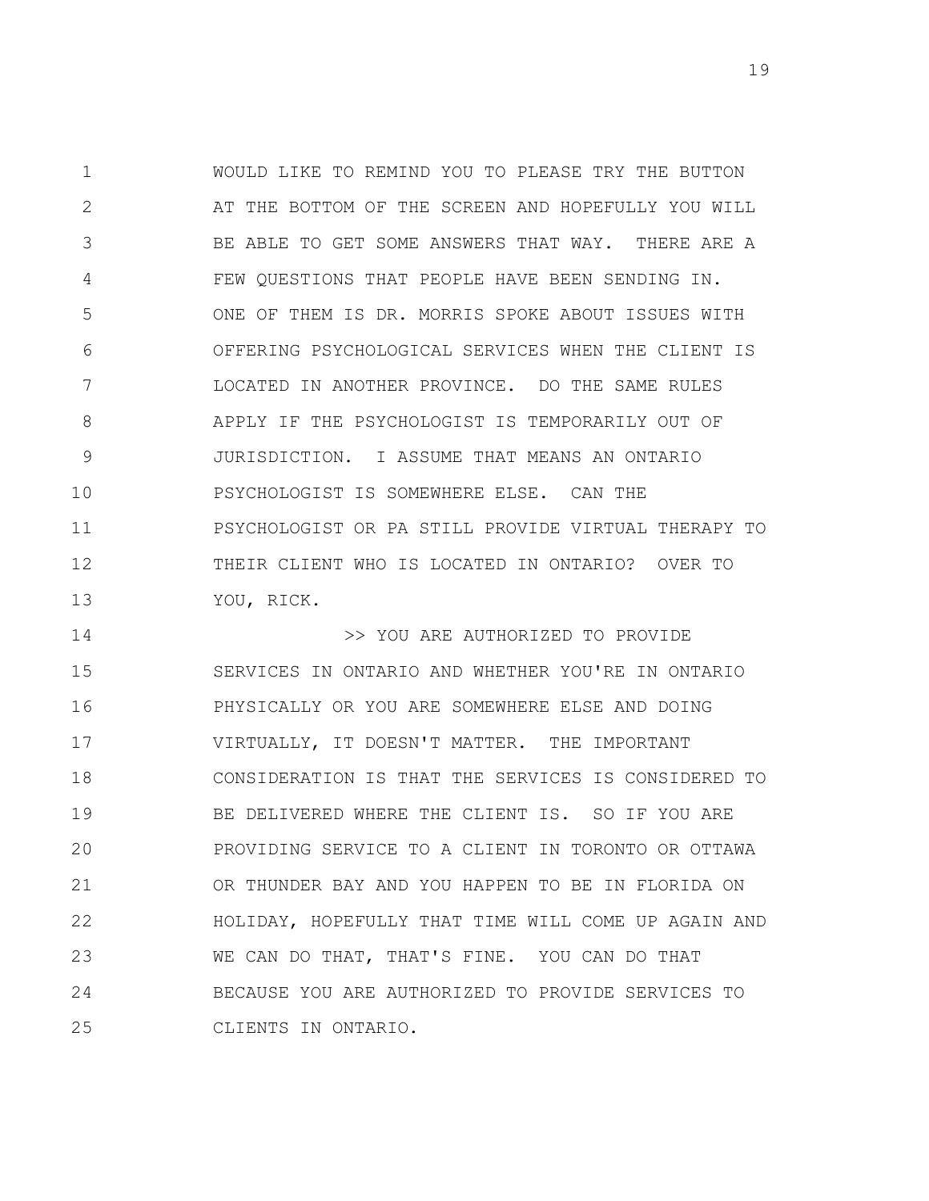WOULD LIKE TO REMIND YOU TO PLEASE TRY THE BUTTON AT THE BOTTOM OF THE SCREEN AND HOPEFULLY YOU WILL BE ABLE TO GET SOME ANSWERS THAT WAY. THERE ARE A FEW QUESTIONS THAT PEOPLE HAVE BEEN SENDING IN. ONE OF THEM IS DR. MORRIS SPOKE ABOUT ISSUES WITH OFFERING PSYCHOLOGICAL SERVICES WHEN THE CLIENT IS LOCATED IN ANOTHER PROVINCE. DO THE SAME RULES APPLY IF THE PSYCHOLOGIST IS TEMPORARILY OUT OF JURISDICTION. I ASSUME THAT MEANS AN ONTARIO PSYCHOLOGIST IS SOMEWHERE ELSE. CAN THE PSYCHOLOGIST OR PA STILL PROVIDE VIRTUAL THERAPY TO THEIR CLIENT WHO IS LOCATED IN ONTARIO? OVER TO YOU, RICK.

>> YOU ARE AUTHORIZED TO PROVIDE SERVICES IN ONTARIO AND WHETHER YOU'RE IN ONTARIO PHYSICALLY OR YOU ARE SOMEWHERE ELSE AND DOING VIRTUALLY, IT DOESN'T MATTER. THE IMPORTANT CONSIDERATION IS THAT THE SERVICES IS CONSIDERED TO BE DELIVERED WHERE THE CLIENT IS. SO IF YOU ARE PROVIDING SERVICE TO A CLIENT IN TORONTO OR OTTAWA OR THUNDER BAY AND YOU HAPPEN TO BE IN FLORIDA ON HOLIDAY, HOPEFULLY THAT TIME WILL COME UP AGAIN AND WE CAN DO THAT, THAT'S FINE. YOU CAN DO THAT BECAUSE YOU ARE AUTHORIZED TO PROVIDE SERVICES TO CLIENTS IN ONTARIO.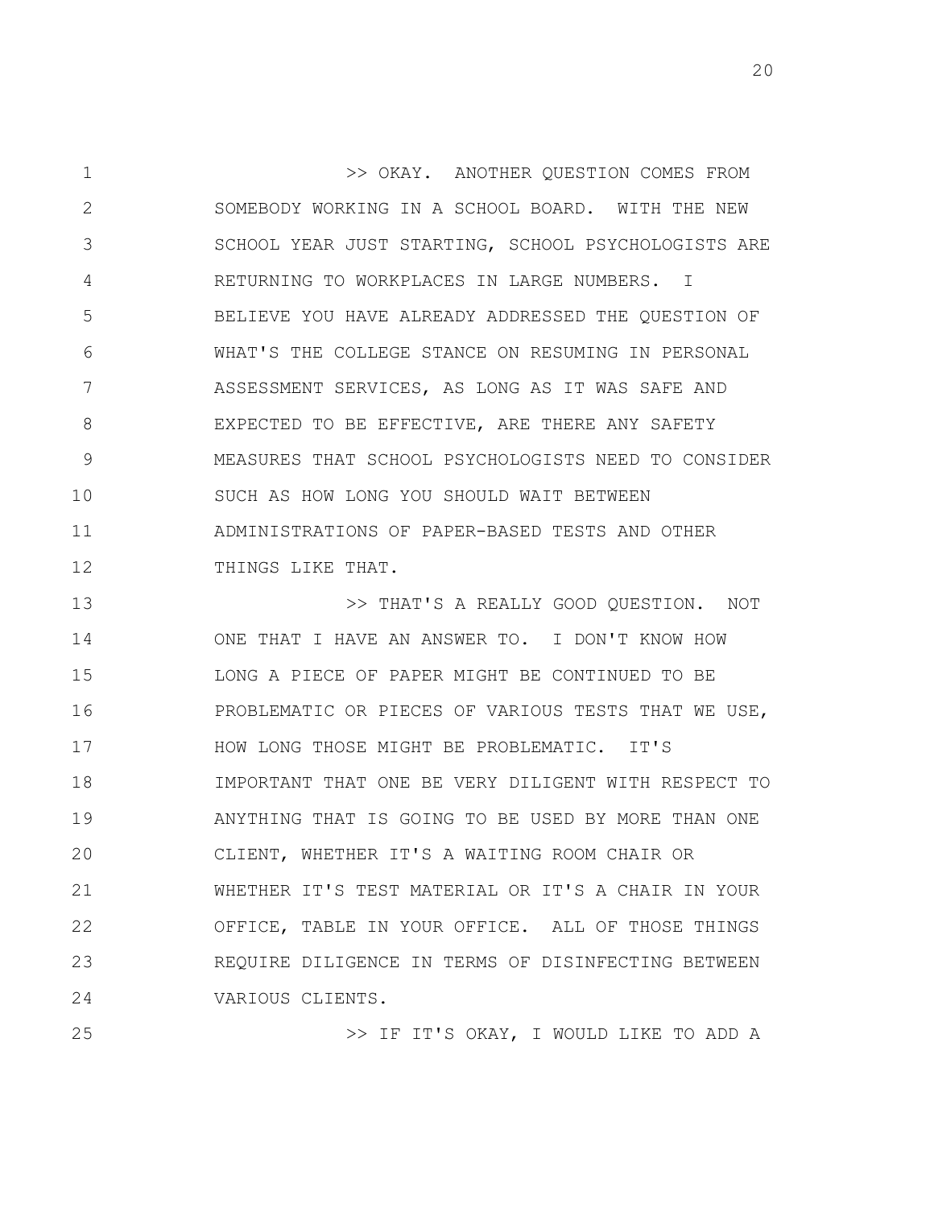>> OKAY. ANOTHER QUESTION COMES FROM SOMEBODY WORKING IN A SCHOOL BOARD. WITH THE NEW SCHOOL YEAR JUST STARTING, SCHOOL PSYCHOLOGISTS ARE RETURNING TO WORKPLACES IN LARGE NUMBERS. I BELIEVE YOU HAVE ALREADY ADDRESSED THE QUESTION OF WHAT'S THE COLLEGE STANCE ON RESUMING IN PERSONAL ASSESSMENT SERVICES, AS LONG AS IT WAS SAFE AND EXPECTED TO BE EFFECTIVE, ARE THERE ANY SAFETY MEASURES THAT SCHOOL PSYCHOLOGISTS NEED TO CONSIDER SUCH AS HOW LONG YOU SHOULD WAIT BETWEEN ADMINISTRATIONS OF PAPER-BASED TESTS AND OTHER THINGS LIKE THAT.

>> THAT'S A REALLY GOOD QUESTION. NOT ONE THAT I HAVE AN ANSWER TO. I DON'T KNOW HOW LONG A PIECE OF PAPER MIGHT BE CONTINUED TO BE PROBLEMATIC OR PIECES OF VARIOUS TESTS THAT WE USE, HOW LONG THOSE MIGHT BE PROBLEMATIC. IT'S IMPORTANT THAT ONE BE VERY DILIGENT WITH RESPECT TO ANYTHING THAT IS GOING TO BE USED BY MORE THAN ONE CLIENT, WHETHER IT'S A WAITING ROOM CHAIR OR WHETHER IT'S TEST MATERIAL OR IT'S A CHAIR IN YOUR OFFICE, TABLE IN YOUR OFFICE. ALL OF THOSE THINGS REQUIRE DILIGENCE IN TERMS OF DISINFECTING BETWEEN VARIOUS CLIENTS.

>> IF IT'S OKAY, I WOULD LIKE TO ADD A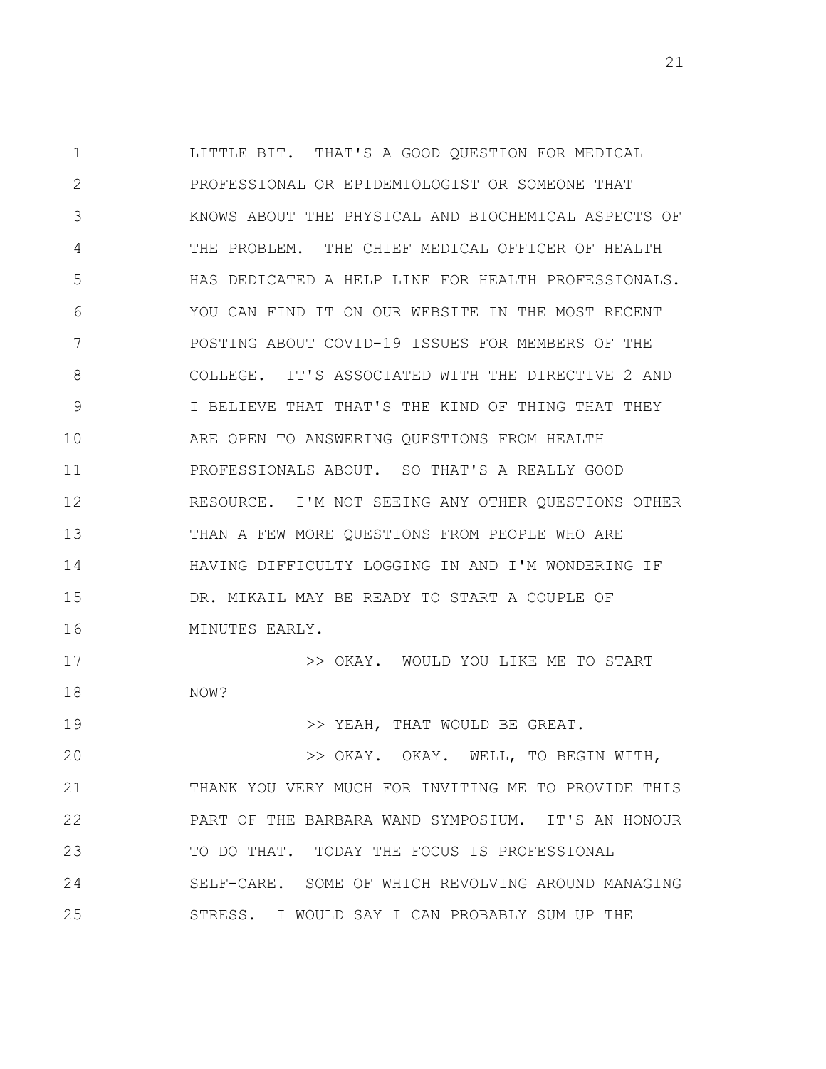LITTLE BIT. THAT'S A GOOD QUESTION FOR MEDICAL PROFESSIONAL OR EPIDEMIOLOGIST OR SOMEONE THAT KNOWS ABOUT THE PHYSICAL AND BIOCHEMICAL ASPECTS OF THE PROBLEM. THE CHIEF MEDICAL OFFICER OF HEALTH HAS DEDICATED A HELP LINE FOR HEALTH PROFESSIONALS. YOU CAN FIND IT ON OUR WEBSITE IN THE MOST RECENT POSTING ABOUT COVID-19 ISSUES FOR MEMBERS OF THE COLLEGE. IT'S ASSOCIATED WITH THE DIRECTIVE 2 AND I BELIEVE THAT THAT'S THE KIND OF THING THAT THEY ARE OPEN TO ANSWERING QUESTIONS FROM HEALTH PROFESSIONALS ABOUT. SO THAT'S A REALLY GOOD RESOURCE. I'M NOT SEEING ANY OTHER QUESTIONS OTHER THAN A FEW MORE QUESTIONS FROM PEOPLE WHO ARE HAVING DIFFICULTY LOGGING IN AND I'M WONDERING IF DR. MIKAIL MAY BE READY TO START A COUPLE OF MINUTES EARLY.

>> OKAY. WOULD YOU LIKE ME TO START NOW?

>> YEAH, THAT WOULD BE GREAT.

>> OKAY. OKAY. WELL, TO BEGIN WITH, THANK YOU VERY MUCH FOR INVITING ME TO PROVIDE THIS PART OF THE BARBARA WAND SYMPOSIUM. IT'S AN HONOUR TO DO THAT. TODAY THE FOCUS IS PROFESSIONAL SELF-CARE. SOME OF WHICH REVOLVING AROUND MANAGING STRESS. I WOULD SAY I CAN PROBABLY SUM UP THE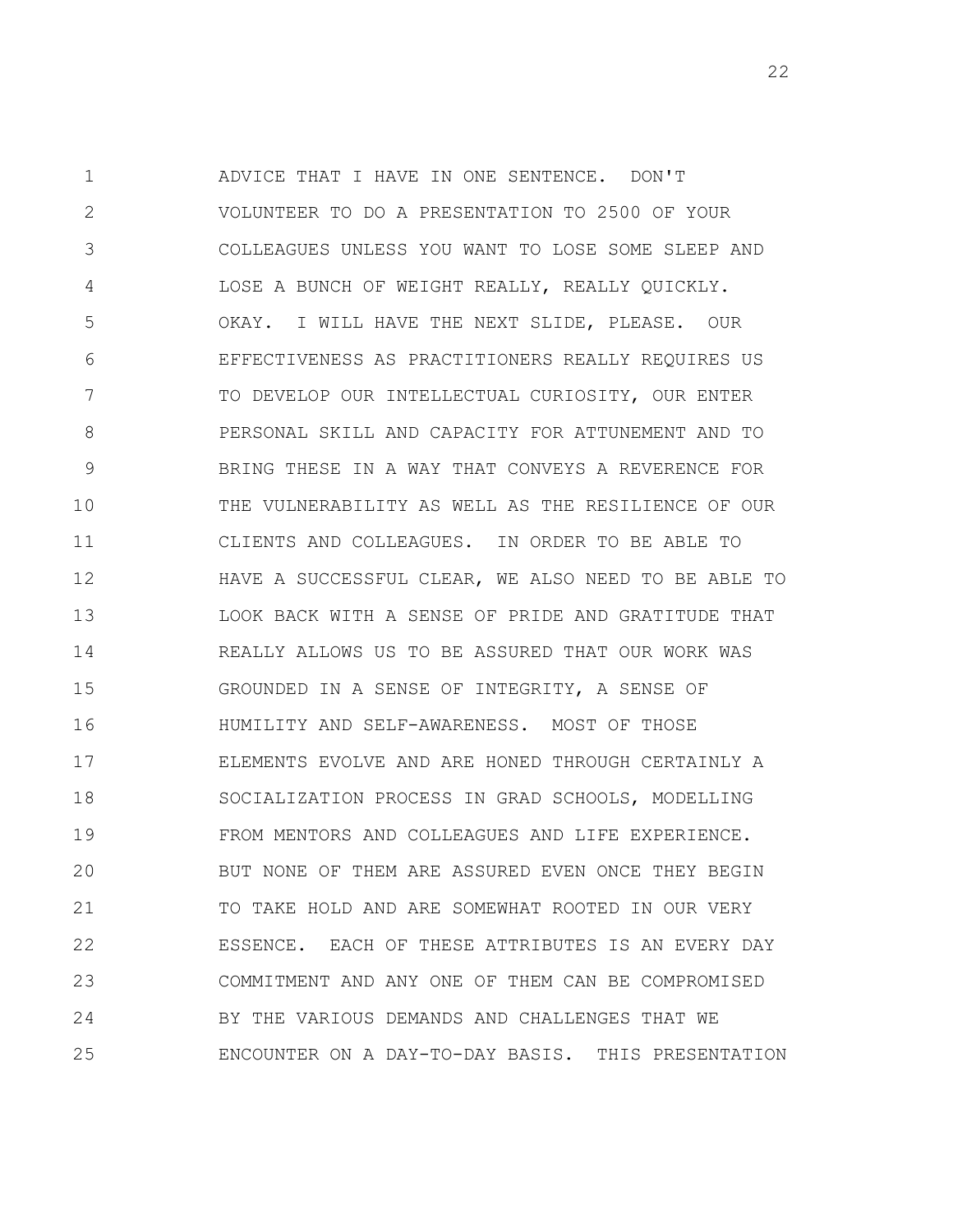ADVICE THAT I HAVE IN ONE SENTENCE. DON'T VOLUNTEER TO DO A PRESENTATION TO 2500 OF YOUR COLLEAGUES UNLESS YOU WANT TO LOSE SOME SLEEP AND LOSE A BUNCH OF WEIGHT REALLY, REALLY QUICKLY. OKAY. I WILL HAVE THE NEXT SLIDE, PLEASE. OUR EFFECTIVENESS AS PRACTITIONERS REALLY REQUIRES US TO DEVELOP OUR INTELLECTUAL CURIOSITY, OUR ENTER PERSONAL SKILL AND CAPACITY FOR ATTUNEMENT AND TO BRING THESE IN A WAY THAT CONVEYS A REVERENCE FOR THE VULNERABILITY AS WELL AS THE RESILIENCE OF OUR CLIENTS AND COLLEAGUES. IN ORDER TO BE ABLE TO HAVE A SUCCESSFUL CLEAR, WE ALSO NEED TO BE ABLE TO LOOK BACK WITH A SENSE OF PRIDE AND GRATITUDE THAT REALLY ALLOWS US TO BE ASSURED THAT OUR WORK WAS GROUNDED IN A SENSE OF INTEGRITY, A SENSE OF HUMILITY AND SELF-AWARENESS. MOST OF THOSE ELEMENTS EVOLVE AND ARE HONED THROUGH CERTAINLY A SOCIALIZATION PROCESS IN GRAD SCHOOLS, MODELLING FROM MENTORS AND COLLEAGUES AND LIFE EXPERIENCE. BUT NONE OF THEM ARE ASSURED EVEN ONCE THEY BEGIN TO TAKE HOLD AND ARE SOMEWHAT ROOTED IN OUR VERY ESSENCE. EACH OF THESE ATTRIBUTES IS AN EVERY DAY COMMITMENT AND ANY ONE OF THEM CAN BE COMPROMISED BY THE VARIOUS DEMANDS AND CHALLENGES THAT WE ENCOUNTER ON A DAY-TO-DAY BASIS. THIS PRESENTATION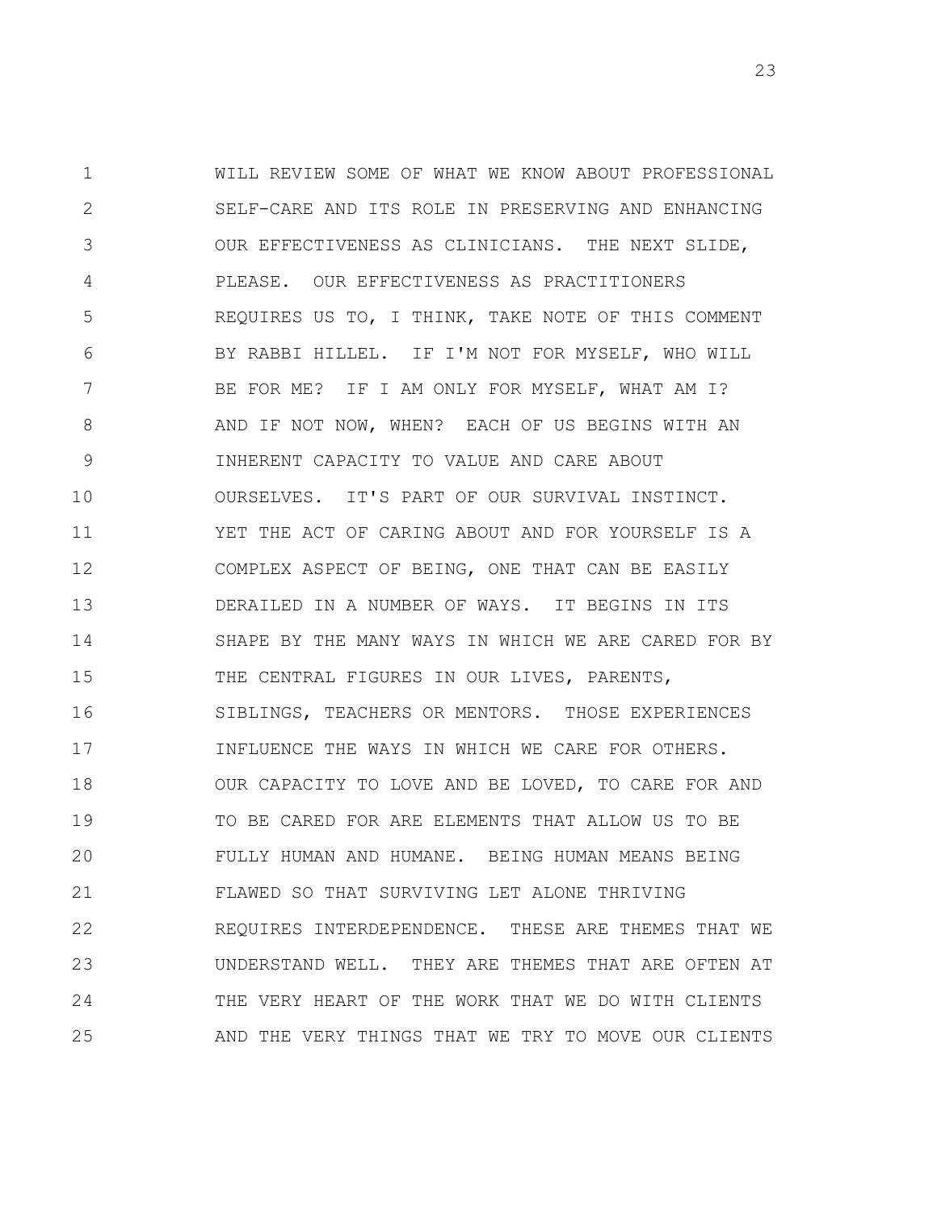WILL REVIEW SOME OF WHAT WE KNOW ABOUT PROFESSIONAL SELF-CARE AND ITS ROLE IN PRESERVING AND ENHANCING OUR EFFECTIVENESS AS CLINICIANS. THE NEXT SLIDE, PLEASE. OUR EFFECTIVENESS AS PRACTITIONERS REQUIRES US TO, I THINK, TAKE NOTE OF THIS COMMENT BY RABBI HILLEL. IF I'M NOT FOR MYSELF, WHO WILL BE FOR ME? IF I AM ONLY FOR MYSELF, WHAT AM I? AND IF NOT NOW, WHEN? EACH OF US BEGINS WITH AN INHERENT CAPACITY TO VALUE AND CARE ABOUT OURSELVES. IT'S PART OF OUR SURVIVAL INSTINCT. YET THE ACT OF CARING ABOUT AND FOR YOURSELF IS A COMPLEX ASPECT OF BEING, ONE THAT CAN BE EASILY DERAILED IN A NUMBER OF WAYS. IT BEGINS IN ITS SHAPE BY THE MANY WAYS IN WHICH WE ARE CARED FOR BY THE CENTRAL FIGURES IN OUR LIVES, PARENTS, SIBLINGS, TEACHERS OR MENTORS. THOSE EXPERIENCES INFLUENCE THE WAYS IN WHICH WE CARE FOR OTHERS. OUR CAPACITY TO LOVE AND BE LOVED, TO CARE FOR AND TO BE CARED FOR ARE ELEMENTS THAT ALLOW US TO BE FULLY HUMAN AND HUMANE. BEING HUMAN MEANS BEING FLAWED SO THAT SURVIVING LET ALONE THRIVING REQUIRES INTERDEPENDENCE. THESE ARE THEMES THAT WE UNDERSTAND WELL. THEY ARE THEMES THAT ARE OFTEN AT THE VERY HEART OF THE WORK THAT WE DO WITH CLIENTS AND THE VERY THINGS THAT WE TRY TO MOVE OUR CLIENTS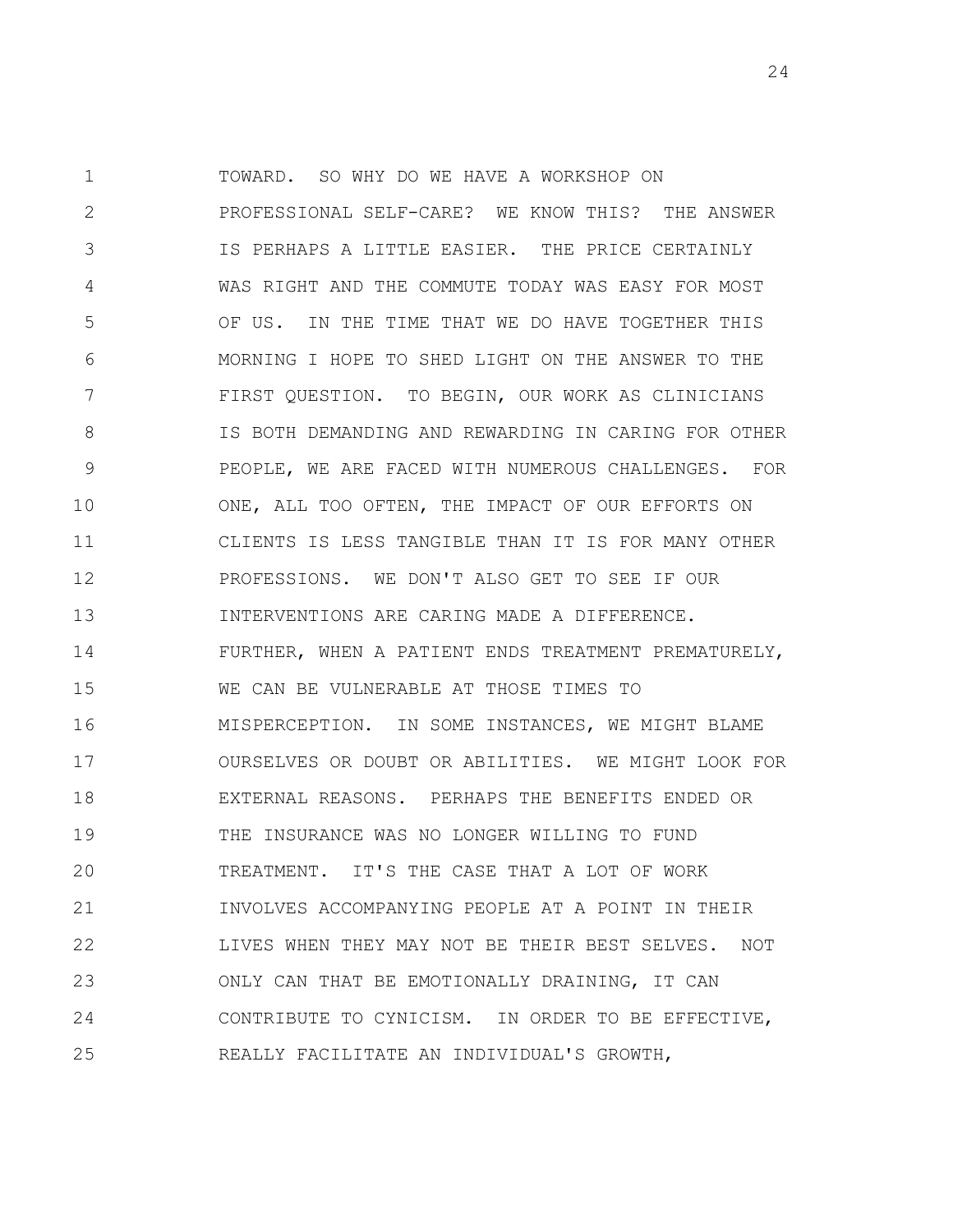TOWARD. SO WHY DO WE HAVE A WORKSHOP ON PROFESSIONAL SELF-CARE? WE KNOW THIS? THE ANSWER IS PERHAPS A LITTLE EASIER. THE PRICE CERTAINLY WAS RIGHT AND THE COMMUTE TODAY WAS EASY FOR MOST OF US. IN THE TIME THAT WE DO HAVE TOGETHER THIS MORNING I HOPE TO SHED LIGHT ON THE ANSWER TO THE FIRST QUESTION. TO BEGIN, OUR WORK AS CLINICIANS IS BOTH DEMANDING AND REWARDING IN CARING FOR OTHER PEOPLE, WE ARE FACED WITH NUMEROUS CHALLENGES. FOR ONE, ALL TOO OFTEN, THE IMPACT OF OUR EFFORTS ON CLIENTS IS LESS TANGIBLE THAN IT IS FOR MANY OTHER PROFESSIONS. WE DON'T ALSO GET TO SEE IF OUR INTERVENTIONS ARE CARING MADE A DIFFERENCE. FURTHER, WHEN A PATIENT ENDS TREATMENT PREMATURELY, WE CAN BE VULNERABLE AT THOSE TIMES TO MISPERCEPTION. IN SOME INSTANCES, WE MIGHT BLAME OURSELVES OR DOUBT OR ABILITIES. WE MIGHT LOOK FOR EXTERNAL REASONS. PERHAPS THE BENEFITS ENDED OR THE INSURANCE WAS NO LONGER WILLING TO FUND TREATMENT. IT'S THE CASE THAT A LOT OF WORK INVOLVES ACCOMPANYING PEOPLE AT A POINT IN THEIR LIVES WHEN THEY MAY NOT BE THEIR BEST SELVES. NOT ONLY CAN THAT BE EMOTIONALLY DRAINING, IT CAN CONTRIBUTE TO CYNICISM. IN ORDER TO BE EFFECTIVE, REALLY FACILITATE AN INDIVIDUAL'S GROWTH,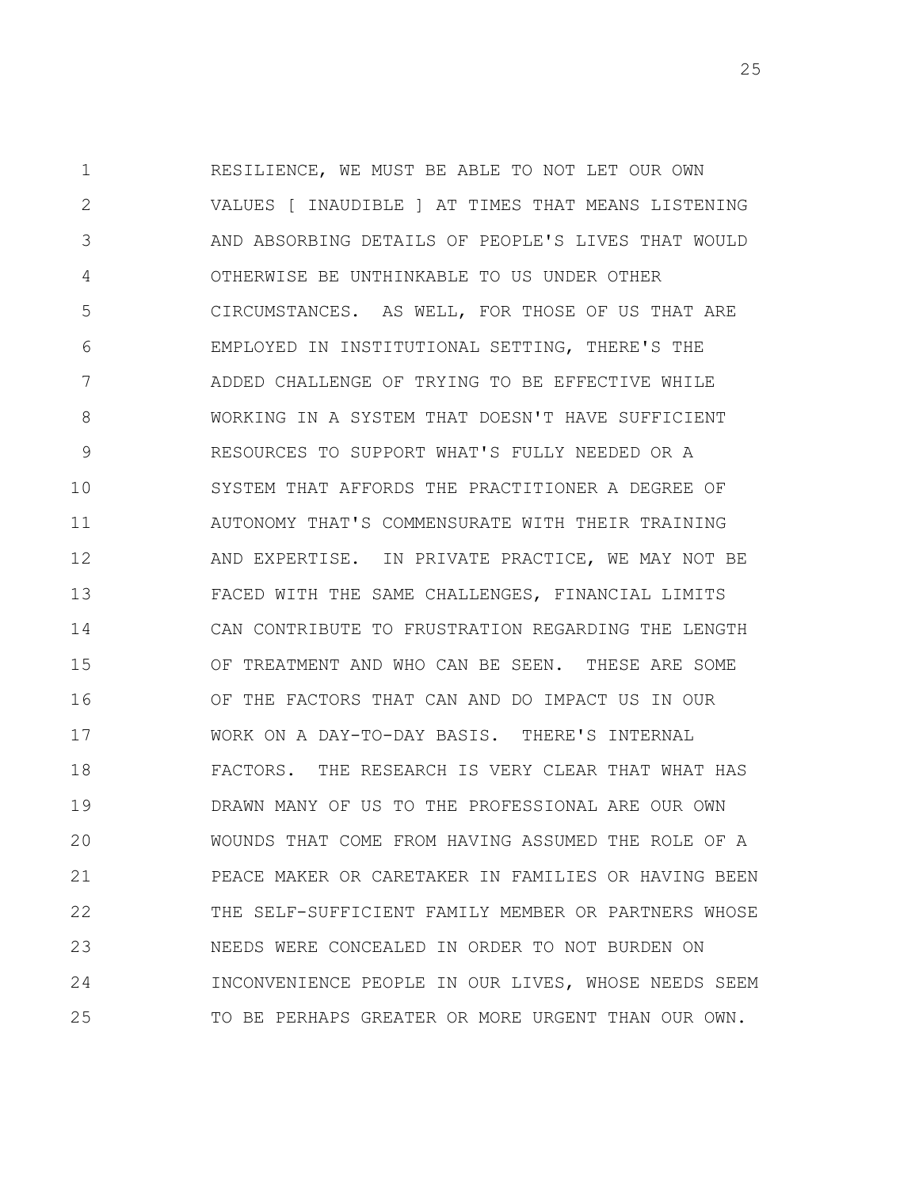RESILIENCE, WE MUST BE ABLE TO NOT LET OUR OWN VALUES [ INAUDIBLE ] AT TIMES THAT MEANS LISTENING AND ABSORBING DETAILS OF PEOPLE'S LIVES THAT WOULD OTHERWISE BE UNTHINKABLE TO US UNDER OTHER CIRCUMSTANCES. AS WELL, FOR THOSE OF US THAT ARE EMPLOYED IN INSTITUTIONAL SETTING, THERE'S THE ADDED CHALLENGE OF TRYING TO BE EFFECTIVE WHILE WORKING IN A SYSTEM THAT DOESN'T HAVE SUFFICIENT RESOURCES TO SUPPORT WHAT'S FULLY NEEDED OR A SYSTEM THAT AFFORDS THE PRACTITIONER A DEGREE OF AUTONOMY THAT'S COMMENSURATE WITH THEIR TRAINING AND EXPERTISE. IN PRIVATE PRACTICE, WE MAY NOT BE FACED WITH THE SAME CHALLENGES, FINANCIAL LIMITS CAN CONTRIBUTE TO FRUSTRATION REGARDING THE LENGTH OF TREATMENT AND WHO CAN BE SEEN. THESE ARE SOME OF THE FACTORS THAT CAN AND DO IMPACT US IN OUR WORK ON A DAY-TO-DAY BASIS. THERE'S INTERNAL FACTORS. THE RESEARCH IS VERY CLEAR THAT WHAT HAS DRAWN MANY OF US TO THE PROFESSIONAL ARE OUR OWN WOUNDS THAT COME FROM HAVING ASSUMED THE ROLE OF A PEACE MAKER OR CARETAKER IN FAMILIES OR HAVING BEEN THE SELF-SUFFICIENT FAMILY MEMBER OR PARTNERS WHOSE NEEDS WERE CONCEALED IN ORDER TO NOT BURDEN ON INCONVENIENCE PEOPLE IN OUR LIVES, WHOSE NEEDS SEEM TO BE PERHAPS GREATER OR MORE URGENT THAN OUR OWN.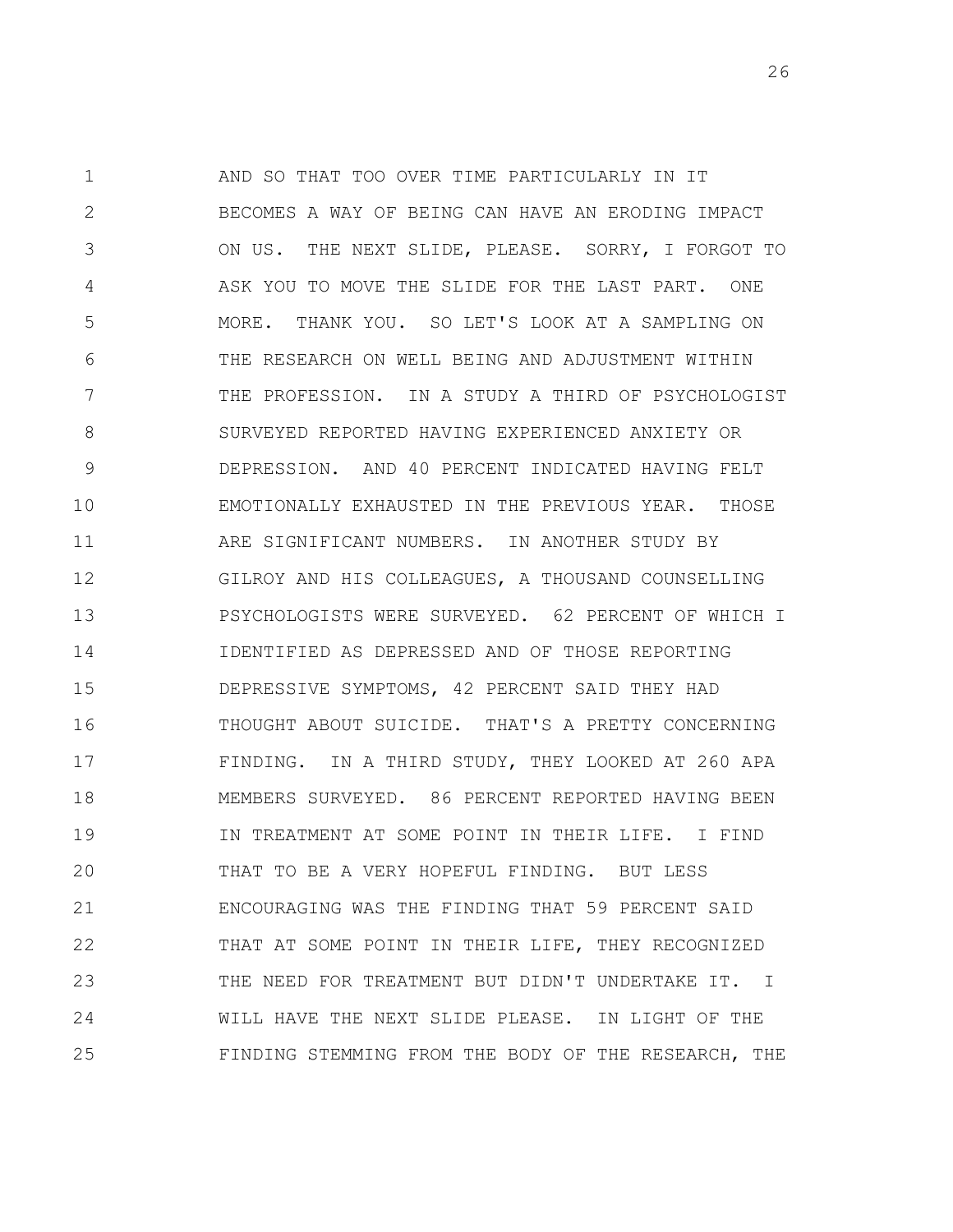AND SO THAT TOO OVER TIME PARTICULARLY IN IT BECOMES A WAY OF BEING CAN HAVE AN ERODING IMPACT ON US. THE NEXT SLIDE, PLEASE. SORRY, I FORGOT TO ASK YOU TO MOVE THE SLIDE FOR THE LAST PART. ONE MORE. THANK YOU. SO LET'S LOOK AT A SAMPLING ON THE RESEARCH ON WELL BEING AND ADJUSTMENT WITHIN THE PROFESSION. IN A STUDY A THIRD OF PSYCHOLOGIST SURVEYED REPORTED HAVING EXPERIENCED ANXIETY OR DEPRESSION. AND 40 PERCENT INDICATED HAVING FELT EMOTIONALLY EXHAUSTED IN THE PREVIOUS YEAR. THOSE ARE SIGNIFICANT NUMBERS. IN ANOTHER STUDY BY GILROY AND HIS COLLEAGUES, A THOUSAND COUNSELLING PSYCHOLOGISTS WERE SURVEYED. 62 PERCENT OF WHICH I IDENTIFIED AS DEPRESSED AND OF THOSE REPORTING DEPRESSIVE SYMPTOMS, 42 PERCENT SAID THEY HAD THOUGHT ABOUT SUICIDE. THAT'S A PRETTY CONCERNING FINDING. IN A THIRD STUDY, THEY LOOKED AT 260 APA MEMBERS SURVEYED. 86 PERCENT REPORTED HAVING BEEN IN TREATMENT AT SOME POINT IN THEIR LIFE. I FIND THAT TO BE A VERY HOPEFUL FINDING. BUT LESS ENCOURAGING WAS THE FINDING THAT 59 PERCENT SAID THAT AT SOME POINT IN THEIR LIFE, THEY RECOGNIZED THE NEED FOR TREATMENT BUT DIDN'T UNDERTAKE IT. I WILL HAVE THE NEXT SLIDE PLEASE. IN LIGHT OF THE FINDING STEMMING FROM THE BODY OF THE RESEARCH, THE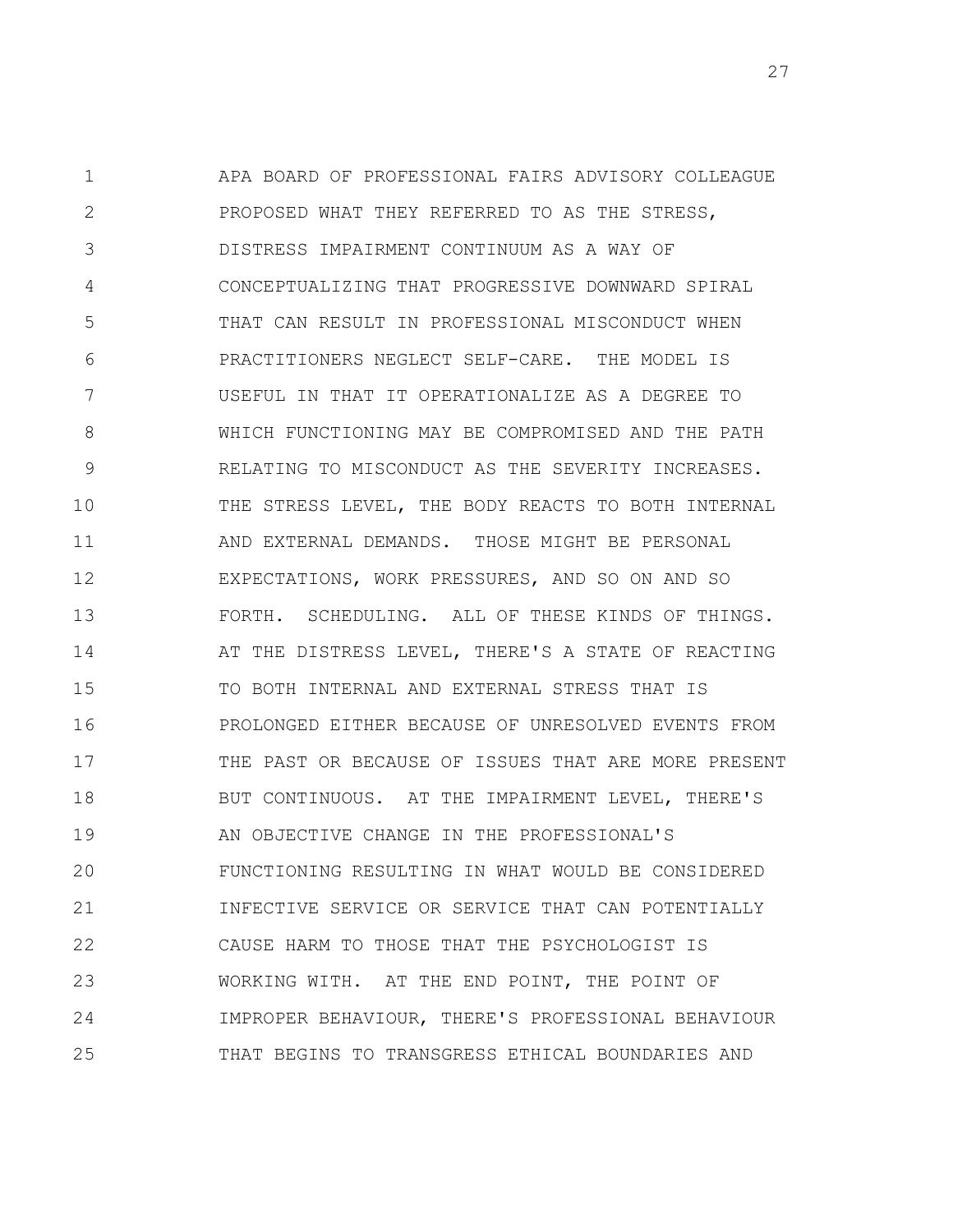APA BOARD OF PROFESSIONAL FAIRS ADVISORY COLLEAGUE PROPOSED WHAT THEY REFERRED TO AS THE STRESS, DISTRESS IMPAIRMENT CONTINUUM AS A WAY OF CONCEPTUALIZING THAT PROGRESSIVE DOWNWARD SPIRAL THAT CAN RESULT IN PROFESSIONAL MISCONDUCT WHEN PRACTITIONERS NEGLECT SELF-CARE. THE MODEL IS USEFUL IN THAT IT OPERATIONALIZE AS A DEGREE TO WHICH FUNCTIONING MAY BE COMPROMISED AND THE PATH RELATING TO MISCONDUCT AS THE SEVERITY INCREASES. THE STRESS LEVEL, THE BODY REACTS TO BOTH INTERNAL AND EXTERNAL DEMANDS. THOSE MIGHT BE PERSONAL EXPECTATIONS, WORK PRESSURES, AND SO ON AND SO FORTH. SCHEDULING. ALL OF THESE KINDS OF THINGS. AT THE DISTRESS LEVEL, THERE'S A STATE OF REACTING TO BOTH INTERNAL AND EXTERNAL STRESS THAT IS PROLONGED EITHER BECAUSE OF UNRESOLVED EVENTS FROM THE PAST OR BECAUSE OF ISSUES THAT ARE MORE PRESENT BUT CONTINUOUS. AT THE IMPAIRMENT LEVEL, THERE'S AN OBJECTIVE CHANGE IN THE PROFESSIONAL'S FUNCTIONING RESULTING IN WHAT WOULD BE CONSIDERED INFECTIVE SERVICE OR SERVICE THAT CAN POTENTIALLY CAUSE HARM TO THOSE THAT THE PSYCHOLOGIST IS WORKING WITH. AT THE END POINT, THE POINT OF IMPROPER BEHAVIOUR, THERE'S PROFESSIONAL BEHAVIOUR THAT BEGINS TO TRANSGRESS ETHICAL BOUNDARIES AND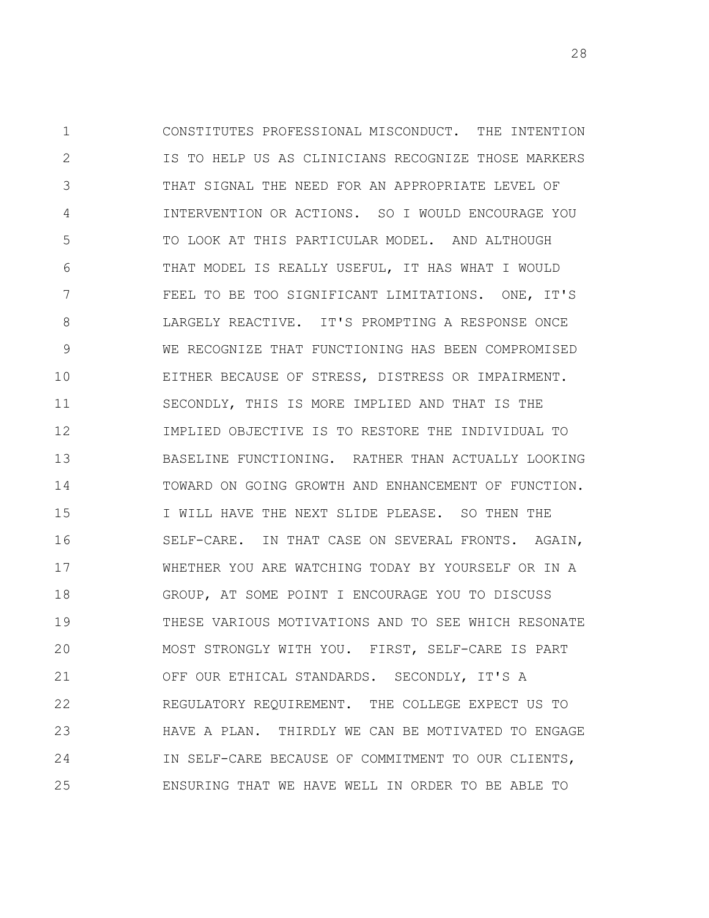CONSTITUTES PROFESSIONAL MISCONDUCT. THE INTENTION IS TO HELP US AS CLINICIANS RECOGNIZE THOSE MARKERS THAT SIGNAL THE NEED FOR AN APPROPRIATE LEVEL OF INTERVENTION OR ACTIONS. SO I WOULD ENCOURAGE YOU TO LOOK AT THIS PARTICULAR MODEL. AND ALTHOUGH THAT MODEL IS REALLY USEFUL, IT HAS WHAT I WOULD FEEL TO BE TOO SIGNIFICANT LIMITATIONS. ONE, IT'S LARGELY REACTIVE. IT'S PROMPTING A RESPONSE ONCE WE RECOGNIZE THAT FUNCTIONING HAS BEEN COMPROMISED EITHER BECAUSE OF STRESS, DISTRESS OR IMPAIRMENT. SECONDLY, THIS IS MORE IMPLIED AND THAT IS THE IMPLIED OBJECTIVE IS TO RESTORE THE INDIVIDUAL TO BASELINE FUNCTIONING. RATHER THAN ACTUALLY LOOKING TOWARD ON GOING GROWTH AND ENHANCEMENT OF FUNCTION. I WILL HAVE THE NEXT SLIDE PLEASE. SO THEN THE SELF-CARE. IN THAT CASE ON SEVERAL FRONTS. AGAIN, WHETHER YOU ARE WATCHING TODAY BY YOURSELF OR IN A GROUP, AT SOME POINT I ENCOURAGE YOU TO DISCUSS THESE VARIOUS MOTIVATIONS AND TO SEE WHICH RESONATE MOST STRONGLY WITH YOU. FIRST, SELF-CARE IS PART OFF OUR ETHICAL STANDARDS. SECONDLY, IT'S A REGULATORY REQUIREMENT. THE COLLEGE EXPECT US TO HAVE A PLAN. THIRDLY WE CAN BE MOTIVATED TO ENGAGE IN SELF-CARE BECAUSE OF COMMITMENT TO OUR CLIENTS, ENSURING THAT WE HAVE WELL IN ORDER TO BE ABLE TO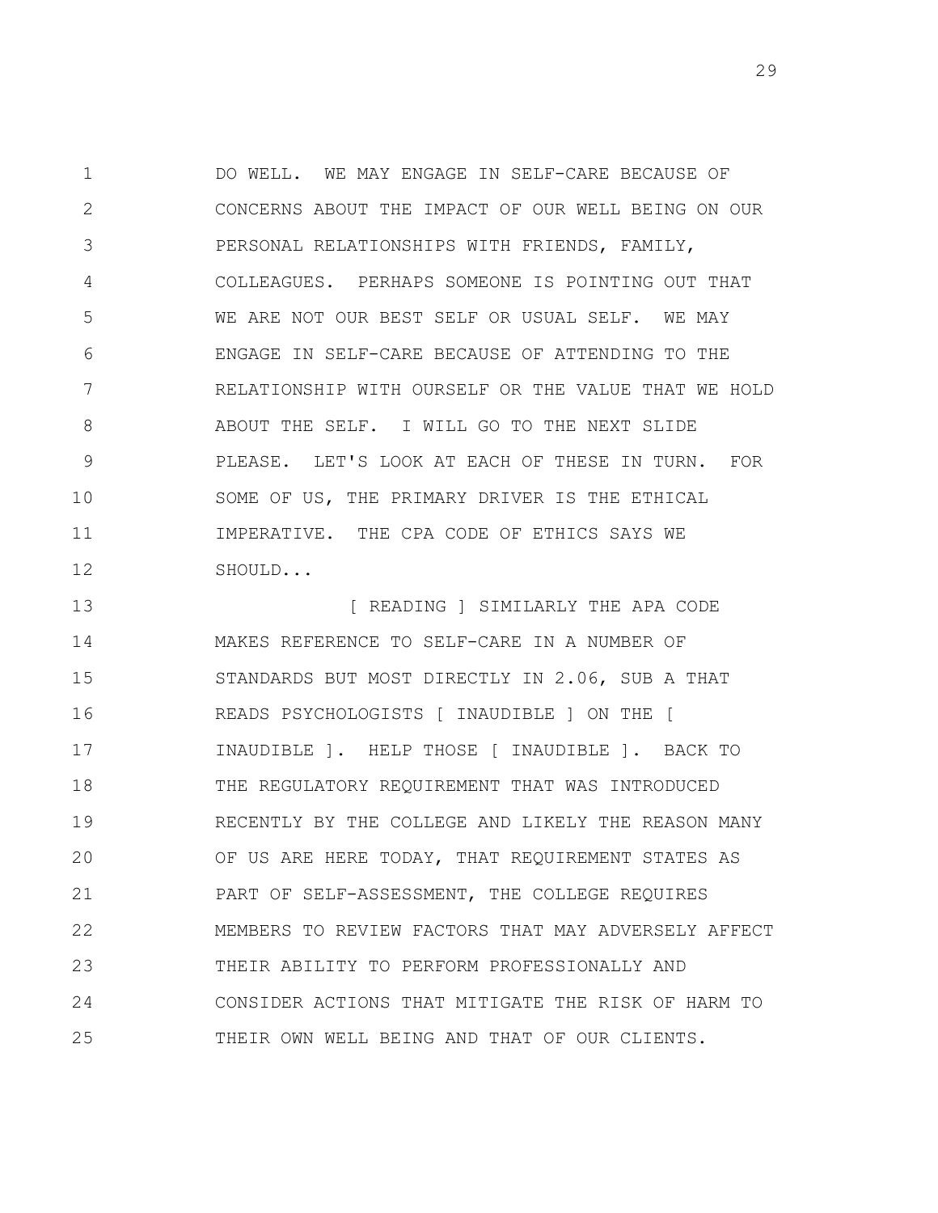DO WELL. WE MAY ENGAGE IN SELF-CARE BECAUSE OF CONCERNS ABOUT THE IMPACT OF OUR WELL BEING ON OUR PERSONAL RELATIONSHIPS WITH FRIENDS, FAMILY, COLLEAGUES. PERHAPS SOMEONE IS POINTING OUT THAT WE ARE NOT OUR BEST SELF OR USUAL SELF. WE MAY ENGAGE IN SELF-CARE BECAUSE OF ATTENDING TO THE RELATIONSHIP WITH OURSELF OR THE VALUE THAT WE HOLD ABOUT THE SELF. I WILL GO TO THE NEXT SLIDE PLEASE. LET'S LOOK AT EACH OF THESE IN TURN. FOR SOME OF US, THE PRIMARY DRIVER IS THE ETHICAL IMPERATIVE. THE CPA CODE OF ETHICS SAYS WE SHOULD...

[ READING ] SIMILARLY THE APA CODE MAKES REFERENCE TO SELF-CARE IN A NUMBER OF STANDARDS BUT MOST DIRECTLY IN 2.06, SUB A THAT READS PSYCHOLOGISTS [ INAUDIBLE ] ON THE [ INAUDIBLE ]. HELP THOSE [ INAUDIBLE ]. BACK TO THE REGULATORY REQUIREMENT THAT WAS INTRODUCED RECENTLY BY THE COLLEGE AND LIKELY THE REASON MANY OF US ARE HERE TODAY, THAT REQUIREMENT STATES AS PART OF SELF-ASSESSMENT, THE COLLEGE REQUIRES MEMBERS TO REVIEW FACTORS THAT MAY ADVERSELY AFFECT THEIR ABILITY TO PERFORM PROFESSIONALLY AND CONSIDER ACTIONS THAT MITIGATE THE RISK OF HARM TO THEIR OWN WELL BEING AND THAT OF OUR CLIENTS.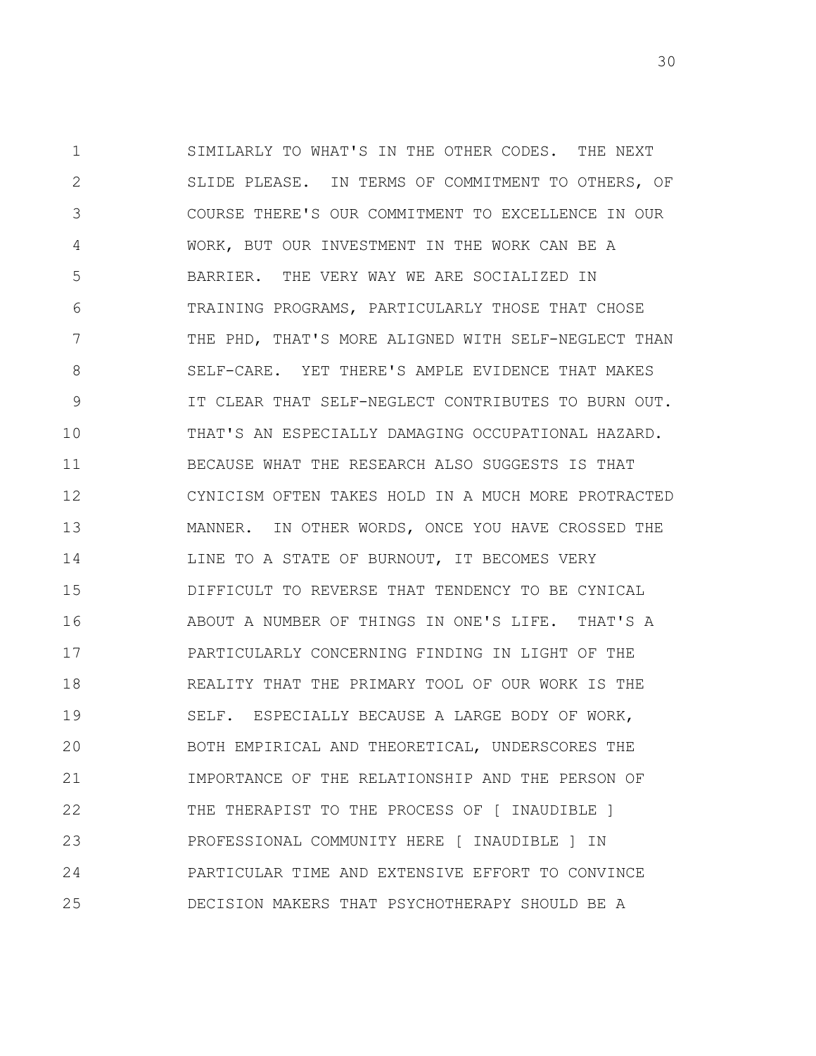SIMILARLY TO WHAT'S IN THE OTHER CODES. THE NEXT SLIDE PLEASE. IN TERMS OF COMMITMENT TO OTHERS, OF COURSE THERE'S OUR COMMITMENT TO EXCELLENCE IN OUR WORK, BUT OUR INVESTMENT IN THE WORK CAN BE A BARRIER. THE VERY WAY WE ARE SOCIALIZED IN TRAINING PROGRAMS, PARTICULARLY THOSE THAT CHOSE THE PHD, THAT'S MORE ALIGNED WITH SELF-NEGLECT THAN SELF-CARE. YET THERE'S AMPLE EVIDENCE THAT MAKES IT CLEAR THAT SELF-NEGLECT CONTRIBUTES TO BURN OUT. THAT'S AN ESPECIALLY DAMAGING OCCUPATIONAL HAZARD. BECAUSE WHAT THE RESEARCH ALSO SUGGESTS IS THAT CYNICISM OFTEN TAKES HOLD IN A MUCH MORE PROTRACTED MANNER. IN OTHER WORDS, ONCE YOU HAVE CROSSED THE LINE TO A STATE OF BURNOUT, IT BECOMES VERY DIFFICULT TO REVERSE THAT TENDENCY TO BE CYNICAL ABOUT A NUMBER OF THINGS IN ONE'S LIFE. THAT'S A PARTICULARLY CONCERNING FINDING IN LIGHT OF THE REALITY THAT THE PRIMARY TOOL OF OUR WORK IS THE SELF. ESPECIALLY BECAUSE A LARGE BODY OF WORK, BOTH EMPIRICAL AND THEORETICAL, UNDERSCORES THE IMPORTANCE OF THE RELATIONSHIP AND THE PERSON OF THE THERAPIST TO THE PROCESS OF [ INAUDIBLE ] PROFESSIONAL COMMUNITY HERE [ INAUDIBLE ] IN PARTICULAR TIME AND EXTENSIVE EFFORT TO CONVINCE DECISION MAKERS THAT PSYCHOTHERAPY SHOULD BE A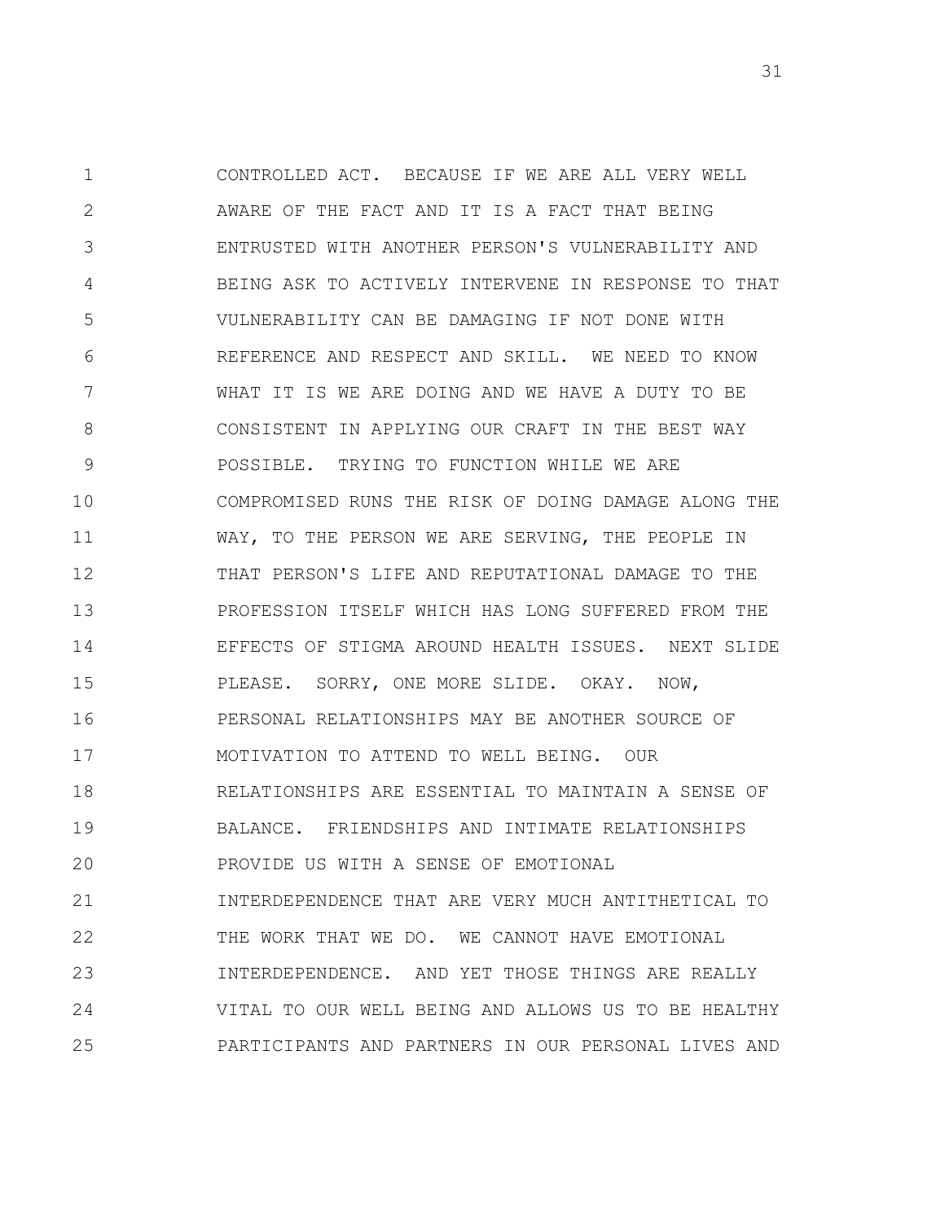CONTROLLED ACT. BECAUSE IF WE ARE ALL VERY WELL AWARE OF THE FACT AND IT IS A FACT THAT BEING ENTRUSTED WITH ANOTHER PERSON'S VULNERABILITY AND BEING ASK TO ACTIVELY INTERVENE IN RESPONSE TO THAT VULNERABILITY CAN BE DAMAGING IF NOT DONE WITH REFERENCE AND RESPECT AND SKILL. WE NEED TO KNOW WHAT IT IS WE ARE DOING AND WE HAVE A DUTY TO BE CONSISTENT IN APPLYING OUR CRAFT IN THE BEST WAY POSSIBLE. TRYING TO FUNCTION WHILE WE ARE COMPROMISED RUNS THE RISK OF DOING DAMAGE ALONG THE WAY, TO THE PERSON WE ARE SERVING, THE PEOPLE IN THAT PERSON'S LIFE AND REPUTATIONAL DAMAGE TO THE PROFESSION ITSELF WHICH HAS LONG SUFFERED FROM THE EFFECTS OF STIGMA AROUND HEALTH ISSUES. NEXT SLIDE PLEASE. SORRY, ONE MORE SLIDE. OKAY. NOW, PERSONAL RELATIONSHIPS MAY BE ANOTHER SOURCE OF MOTIVATION TO ATTEND TO WELL BEING. OUR RELATIONSHIPS ARE ESSENTIAL TO MAINTAIN A SENSE OF BALANCE. FRIENDSHIPS AND INTIMATE RELATIONSHIPS PROVIDE US WITH A SENSE OF EMOTIONAL INTERDEPENDENCE THAT ARE VERY MUCH ANTITHETICAL TO THE WORK THAT WE DO. WE CANNOT HAVE EMOTIONAL INTERDEPENDENCE. AND YET THOSE THINGS ARE REALLY VITAL TO OUR WELL BEING AND ALLOWS US TO BE HEALTHY PARTICIPANTS AND PARTNERS IN OUR PERSONAL LIVES AND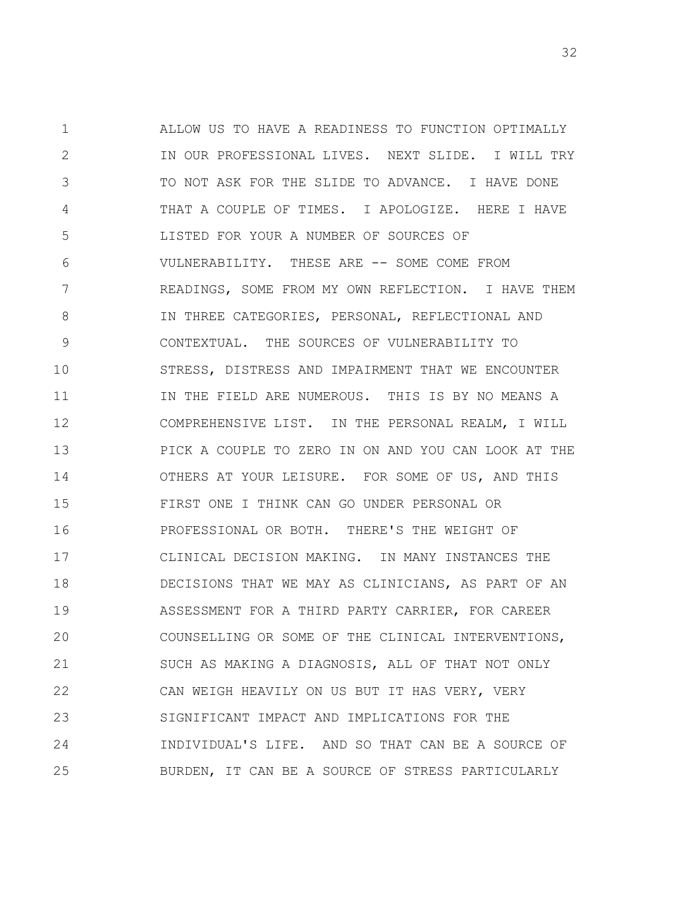ALLOW US TO HAVE A READINESS TO FUNCTION OPTIMALLY IN OUR PROFESSIONAL LIVES. NEXT SLIDE. I WILL TRY TO NOT ASK FOR THE SLIDE TO ADVANCE. I HAVE DONE THAT A COUPLE OF TIMES. I APOLOGIZE. HERE I HAVE LISTED FOR YOUR A NUMBER OF SOURCES OF VULNERABILITY. THESE ARE -- SOME COME FROM READINGS, SOME FROM MY OWN REFLECTION. I HAVE THEM IN THREE CATEGORIES, PERSONAL, REFLECTIONAL AND CONTEXTUAL. THE SOURCES OF VULNERABILITY TO STRESS, DISTRESS AND IMPAIRMENT THAT WE ENCOUNTER IN THE FIELD ARE NUMEROUS. THIS IS BY NO MEANS A COMPREHENSIVE LIST. IN THE PERSONAL REALM, I WILL PICK A COUPLE TO ZERO IN ON AND YOU CAN LOOK AT THE OTHERS AT YOUR LEISURE. FOR SOME OF US, AND THIS FIRST ONE I THINK CAN GO UNDER PERSONAL OR PROFESSIONAL OR BOTH. THERE'S THE WEIGHT OF CLINICAL DECISION MAKING. IN MANY INSTANCES THE DECISIONS THAT WE MAY AS CLINICIANS, AS PART OF AN ASSESSMENT FOR A THIRD PARTY CARRIER, FOR CAREER COUNSELLING OR SOME OF THE CLINICAL INTERVENTIONS, SUCH AS MAKING A DIAGNOSIS, ALL OF THAT NOT ONLY CAN WEIGH HEAVILY ON US BUT IT HAS VERY, VERY SIGNIFICANT IMPACT AND IMPLICATIONS FOR THE INDIVIDUAL'S LIFE. AND SO THAT CAN BE A SOURCE OF BURDEN, IT CAN BE A SOURCE OF STRESS PARTICULARLY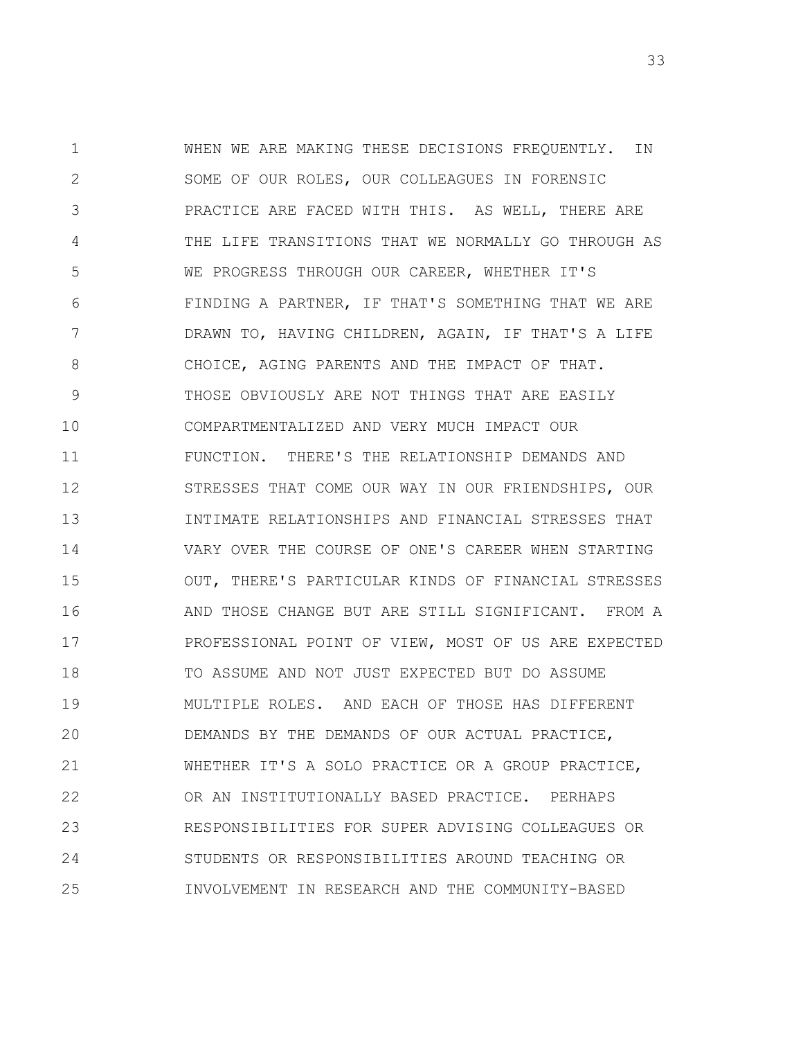WHEN WE ARE MAKING THESE DECISIONS FREQUENTLY. IN SOME OF OUR ROLES, OUR COLLEAGUES IN FORENSIC PRACTICE ARE FACED WITH THIS. AS WELL, THERE ARE THE LIFE TRANSITIONS THAT WE NORMALLY GO THROUGH AS WE PROGRESS THROUGH OUR CAREER, WHETHER IT'S FINDING A PARTNER, IF THAT'S SOMETHING THAT WE ARE DRAWN TO, HAVING CHILDREN, AGAIN, IF THAT'S A LIFE CHOICE, AGING PARENTS AND THE IMPACT OF THAT. THOSE OBVIOUSLY ARE NOT THINGS THAT ARE EASILY COMPARTMENTALIZED AND VERY MUCH IMPACT OUR FUNCTION. THERE'S THE RELATIONSHIP DEMANDS AND STRESSES THAT COME OUR WAY IN OUR FRIENDSHIPS, OUR INTIMATE RELATIONSHIPS AND FINANCIAL STRESSES THAT VARY OVER THE COURSE OF ONE'S CAREER WHEN STARTING OUT, THERE'S PARTICULAR KINDS OF FINANCIAL STRESSES AND THOSE CHANGE BUT ARE STILL SIGNIFICANT. FROM A PROFESSIONAL POINT OF VIEW, MOST OF US ARE EXPECTED TO ASSUME AND NOT JUST EXPECTED BUT DO ASSUME MULTIPLE ROLES. AND EACH OF THOSE HAS DIFFERENT DEMANDS BY THE DEMANDS OF OUR ACTUAL PRACTICE, WHETHER IT'S A SOLO PRACTICE OR A GROUP PRACTICE, OR AN INSTITUTIONALLY BASED PRACTICE. PERHAPS RESPONSIBILITIES FOR SUPER ADVISING COLLEAGUES OR STUDENTS OR RESPONSIBILITIES AROUND TEACHING OR INVOLVEMENT IN RESEARCH AND THE COMMUNITY-BASED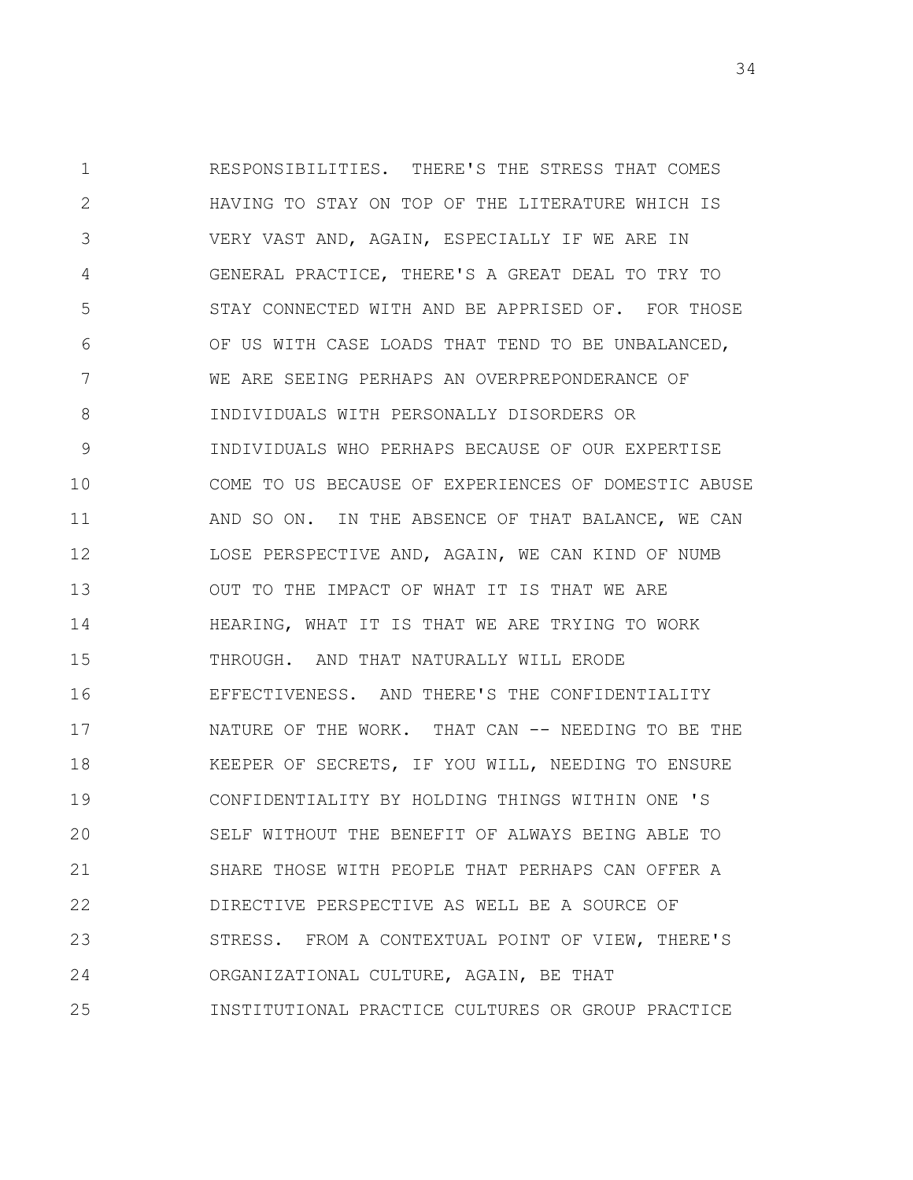RESPONSIBILITIES. THERE'S THE STRESS THAT COMES HAVING TO STAY ON TOP OF THE LITERATURE WHICH IS VERY VAST AND, AGAIN, ESPECIALLY IF WE ARE IN GENERAL PRACTICE, THERE'S A GREAT DEAL TO TRY TO STAY CONNECTED WITH AND BE APPRISED OF. FOR THOSE OF US WITH CASE LOADS THAT TEND TO BE UNBALANCED, WE ARE SEEING PERHAPS AN OVERPREPONDERANCE OF INDIVIDUALS WITH PERSONALLY DISORDERS OR INDIVIDUALS WHO PERHAPS BECAUSE OF OUR EXPERTISE COME TO US BECAUSE OF EXPERIENCES OF DOMESTIC ABUSE AND SO ON. IN THE ABSENCE OF THAT BALANCE, WE CAN LOSE PERSPECTIVE AND, AGAIN, WE CAN KIND OF NUMB OUT TO THE IMPACT OF WHAT IT IS THAT WE ARE HEARING, WHAT IT IS THAT WE ARE TRYING TO WORK THROUGH. AND THAT NATURALLY WILL ERODE EFFECTIVENESS. AND THERE'S THE CONFIDENTIALITY NATURE OF THE WORK. THAT CAN -- NEEDING TO BE THE KEEPER OF SECRETS, IF YOU WILL, NEEDING TO ENSURE CONFIDENTIALITY BY HOLDING THINGS WITHIN ONE 'S SELF WITHOUT THE BENEFIT OF ALWAYS BEING ABLE TO SHARE THOSE WITH PEOPLE THAT PERHAPS CAN OFFER A DIRECTIVE PERSPECTIVE AS WELL BE A SOURCE OF STRESS. FROM A CONTEXTUAL POINT OF VIEW, THERE'S ORGANIZATIONAL CULTURE, AGAIN, BE THAT INSTITUTIONAL PRACTICE CULTURES OR GROUP PRACTICE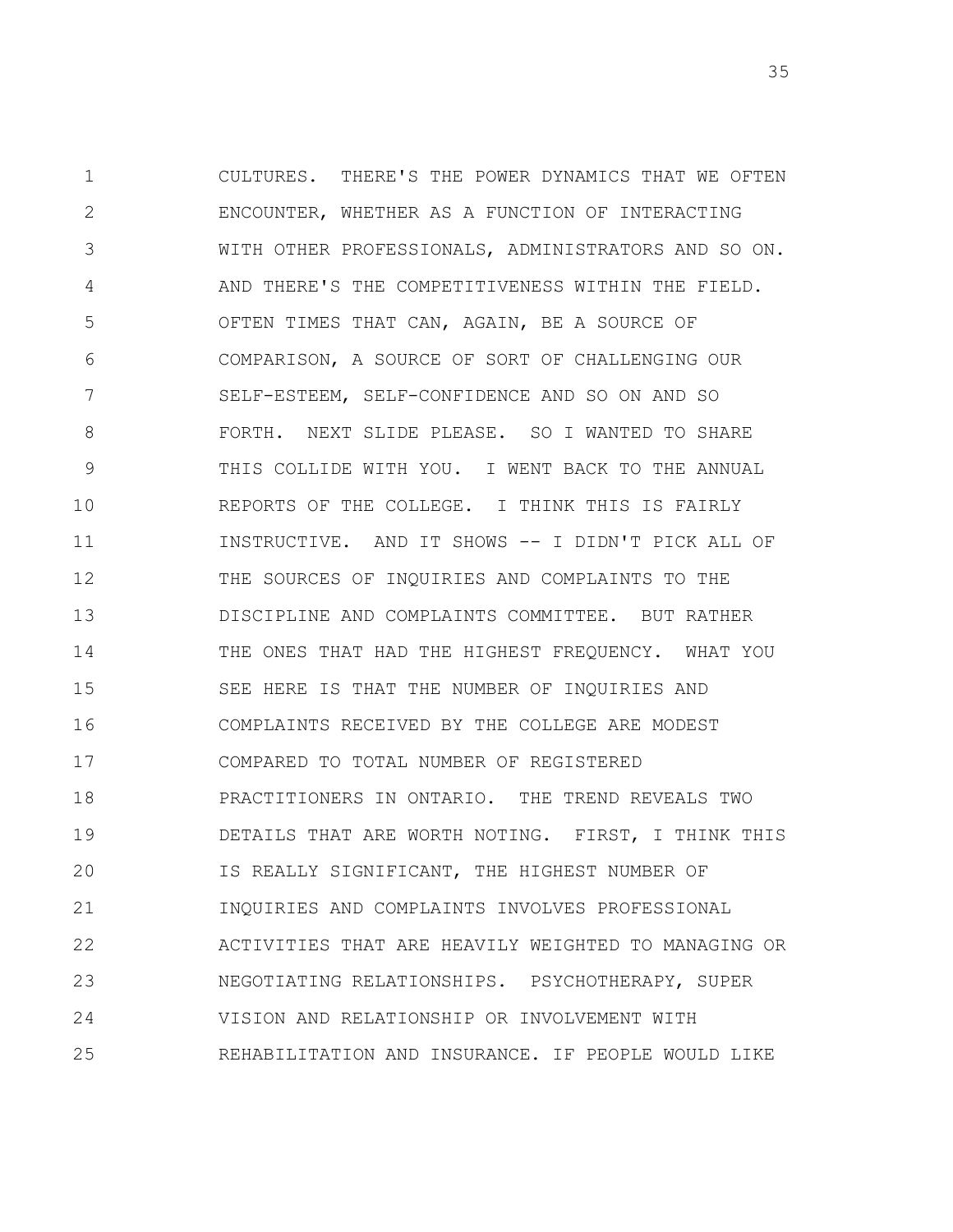CULTURES. THERE'S THE POWER DYNAMICS THAT WE OFTEN ENCOUNTER, WHETHER AS A FUNCTION OF INTERACTING WITH OTHER PROFESSIONALS, ADMINISTRATORS AND SO ON. AND THERE'S THE COMPETITIVENESS WITHIN THE FIELD. OFTEN TIMES THAT CAN, AGAIN, BE A SOURCE OF COMPARISON, A SOURCE OF SORT OF CHALLENGING OUR SELF-ESTEEM, SELF-CONFIDENCE AND SO ON AND SO FORTH. NEXT SLIDE PLEASE. SO I WANTED TO SHARE THIS COLLIDE WITH YOU. I WENT BACK TO THE ANNUAL REPORTS OF THE COLLEGE. I THINK THIS IS FAIRLY INSTRUCTIVE. AND IT SHOWS -- I DIDN'T PICK ALL OF THE SOURCES OF INQUIRIES AND COMPLAINTS TO THE DISCIPLINE AND COMPLAINTS COMMITTEE. BUT RATHER THE ONES THAT HAD THE HIGHEST FREQUENCY. WHAT YOU SEE HERE IS THAT THE NUMBER OF INQUIRIES AND COMPLAINTS RECEIVED BY THE COLLEGE ARE MODEST COMPARED TO TOTAL NUMBER OF REGISTERED PRACTITIONERS IN ONTARIO. THE TREND REVEALS TWO DETAILS THAT ARE WORTH NOTING. FIRST, I THINK THIS IS REALLY SIGNIFICANT, THE HIGHEST NUMBER OF INQUIRIES AND COMPLAINTS INVOLVES PROFESSIONAL ACTIVITIES THAT ARE HEAVILY WEIGHTED TO MANAGING OR NEGOTIATING RELATIONSHIPS. PSYCHOTHERAPY, SUPER VISION AND RELATIONSHIP OR INVOLVEMENT WITH REHABILITATION AND INSURANCE. IF PEOPLE WOULD LIKE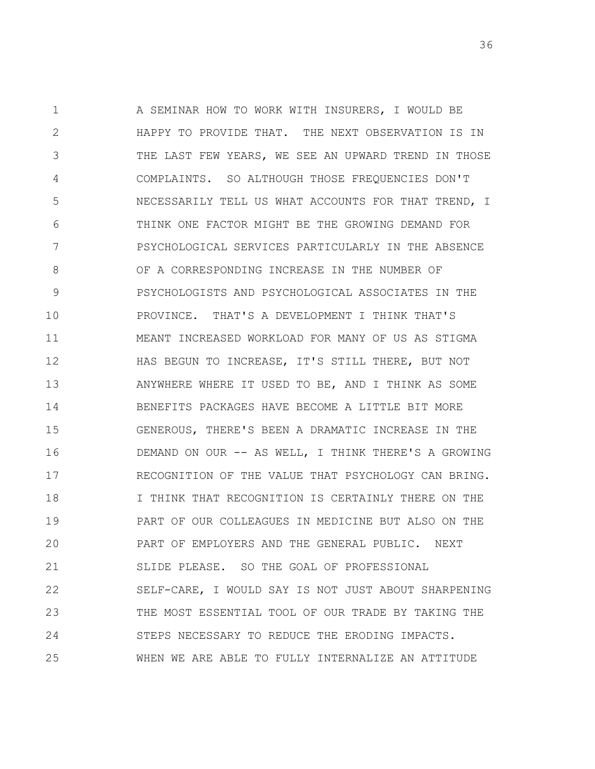A SEMINAR HOW TO WORK WITH INSURERS, I WOULD BE HAPPY TO PROVIDE THAT. THE NEXT OBSERVATION IS IN THE LAST FEW YEARS, WE SEE AN UPWARD TREND IN THOSE COMPLAINTS. SO ALTHOUGH THOSE FREQUENCIES DON'T NECESSARILY TELL US WHAT ACCOUNTS FOR THAT TREND, I THINK ONE FACTOR MIGHT BE THE GROWING DEMAND FOR PSYCHOLOGICAL SERVICES PARTICULARLY IN THE ABSENCE OF A CORRESPONDING INCREASE IN THE NUMBER OF PSYCHOLOGISTS AND PSYCHOLOGICAL ASSOCIATES IN THE PROVINCE. THAT'S A DEVELOPMENT I THINK THAT'S MEANT INCREASED WORKLOAD FOR MANY OF US AS STIGMA HAS BEGUN TO INCREASE, IT'S STILL THERE, BUT NOT ANYWHERE WHERE IT USED TO BE, AND I THINK AS SOME BENEFITS PACKAGES HAVE BECOME A LITTLE BIT MORE GENEROUS, THERE'S BEEN A DRAMATIC INCREASE IN THE DEMAND ON OUR -- AS WELL, I THINK THERE'S A GROWING RECOGNITION OF THE VALUE THAT PSYCHOLOGY CAN BRING. I THINK THAT RECOGNITION IS CERTAINLY THERE ON THE PART OF OUR COLLEAGUES IN MEDICINE BUT ALSO ON THE PART OF EMPLOYERS AND THE GENERAL PUBLIC. NEXT SLIDE PLEASE. SO THE GOAL OF PROFESSIONAL SELF-CARE, I WOULD SAY IS NOT JUST ABOUT SHARPENING THE MOST ESSENTIAL TOOL OF OUR TRADE BY TAKING THE STEPS NECESSARY TO REDUCE THE ERODING IMPACTS. WHEN WE ARE ABLE TO FULLY INTERNALIZE AN ATTITUDE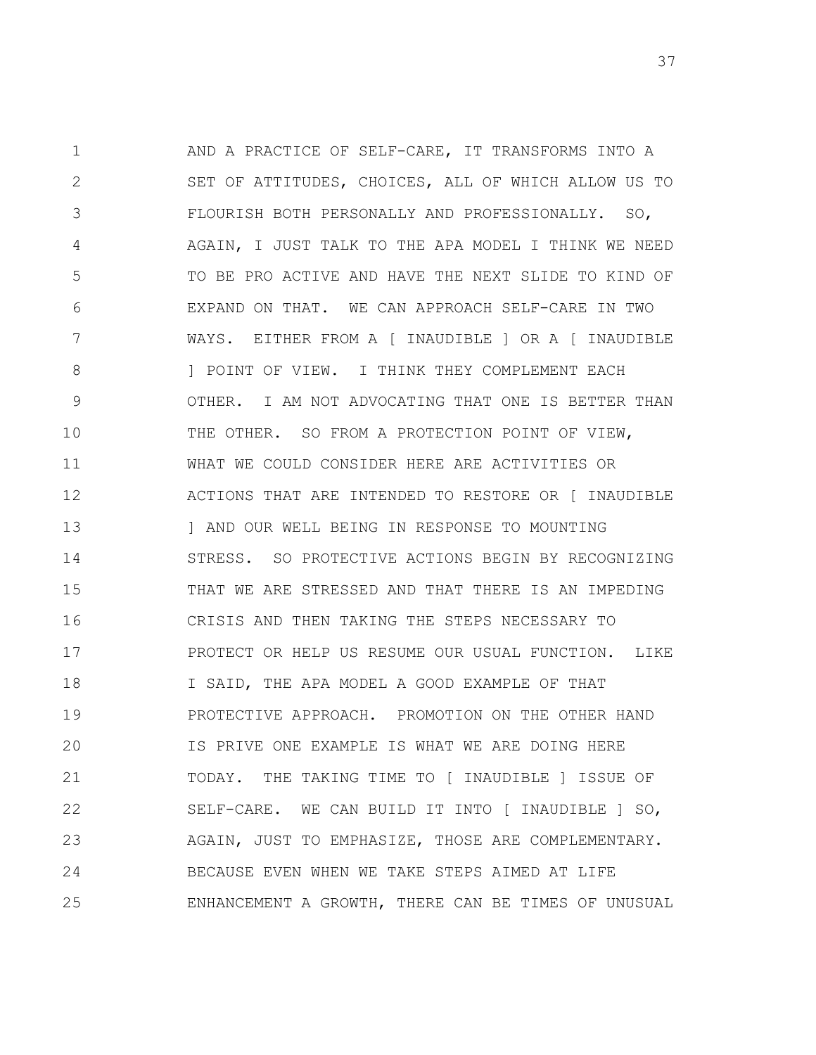AND A PRACTICE OF SELF-CARE, IT TRANSFORMS INTO A SET OF ATTITUDES, CHOICES, ALL OF WHICH ALLOW US TO FLOURISH BOTH PERSONALLY AND PROFESSIONALLY. SO, AGAIN, I JUST TALK TO THE APA MODEL I THINK WE NEED TO BE PRO ACTIVE AND HAVE THE NEXT SLIDE TO KIND OF EXPAND ON THAT. WE CAN APPROACH SELF-CARE IN TWO WAYS. EITHER FROM A [ INAUDIBLE ] OR A [ INAUDIBLE ] POINT OF VIEW. I THINK THEY COMPLEMENT EACH OTHER. I AM NOT ADVOCATING THAT ONE IS BETTER THAN THE OTHER. SO FROM A PROTECTION POINT OF VIEW, WHAT WE COULD CONSIDER HERE ARE ACTIVITIES OR ACTIONS THAT ARE INTENDED TO RESTORE OR [ INAUDIBLE ] AND OUR WELL BEING IN RESPONSE TO MOUNTING STRESS. SO PROTECTIVE ACTIONS BEGIN BY RECOGNIZING THAT WE ARE STRESSED AND THAT THERE IS AN IMPEDING CRISIS AND THEN TAKING THE STEPS NECESSARY TO PROTECT OR HELP US RESUME OUR USUAL FUNCTION. LIKE I SAID, THE APA MODEL A GOOD EXAMPLE OF THAT PROTECTIVE APPROACH. PROMOTION ON THE OTHER HAND IS PRIVE ONE EXAMPLE IS WHAT WE ARE DOING HERE TODAY. THE TAKING TIME TO [ INAUDIBLE ] ISSUE OF SELF-CARE. WE CAN BUILD IT INTO [ INAUDIBLE ] SO, AGAIN, JUST TO EMPHASIZE, THOSE ARE COMPLEMENTARY. BECAUSE EVEN WHEN WE TAKE STEPS AIMED AT LIFE ENHANCEMENT A GROWTH, THERE CAN BE TIMES OF UNUSUAL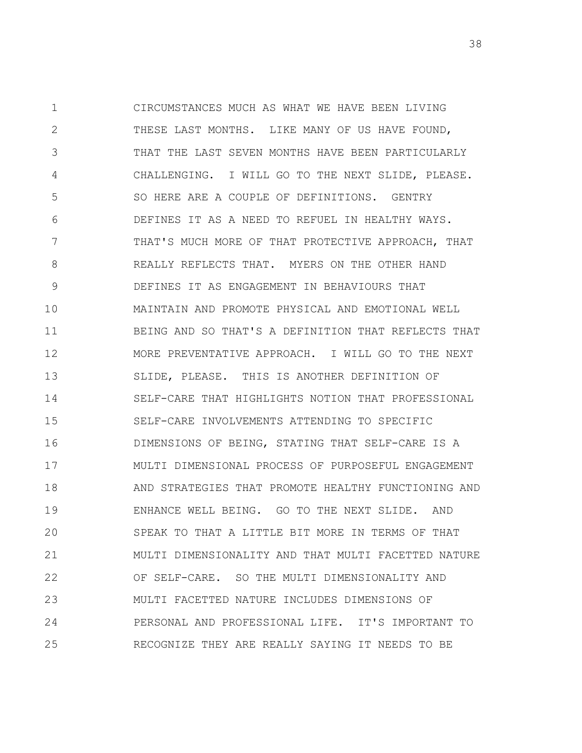CIRCUMSTANCES MUCH AS WHAT WE HAVE BEEN LIVING THESE LAST MONTHS. LIKE MANY OF US HAVE FOUND, THAT THE LAST SEVEN MONTHS HAVE BEEN PARTICULARLY CHALLENGING. I WILL GO TO THE NEXT SLIDE, PLEASE. SO HERE ARE A COUPLE OF DEFINITIONS. GENTRY DEFINES IT AS A NEED TO REFUEL IN HEALTHY WAYS. THAT'S MUCH MORE OF THAT PROTECTIVE APPROACH, THAT REALLY REFLECTS THAT. MYERS ON THE OTHER HAND DEFINES IT AS ENGAGEMENT IN BEHAVIOURS THAT MAINTAIN AND PROMOTE PHYSICAL AND EMOTIONAL WELL BEING AND SO THAT'S A DEFINITION THAT REFLECTS THAT MORE PREVENTATIVE APPROACH. I WILL GO TO THE NEXT SLIDE, PLEASE. THIS IS ANOTHER DEFINITION OF SELF-CARE THAT HIGHLIGHTS NOTION THAT PROFESSIONAL SELF-CARE INVOLVEMENTS ATTENDING TO SPECIFIC DIMENSIONS OF BEING, STATING THAT SELF-CARE IS A MULTI DIMENSIONAL PROCESS OF PURPOSEFUL ENGAGEMENT AND STRATEGIES THAT PROMOTE HEALTHY FUNCTIONING AND ENHANCE WELL BEING. GO TO THE NEXT SLIDE. AND SPEAK TO THAT A LITTLE BIT MORE IN TERMS OF THAT MULTI DIMENSIONALITY AND THAT MULTI FACETTED NATURE OF SELF-CARE. SO THE MULTI DIMENSIONALITY AND MULTI FACETTED NATURE INCLUDES DIMENSIONS OF PERSONAL AND PROFESSIONAL LIFE. IT'S IMPORTANT TO RECOGNIZE THEY ARE REALLY SAYING IT NEEDS TO BE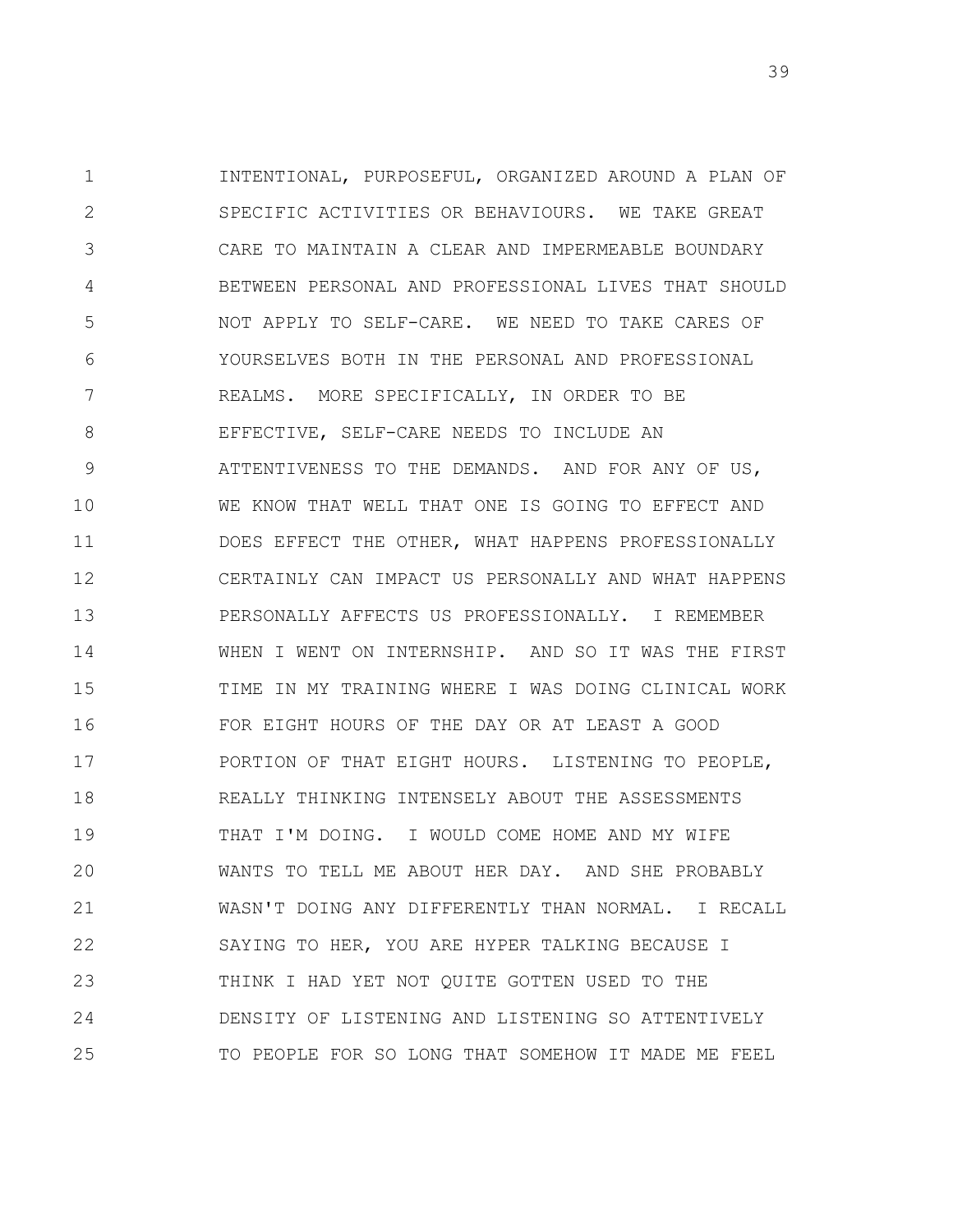INTENTIONAL, PURPOSEFUL, ORGANIZED AROUND A PLAN OF SPECIFIC ACTIVITIES OR BEHAVIOURS. WE TAKE GREAT CARE TO MAINTAIN A CLEAR AND IMPERMEABLE BOUNDARY BETWEEN PERSONAL AND PROFESSIONAL LIVES THAT SHOULD NOT APPLY TO SELF-CARE. WE NEED TO TAKE CARES OF YOURSELVES BOTH IN THE PERSONAL AND PROFESSIONAL REALMS. MORE SPECIFICALLY, IN ORDER TO BE EFFECTIVE, SELF-CARE NEEDS TO INCLUDE AN ATTENTIVENESS TO THE DEMANDS. AND FOR ANY OF US, WE KNOW THAT WELL THAT ONE IS GOING TO EFFECT AND DOES EFFECT THE OTHER, WHAT HAPPENS PROFESSIONALLY CERTAINLY CAN IMPACT US PERSONALLY AND WHAT HAPPENS PERSONALLY AFFECTS US PROFESSIONALLY. I REMEMBER WHEN I WENT ON INTERNSHIP. AND SO IT WAS THE FIRST TIME IN MY TRAINING WHERE I WAS DOING CLINICAL WORK FOR EIGHT HOURS OF THE DAY OR AT LEAST A GOOD PORTION OF THAT EIGHT HOURS. LISTENING TO PEOPLE, REALLY THINKING INTENSELY ABOUT THE ASSESSMENTS THAT I'M DOING. I WOULD COME HOME AND MY WIFE WANTS TO TELL ME ABOUT HER DAY. AND SHE PROBABLY WASN'T DOING ANY DIFFERENTLY THAN NORMAL. I RECALL SAYING TO HER, YOU ARE HYPER TALKING BECAUSE I THINK I HAD YET NOT QUITE GOTTEN USED TO THE DENSITY OF LISTENING AND LISTENING SO ATTENTIVELY TO PEOPLE FOR SO LONG THAT SOMEHOW IT MADE ME FEEL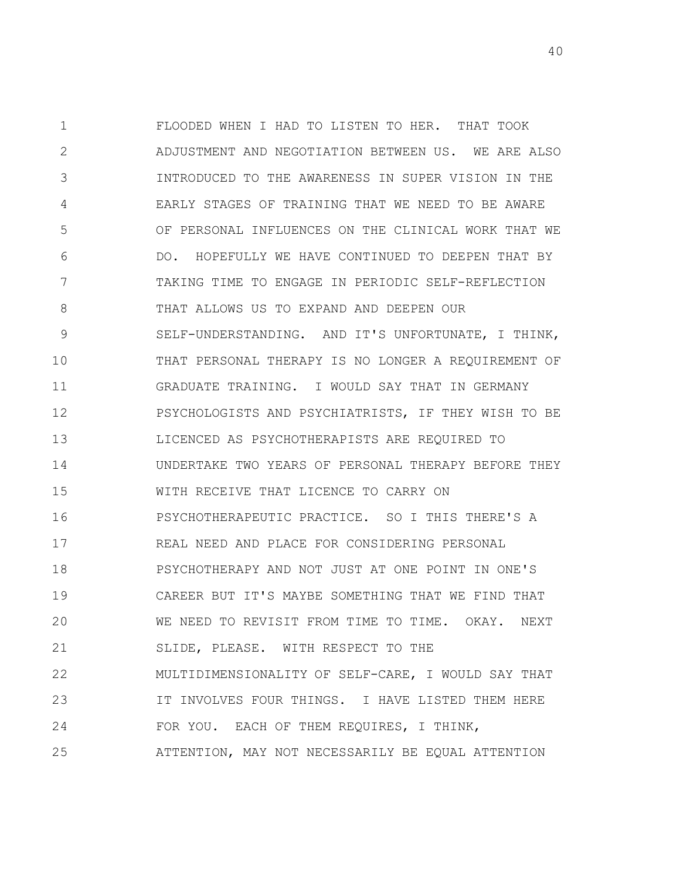FLOODED WHEN I HAD TO LISTEN TO HER. THAT TOOK ADJUSTMENT AND NEGOTIATION BETWEEN US. WE ARE ALSO INTRODUCED TO THE AWARENESS IN SUPER VISION IN THE EARLY STAGES OF TRAINING THAT WE NEED TO BE AWARE OF PERSONAL INFLUENCES ON THE CLINICAL WORK THAT WE DO. HOPEFULLY WE HAVE CONTINUED TO DEEPEN THAT BY TAKING TIME TO ENGAGE IN PERIODIC SELF-REFLECTION THAT ALLOWS US TO EXPAND AND DEEPEN OUR SELF-UNDERSTANDING. AND IT'S UNFORTUNATE, I THINK, THAT PERSONAL THERAPY IS NO LONGER A REQUIREMENT OF GRADUATE TRAINING. I WOULD SAY THAT IN GERMANY PSYCHOLOGISTS AND PSYCHIATRISTS, IF THEY WISH TO BE LICENCED AS PSYCHOTHERAPISTS ARE REQUIRED TO UNDERTAKE TWO YEARS OF PERSONAL THERAPY BEFORE THEY WITH RECEIVE THAT LICENCE TO CARRY ON PSYCHOTHERAPEUTIC PRACTICE. SO I THIS THERE'S A REAL NEED AND PLACE FOR CONSIDERING PERSONAL PSYCHOTHERAPY AND NOT JUST AT ONE POINT IN ONE'S CAREER BUT IT'S MAYBE SOMETHING THAT WE FIND THAT WE NEED TO REVISIT FROM TIME TO TIME. OKAY. NEXT SLIDE, PLEASE. WITH RESPECT TO THE MULTIDIMENSIONALITY OF SELF-CARE, I WOULD SAY THAT IT INVOLVES FOUR THINGS. I HAVE LISTED THEM HERE FOR YOU. EACH OF THEM REQUIRES, I THINK, ATTENTION, MAY NOT NECESSARILY BE EQUAL ATTENTION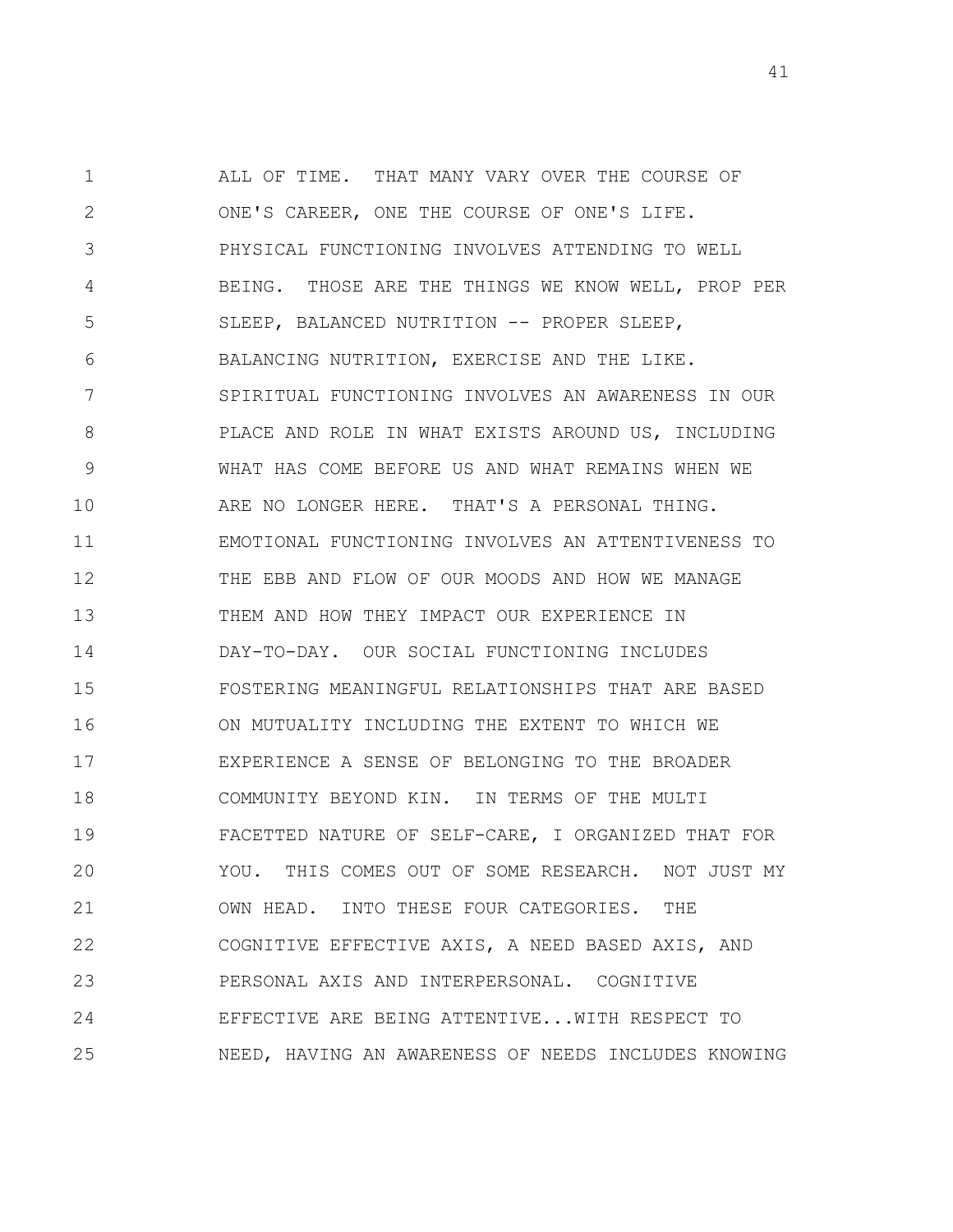ALL OF TIME. THAT MANY VARY OVER THE COURSE OF ONE'S CAREER, ONE THE COURSE OF ONE'S LIFE. PHYSICAL FUNCTIONING INVOLVES ATTENDING TO WELL BEING. THOSE ARE THE THINGS WE KNOW WELL, PROP PER SLEEP, BALANCED NUTRITION -- PROPER SLEEP, BALANCING NUTRITION, EXERCISE AND THE LIKE. SPIRITUAL FUNCTIONING INVOLVES AN AWARENESS IN OUR PLACE AND ROLE IN WHAT EXISTS AROUND US, INCLUDING WHAT HAS COME BEFORE US AND WHAT REMAINS WHEN WE ARE NO LONGER HERE. THAT'S A PERSONAL THING. EMOTIONAL FUNCTIONING INVOLVES AN ATTENTIVENESS TO THE EBB AND FLOW OF OUR MOODS AND HOW WE MANAGE THEM AND HOW THEY IMPACT OUR EXPERIENCE IN DAY-TO-DAY. OUR SOCIAL FUNCTIONING INCLUDES FOSTERING MEANINGFUL RELATIONSHIPS THAT ARE BASED ON MUTUALITY INCLUDING THE EXTENT TO WHICH WE EXPERIENCE A SENSE OF BELONGING TO THE BROADER COMMUNITY BEYOND KIN. IN TERMS OF THE MULTI FACETTED NATURE OF SELF-CARE, I ORGANIZED THAT FOR YOU. THIS COMES OUT OF SOME RESEARCH. NOT JUST MY OWN HEAD. INTO THESE FOUR CATEGORIES. THE COGNITIVE EFFECTIVE AXIS, A NEED BASED AXIS, AND PERSONAL AXIS AND INTERPERSONAL. COGNITIVE EFFECTIVE ARE BEING ATTENTIVE...WITH RESPECT TO NEED, HAVING AN AWARENESS OF NEEDS INCLUDES KNOWING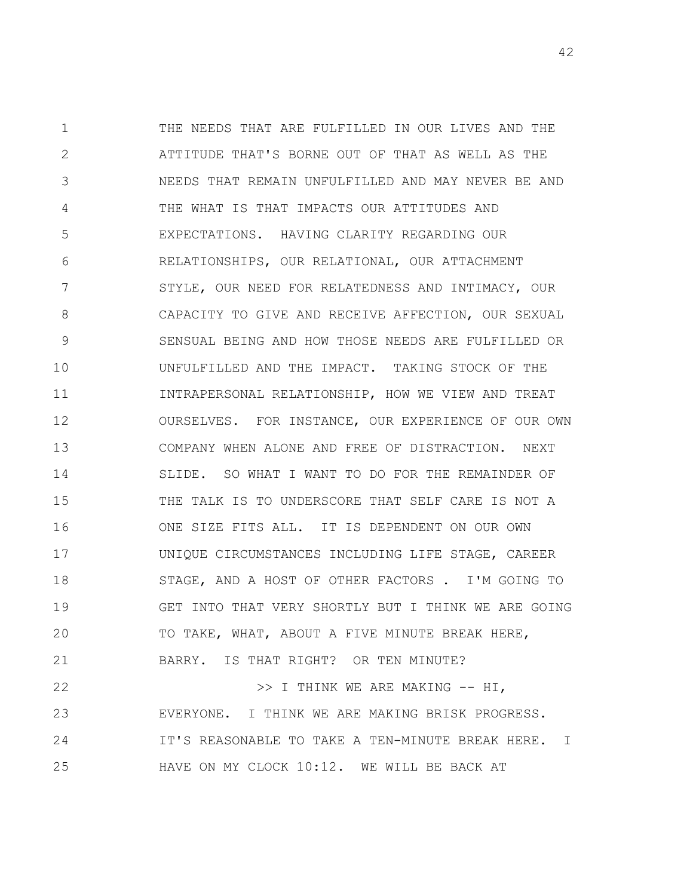THE NEEDS THAT ARE FULFILLED IN OUR LIVES AND THE ATTITUDE THAT'S BORNE OUT OF THAT AS WELL AS THE NEEDS THAT REMAIN UNFULFILLED AND MAY NEVER BE AND THE WHAT IS THAT IMPACTS OUR ATTITUDES AND EXPECTATIONS. HAVING CLARITY REGARDING OUR RELATIONSHIPS, OUR RELATIONAL, OUR ATTACHMENT STYLE, OUR NEED FOR RELATEDNESS AND INTIMACY, OUR CAPACITY TO GIVE AND RECEIVE AFFECTION, OUR SEXUAL SENSUAL BEING AND HOW THOSE NEEDS ARE FULFILLED OR UNFULFILLED AND THE IMPACT. TAKING STOCK OF THE INTRAPERSONAL RELATIONSHIP, HOW WE VIEW AND TREAT OURSELVES. FOR INSTANCE, OUR EXPERIENCE OF OUR OWN COMPANY WHEN ALONE AND FREE OF DISTRACTION. NEXT SLIDE. SO WHAT I WANT TO DO FOR THE REMAINDER OF THE TALK IS TO UNDERSCORE THAT SELF CARE IS NOT A ONE SIZE FITS ALL. IT IS DEPENDENT ON OUR OWN UNIQUE CIRCUMSTANCES INCLUDING LIFE STAGE, CAREER STAGE, AND A HOST OF OTHER FACTORS . I'M GOING TO GET INTO THAT VERY SHORTLY BUT I THINK WE ARE GOING TO TAKE, WHAT, ABOUT A FIVE MINUTE BREAK HERE, BARRY. IS THAT RIGHT? OR TEN MINUTE?

>> I THINK WE ARE MAKING -- HI, EVERYONE. I THINK WE ARE MAKING BRISK PROGRESS. IT'S REASONABLE TO TAKE A TEN-MINUTE BREAK HERE. I HAVE ON MY CLOCK 10:12. WE WILL BE BACK AT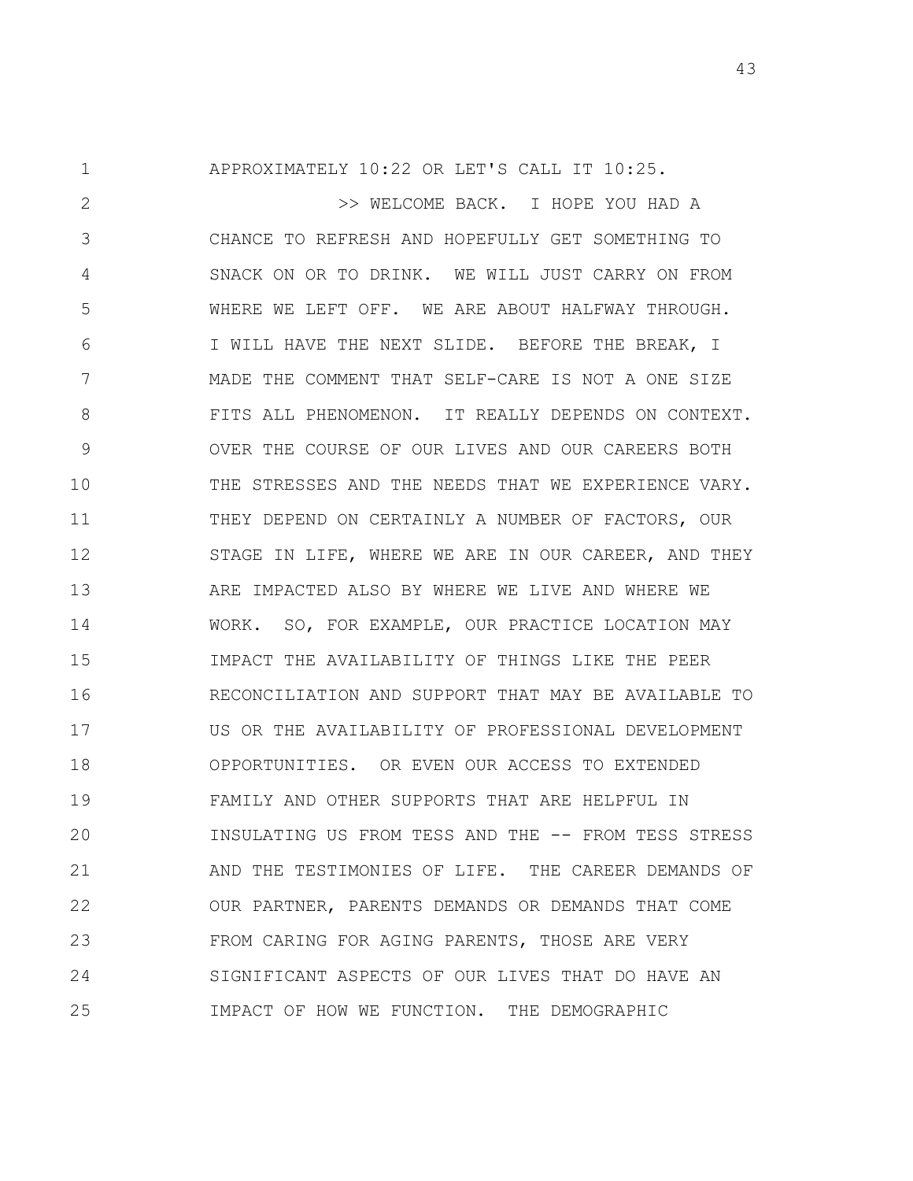APPROXIMATELY 10:22 OR LET'S CALL IT 10:25.

>> WELCOME BACK. I HOPE YOU HAD A CHANCE TO REFRESH AND HOPEFULLY GET SOMETHING TO SNACK ON OR TO DRINK. WE WILL JUST CARRY ON FROM WHERE WE LEFT OFF. WE ARE ABOUT HALFWAY THROUGH. I WILL HAVE THE NEXT SLIDE. BEFORE THE BREAK, I MADE THE COMMENT THAT SELF-CARE IS NOT A ONE SIZE FITS ALL PHENOMENON. IT REALLY DEPENDS ON CONTEXT. OVER THE COURSE OF OUR LIVES AND OUR CAREERS BOTH THE STRESSES AND THE NEEDS THAT WE EXPERIENCE VARY. THEY DEPEND ON CERTAINLY A NUMBER OF FACTORS, OUR STAGE IN LIFE, WHERE WE ARE IN OUR CAREER, AND THEY ARE IMPACTED ALSO BY WHERE WE LIVE AND WHERE WE WORK. SO, FOR EXAMPLE, OUR PRACTICE LOCATION MAY IMPACT THE AVAILABILITY OF THINGS LIKE THE PEER RECONCILIATION AND SUPPORT THAT MAY BE AVAILABLE TO US OR THE AVAILABILITY OF PROFESSIONAL DEVELOPMENT OPPORTUNITIES. OR EVEN OUR ACCESS TO EXTENDED FAMILY AND OTHER SUPPORTS THAT ARE HELPFUL IN INSULATING US FROM TESS AND THE -- FROM TESS STRESS AND THE TESTIMONIES OF LIFE. THE CAREER DEMANDS OF OUR PARTNER, PARENTS DEMANDS OR DEMANDS THAT COME FROM CARING FOR AGING PARENTS, THOSE ARE VERY SIGNIFICANT ASPECTS OF OUR LIVES THAT DO HAVE AN IMPACT OF HOW WE FUNCTION. THE DEMOGRAPHIC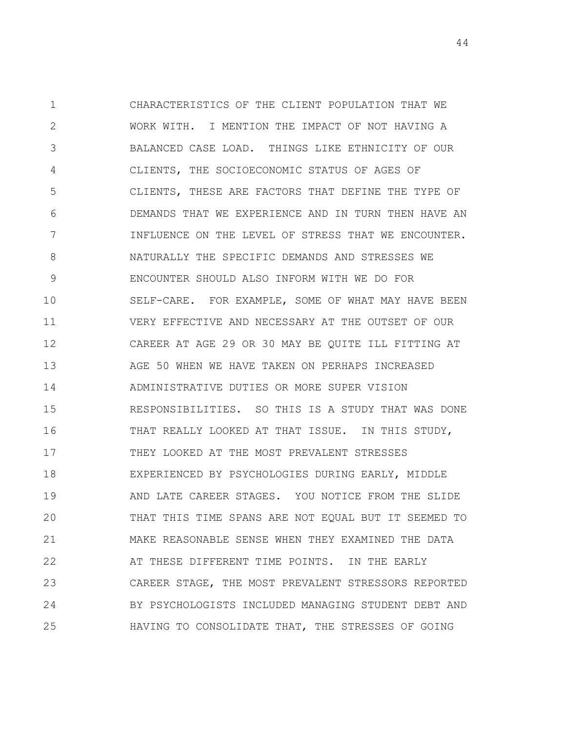CHARACTERISTICS OF THE CLIENT POPULATION THAT WE WORK WITH. I MENTION THE IMPACT OF NOT HAVING A BALANCED CASE LOAD. THINGS LIKE ETHNICITY OF OUR CLIENTS, THE SOCIOECONOMIC STATUS OF AGES OF CLIENTS, THESE ARE FACTORS THAT DEFINE THE TYPE OF DEMANDS THAT WE EXPERIENCE AND IN TURN THEN HAVE AN INFLUENCE ON THE LEVEL OF STRESS THAT WE ENCOUNTER. NATURALLY THE SPECIFIC DEMANDS AND STRESSES WE ENCOUNTER SHOULD ALSO INFORM WITH WE DO FOR SELF-CARE. FOR EXAMPLE, SOME OF WHAT MAY HAVE BEEN VERY EFFECTIVE AND NECESSARY AT THE OUTSET OF OUR CAREER AT AGE 29 OR 30 MAY BE QUITE ILL FITTING AT AGE 50 WHEN WE HAVE TAKEN ON PERHAPS INCREASED ADMINISTRATIVE DUTIES OR MORE SUPER VISION RESPONSIBILITIES. SO THIS IS A STUDY THAT WAS DONE THAT REALLY LOOKED AT THAT ISSUE. IN THIS STUDY, THEY LOOKED AT THE MOST PREVALENT STRESSES EXPERIENCED BY PSYCHOLOGIES DURING EARLY, MIDDLE AND LATE CAREER STAGES. YOU NOTICE FROM THE SLIDE THAT THIS TIME SPANS ARE NOT EQUAL BUT IT SEEMED TO MAKE REASONABLE SENSE WHEN THEY EXAMINED THE DATA AT THESE DIFFERENT TIME POINTS. IN THE EARLY CAREER STAGE, THE MOST PREVALENT STRESSORS REPORTED BY PSYCHOLOGISTS INCLUDED MANAGING STUDENT DEBT AND HAVING TO CONSOLIDATE THAT, THE STRESSES OF GOING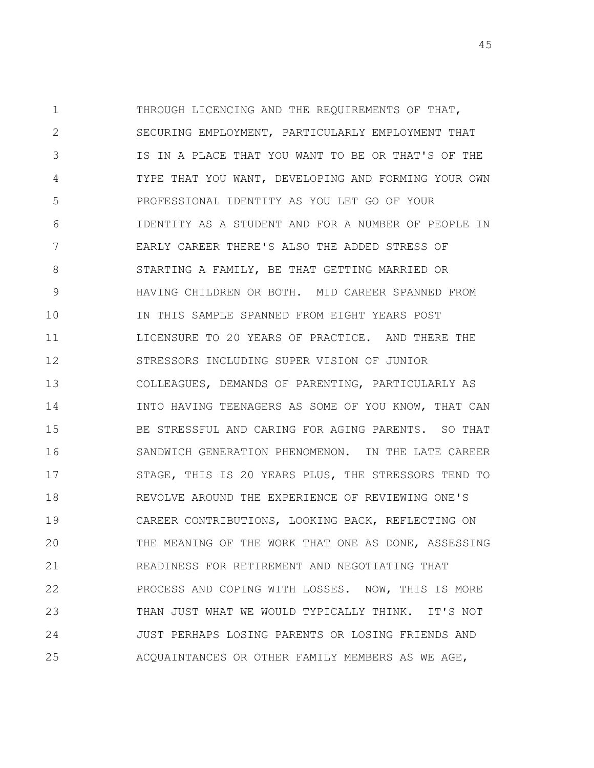THROUGH LICENCING AND THE REQUIREMENTS OF THAT, SECURING EMPLOYMENT, PARTICULARLY EMPLOYMENT THAT IS IN A PLACE THAT YOU WANT TO BE OR THAT'S OF THE TYPE THAT YOU WANT, DEVELOPING AND FORMING YOUR OWN PROFESSIONAL IDENTITY AS YOU LET GO OF YOUR IDENTITY AS A STUDENT AND FOR A NUMBER OF PEOPLE IN EARLY CAREER THERE'S ALSO THE ADDED STRESS OF STARTING A FAMILY, BE THAT GETTING MARRIED OR HAVING CHILDREN OR BOTH. MID CAREER SPANNED FROM IN THIS SAMPLE SPANNED FROM EIGHT YEARS POST LICENSURE TO 20 YEARS OF PRACTICE. AND THERE THE STRESSORS INCLUDING SUPER VISION OF JUNIOR COLLEAGUES, DEMANDS OF PARENTING, PARTICULARLY AS INTO HAVING TEENAGERS AS SOME OF YOU KNOW, THAT CAN BE STRESSFUL AND CARING FOR AGING PARENTS. SO THAT SANDWICH GENERATION PHENOMENON. IN THE LATE CAREER STAGE, THIS IS 20 YEARS PLUS, THE STRESSORS TEND TO REVOLVE AROUND THE EXPERIENCE OF REVIEWING ONE'S CAREER CONTRIBUTIONS, LOOKING BACK, REFLECTING ON THE MEANING OF THE WORK THAT ONE AS DONE, ASSESSING READINESS FOR RETIREMENT AND NEGOTIATING THAT PROCESS AND COPING WITH LOSSES. NOW, THIS IS MORE THAN JUST WHAT WE WOULD TYPICALLY THINK. IT'S NOT JUST PERHAPS LOSING PARENTS OR LOSING FRIENDS AND ACQUAINTANCES OR OTHER FAMILY MEMBERS AS WE AGE,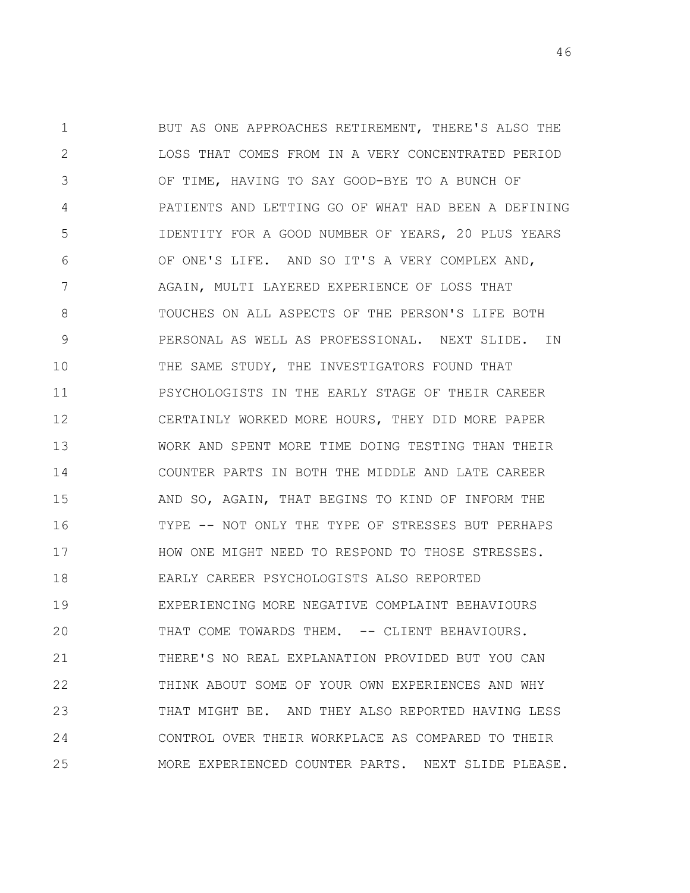BUT AS ONE APPROACHES RETIREMENT, THERE'S ALSO THE LOSS THAT COMES FROM IN A VERY CONCENTRATED PERIOD OF TIME, HAVING TO SAY GOOD-BYE TO A BUNCH OF PATIENTS AND LETTING GO OF WHAT HAD BEEN A DEFINING IDENTITY FOR A GOOD NUMBER OF YEARS, 20 PLUS YEARS OF ONE'S LIFE. AND SO IT'S A VERY COMPLEX AND, AGAIN, MULTI LAYERED EXPERIENCE OF LOSS THAT TOUCHES ON ALL ASPECTS OF THE PERSON'S LIFE BOTH PERSONAL AS WELL AS PROFESSIONAL. NEXT SLIDE. IN THE SAME STUDY, THE INVESTIGATORS FOUND THAT PSYCHOLOGISTS IN THE EARLY STAGE OF THEIR CAREER CERTAINLY WORKED MORE HOURS, THEY DID MORE PAPER WORK AND SPENT MORE TIME DOING TESTING THAN THEIR COUNTER PARTS IN BOTH THE MIDDLE AND LATE CAREER AND SO, AGAIN, THAT BEGINS TO KIND OF INFORM THE TYPE -- NOT ONLY THE TYPE OF STRESSES BUT PERHAPS HOW ONE MIGHT NEED TO RESPOND TO THOSE STRESSES. EARLY CAREER PSYCHOLOGISTS ALSO REPORTED EXPERIENCING MORE NEGATIVE COMPLAINT BEHAVIOURS THAT COME TOWARDS THEM. -- CLIENT BEHAVIOURS. THERE'S NO REAL EXPLANATION PROVIDED BUT YOU CAN THINK ABOUT SOME OF YOUR OWN EXPERIENCES AND WHY THAT MIGHT BE. AND THEY ALSO REPORTED HAVING LESS CONTROL OVER THEIR WORKPLACE AS COMPARED TO THEIR MORE EXPERIENCED COUNTER PARTS. NEXT SLIDE PLEASE.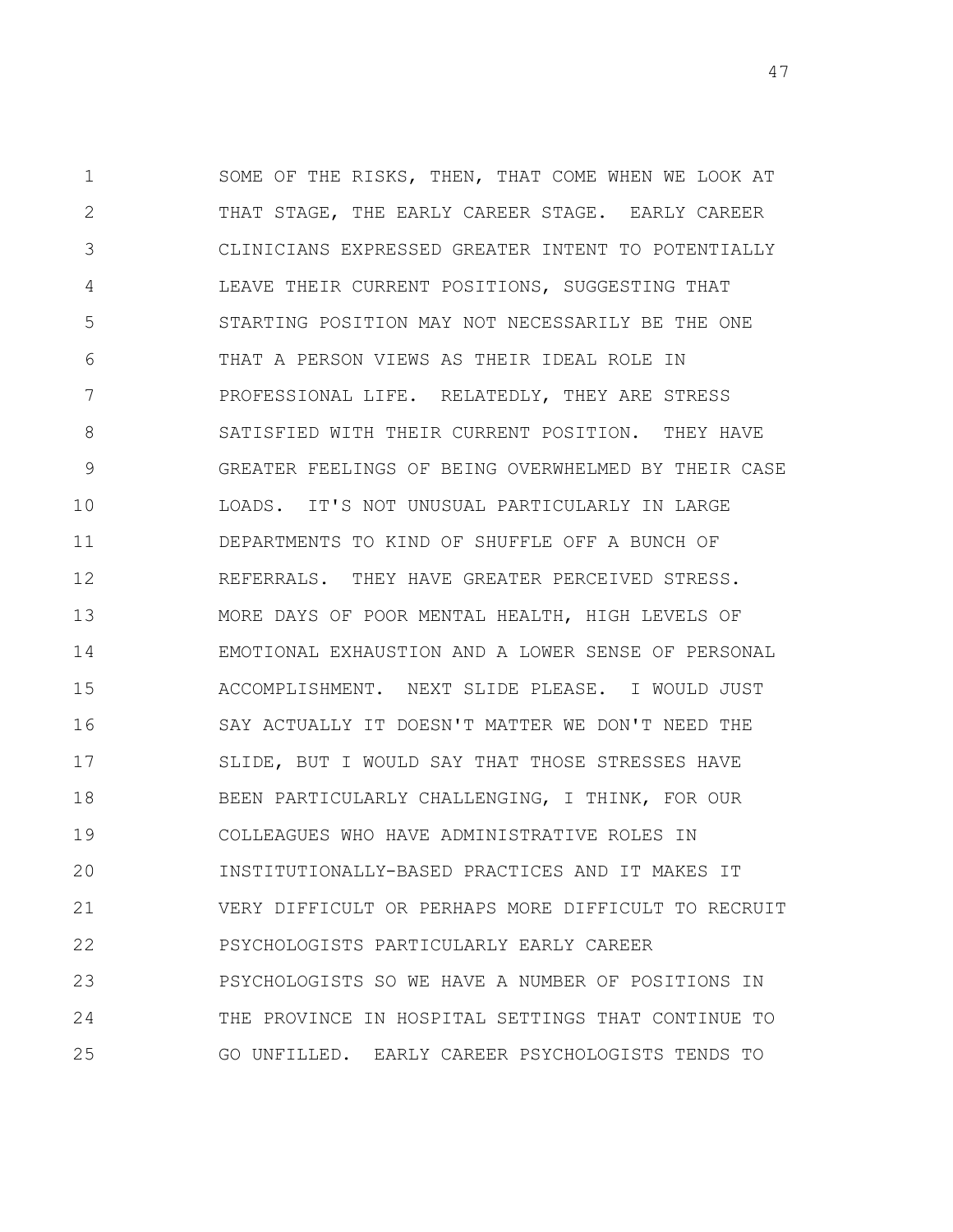SOME OF THE RISKS, THEN, THAT COME WHEN WE LOOK AT THAT STAGE, THE EARLY CAREER STAGE. EARLY CAREER CLINICIANS EXPRESSED GREATER INTENT TO POTENTIALLY LEAVE THEIR CURRENT POSITIONS, SUGGESTING THAT STARTING POSITION MAY NOT NECESSARILY BE THE ONE THAT A PERSON VIEWS AS THEIR IDEAL ROLE IN PROFESSIONAL LIFE. RELATEDLY, THEY ARE STRESS SATISFIED WITH THEIR CURRENT POSITION. THEY HAVE GREATER FEELINGS OF BEING OVERWHELMED BY THEIR CASE LOADS. IT'S NOT UNUSUAL PARTICULARLY IN LARGE DEPARTMENTS TO KIND OF SHUFFLE OFF A BUNCH OF REFERRALS. THEY HAVE GREATER PERCEIVED STRESS. MORE DAYS OF POOR MENTAL HEALTH, HIGH LEVELS OF EMOTIONAL EXHAUSTION AND A LOWER SENSE OF PERSONAL ACCOMPLISHMENT. NEXT SLIDE PLEASE. I WOULD JUST SAY ACTUALLY IT DOESN'T MATTER WE DON'T NEED THE SLIDE, BUT I WOULD SAY THAT THOSE STRESSES HAVE BEEN PARTICULARLY CHALLENGING, I THINK, FOR OUR COLLEAGUES WHO HAVE ADMINISTRATIVE ROLES IN INSTITUTIONALLY-BASED PRACTICES AND IT MAKES IT VERY DIFFICULT OR PERHAPS MORE DIFFICULT TO RECRUIT PSYCHOLOGISTS PARTICULARLY EARLY CAREER PSYCHOLOGISTS SO WE HAVE A NUMBER OF POSITIONS IN THE PROVINCE IN HOSPITAL SETTINGS THAT CONTINUE TO GO UNFILLED. EARLY CAREER PSYCHOLOGISTS TENDS TO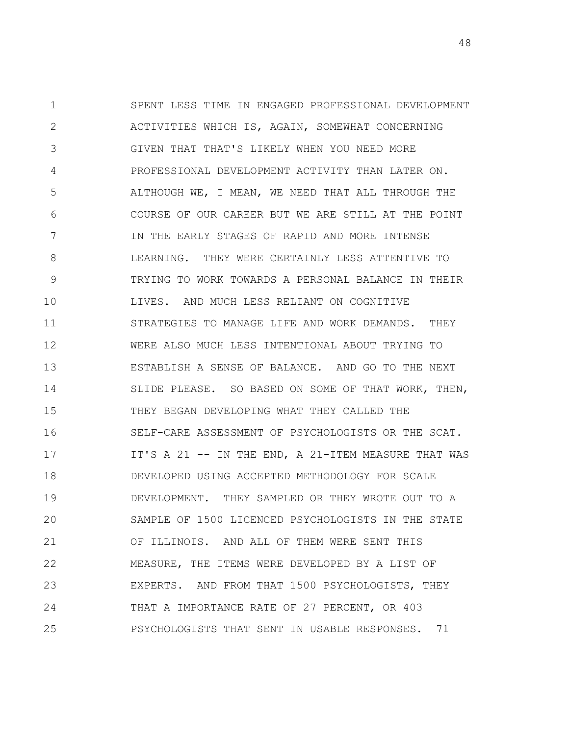SPENT LESS TIME IN ENGAGED PROFESSIONAL DEVELOPMENT ACTIVITIES WHICH IS, AGAIN, SOMEWHAT CONCERNING GIVEN THAT THAT'S LIKELY WHEN YOU NEED MORE PROFESSIONAL DEVELOPMENT ACTIVITY THAN LATER ON. ALTHOUGH WE, I MEAN, WE NEED THAT ALL THROUGH THE COURSE OF OUR CAREER BUT WE ARE STILL AT THE POINT IN THE EARLY STAGES OF RAPID AND MORE INTENSE LEARNING. THEY WERE CERTAINLY LESS ATTENTIVE TO TRYING TO WORK TOWARDS A PERSONAL BALANCE IN THEIR LIVES. AND MUCH LESS RELIANT ON COGNITIVE STRATEGIES TO MANAGE LIFE AND WORK DEMANDS. THEY WERE ALSO MUCH LESS INTENTIONAL ABOUT TRYING TO ESTABLISH A SENSE OF BALANCE. AND GO TO THE NEXT SLIDE PLEASE. SO BASED ON SOME OF THAT WORK, THEN, THEY BEGAN DEVELOPING WHAT THEY CALLED THE SELF-CARE ASSESSMENT OF PSYCHOLOGISTS OR THE SCAT. IT'S A 21 -- IN THE END, A 21-ITEM MEASURE THAT WAS DEVELOPED USING ACCEPTED METHODOLOGY FOR SCALE DEVELOPMENT. THEY SAMPLED OR THEY WROTE OUT TO A SAMPLE OF 1500 LICENCED PSYCHOLOGISTS IN THE STATE OF ILLINOIS. AND ALL OF THEM WERE SENT THIS MEASURE, THE ITEMS WERE DEVELOPED BY A LIST OF EXPERTS. AND FROM THAT 1500 PSYCHOLOGISTS, THEY THAT A IMPORTANCE RATE OF 27 PERCENT, OR 403 PSYCHOLOGISTS THAT SENT IN USABLE RESPONSES. 71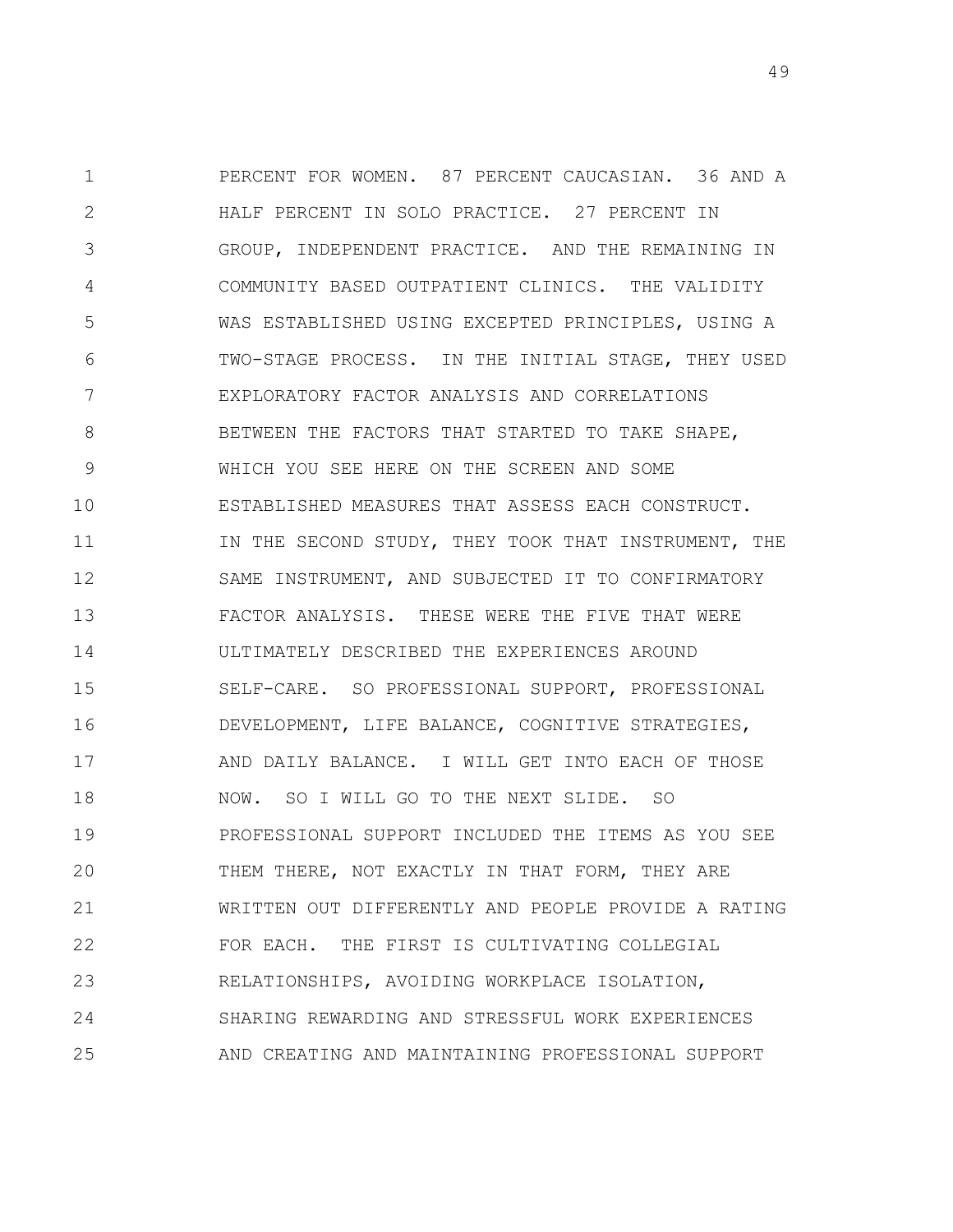PERCENT FOR WOMEN. 87 PERCENT CAUCASIAN. 36 AND A HALF PERCENT IN SOLO PRACTICE. 27 PERCENT IN GROUP, INDEPENDENT PRACTICE. AND THE REMAINING IN COMMUNITY BASED OUTPATIENT CLINICS. THE VALIDITY WAS ESTABLISHED USING EXCEPTED PRINCIPLES, USING A TWO-STAGE PROCESS. IN THE INITIAL STAGE, THEY USED EXPLORATORY FACTOR ANALYSIS AND CORRELATIONS BETWEEN THE FACTORS THAT STARTED TO TAKE SHAPE, WHICH YOU SEE HERE ON THE SCREEN AND SOME ESTABLISHED MEASURES THAT ASSESS EACH CONSTRUCT. IN THE SECOND STUDY, THEY TOOK THAT INSTRUMENT, THE SAME INSTRUMENT, AND SUBJECTED IT TO CONFIRMATORY FACTOR ANALYSIS. THESE WERE THE FIVE THAT WERE ULTIMATELY DESCRIBED THE EXPERIENCES AROUND SELF-CARE. SO PROFESSIONAL SUPPORT, PROFESSIONAL DEVELOPMENT, LIFE BALANCE, COGNITIVE STRATEGIES, AND DAILY BALANCE. I WILL GET INTO EACH OF THOSE NOW. SO I WILL GO TO THE NEXT SLIDE. SO PROFESSIONAL SUPPORT INCLUDED THE ITEMS AS YOU SEE THEM THERE, NOT EXACTLY IN THAT FORM, THEY ARE WRITTEN OUT DIFFERENTLY AND PEOPLE PROVIDE A RATING FOR EACH. THE FIRST IS CULTIVATING COLLEGIAL RELATIONSHIPS, AVOIDING WORKPLACE ISOLATION, SHARING REWARDING AND STRESSFUL WORK EXPERIENCES AND CREATING AND MAINTAINING PROFESSIONAL SUPPORT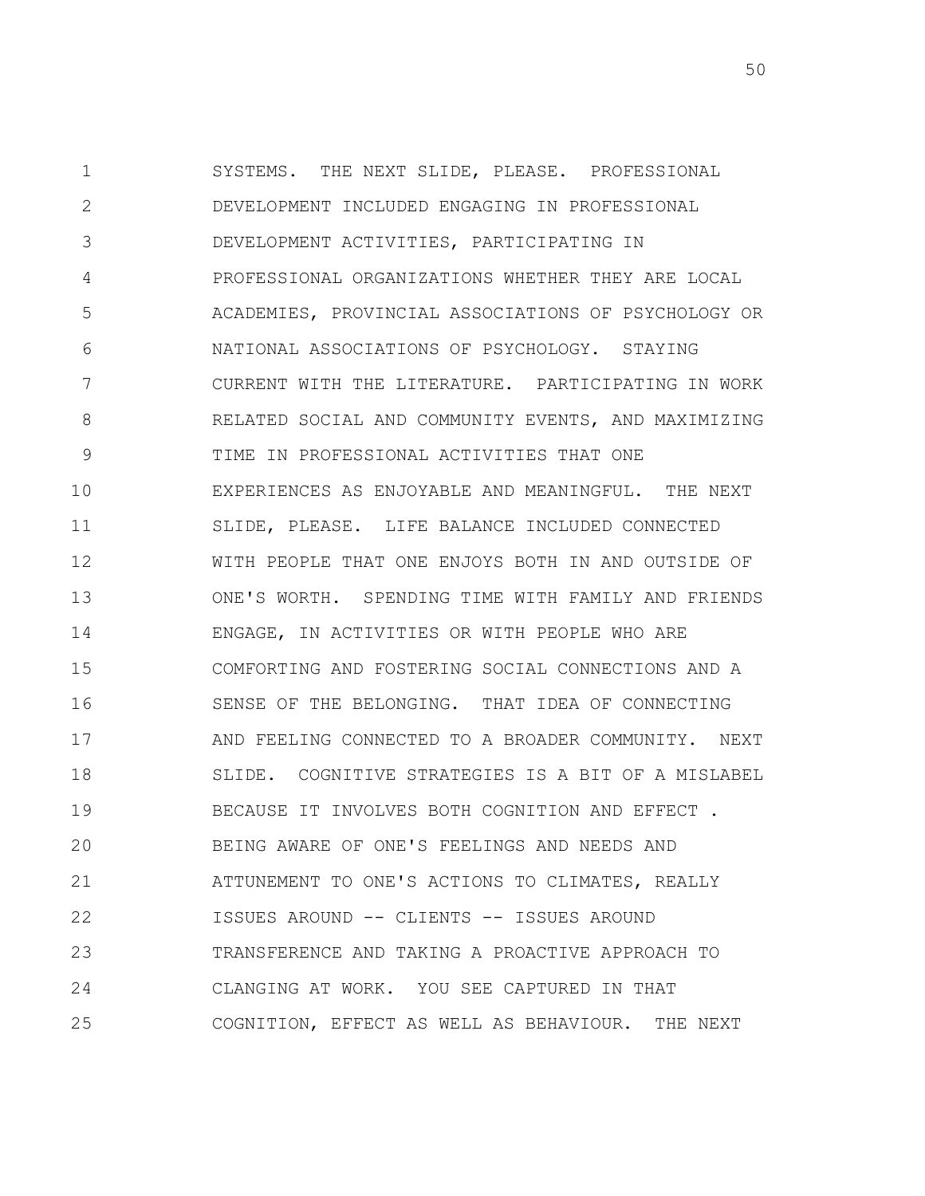SYSTEMS. THE NEXT SLIDE, PLEASE. PROFESSIONAL DEVELOPMENT INCLUDED ENGAGING IN PROFESSIONAL DEVELOPMENT ACTIVITIES, PARTICIPATING IN PROFESSIONAL ORGANIZATIONS WHETHER THEY ARE LOCAL ACADEMIES, PROVINCIAL ASSOCIATIONS OF PSYCHOLOGY OR NATIONAL ASSOCIATIONS OF PSYCHOLOGY. STAYING CURRENT WITH THE LITERATURE. PARTICIPATING IN WORK RELATED SOCIAL AND COMMUNITY EVENTS, AND MAXIMIZING TIME IN PROFESSIONAL ACTIVITIES THAT ONE EXPERIENCES AS ENJOYABLE AND MEANINGFUL. THE NEXT SLIDE, PLEASE. LIFE BALANCE INCLUDED CONNECTED WITH PEOPLE THAT ONE ENJOYS BOTH IN AND OUTSIDE OF ONE'S WORTH. SPENDING TIME WITH FAMILY AND FRIENDS ENGAGE, IN ACTIVITIES OR WITH PEOPLE WHO ARE COMFORTING AND FOSTERING SOCIAL CONNECTIONS AND A SENSE OF THE BELONGING. THAT IDEA OF CONNECTING AND FEELING CONNECTED TO A BROADER COMMUNITY. NEXT SLIDE. COGNITIVE STRATEGIES IS A BIT OF A MISLABEL BECAUSE IT INVOLVES BOTH COGNITION AND EFFECT . BEING AWARE OF ONE'S FEELINGS AND NEEDS AND ATTUNEMENT TO ONE'S ACTIONS TO CLIMATES, REALLY ISSUES AROUND -- CLIENTS -- ISSUES AROUND TRANSFERENCE AND TAKING A PROACTIVE APPROACH TO CLANGING AT WORK. YOU SEE CAPTURED IN THAT COGNITION, EFFECT AS WELL AS BEHAVIOUR. THE NEXT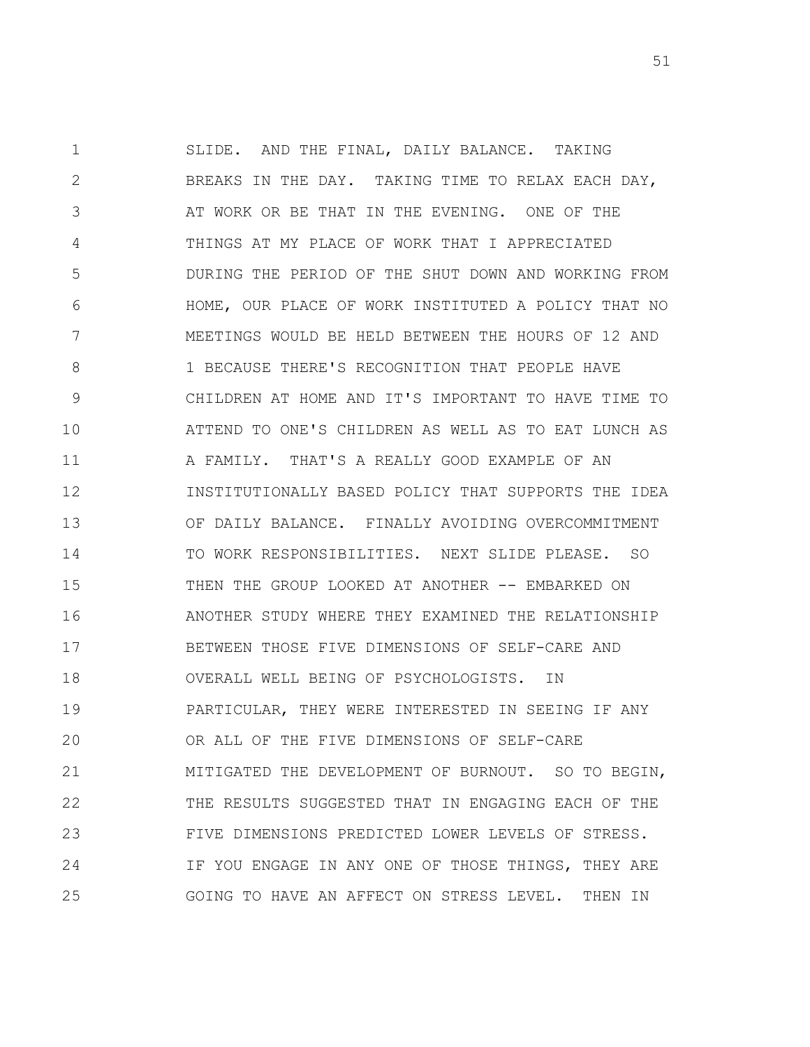SLIDE. AND THE FINAL, DAILY BALANCE. TAKING BREAKS IN THE DAY. TAKING TIME TO RELAX EACH DAY, AT WORK OR BE THAT IN THE EVENING. ONE OF THE THINGS AT MY PLACE OF WORK THAT I APPRECIATED DURING THE PERIOD OF THE SHUT DOWN AND WORKING FROM HOME, OUR PLACE OF WORK INSTITUTED A POLICY THAT NO MEETINGS WOULD BE HELD BETWEEN THE HOURS OF 12 AND 1 BECAUSE THERE'S RECOGNITION THAT PEOPLE HAVE CHILDREN AT HOME AND IT'S IMPORTANT TO HAVE TIME TO ATTEND TO ONE'S CHILDREN AS WELL AS TO EAT LUNCH AS A FAMILY. THAT'S A REALLY GOOD EXAMPLE OF AN INSTITUTIONALLY BASED POLICY THAT SUPPORTS THE IDEA OF DAILY BALANCE. FINALLY AVOIDING OVERCOMMITMENT TO WORK RESPONSIBILITIES. NEXT SLIDE PLEASE. SO THEN THE GROUP LOOKED AT ANOTHER -- EMBARKED ON ANOTHER STUDY WHERE THEY EXAMINED THE RELATIONSHIP BETWEEN THOSE FIVE DIMENSIONS OF SELF-CARE AND OVERALL WELL BEING OF PSYCHOLOGISTS. IN PARTICULAR, THEY WERE INTERESTED IN SEEING IF ANY OR ALL OF THE FIVE DIMENSIONS OF SELF-CARE MITIGATED THE DEVELOPMENT OF BURNOUT. SO TO BEGIN, THE RESULTS SUGGESTED THAT IN ENGAGING EACH OF THE FIVE DIMENSIONS PREDICTED LOWER LEVELS OF STRESS. IF YOU ENGAGE IN ANY ONE OF THOSE THINGS, THEY ARE GOING TO HAVE AN AFFECT ON STRESS LEVEL. THEN IN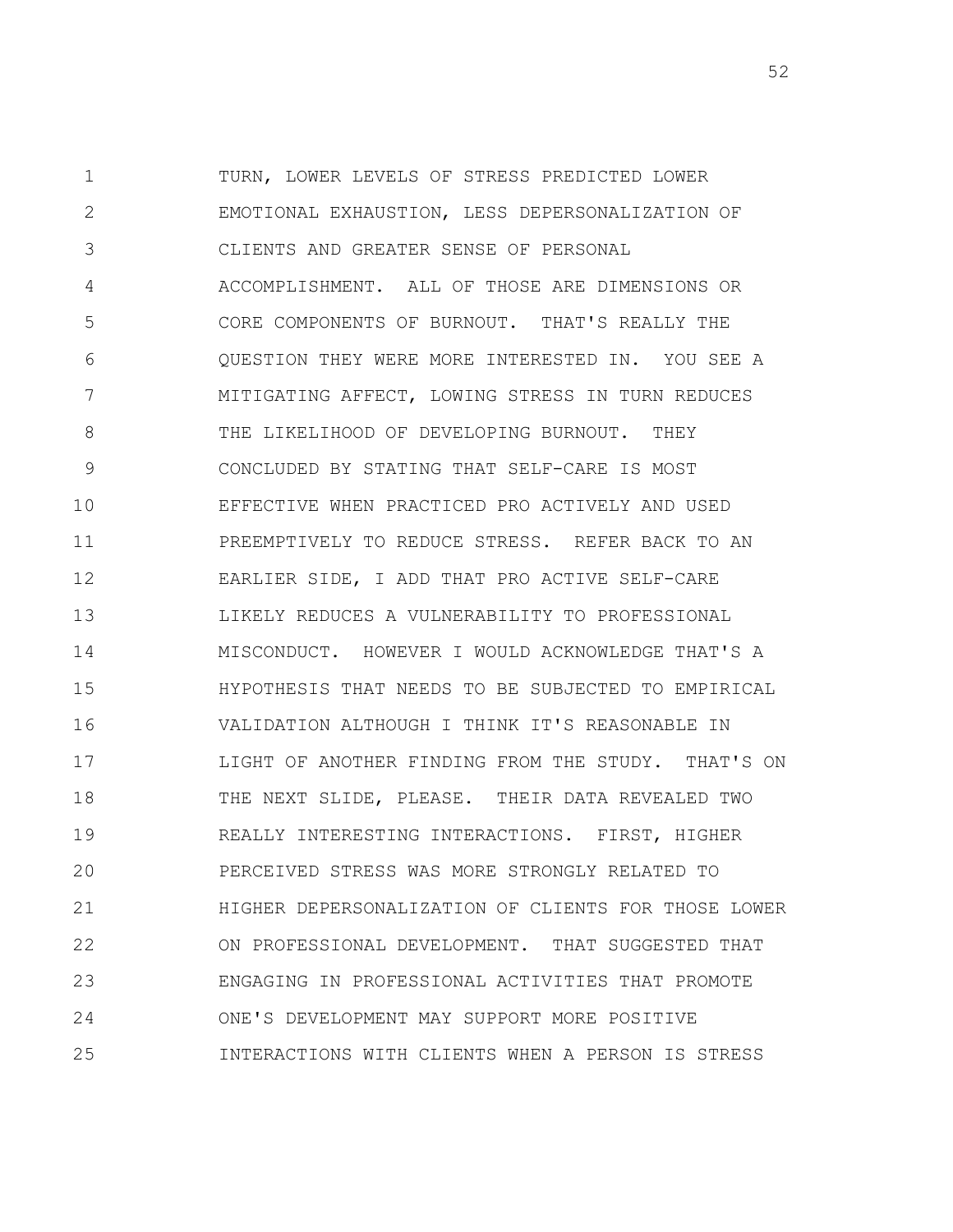TURN, LOWER LEVELS OF STRESS PREDICTED LOWER EMOTIONAL EXHAUSTION, LESS DEPERSONALIZATION OF CLIENTS AND GREATER SENSE OF PERSONAL ACCOMPLISHMENT. ALL OF THOSE ARE DIMENSIONS OR CORE COMPONENTS OF BURNOUT. THAT'S REALLY THE QUESTION THEY WERE MORE INTERESTED IN. YOU SEE A MITIGATING AFFECT, LOWING STRESS IN TURN REDUCES THE LIKELIHOOD OF DEVELOPING BURNOUT. THEY CONCLUDED BY STATING THAT SELF-CARE IS MOST EFFECTIVE WHEN PRACTICED PRO ACTIVELY AND USED PREEMPTIVELY TO REDUCE STRESS. REFER BACK TO AN EARLIER SIDE, I ADD THAT PRO ACTIVE SELF-CARE LIKELY REDUCES A VULNERABILITY TO PROFESSIONAL MISCONDUCT. HOWEVER I WOULD ACKNOWLEDGE THAT'S A HYPOTHESIS THAT NEEDS TO BE SUBJECTED TO EMPIRICAL VALIDATION ALTHOUGH I THINK IT'S REASONABLE IN LIGHT OF ANOTHER FINDING FROM THE STUDY. THAT'S ON THE NEXT SLIDE, PLEASE. THEIR DATA REVEALED TWO REALLY INTERESTING INTERACTIONS. FIRST, HIGHER PERCEIVED STRESS WAS MORE STRONGLY RELATED TO HIGHER DEPERSONALIZATION OF CLIENTS FOR THOSE LOWER ON PROFESSIONAL DEVELOPMENT. THAT SUGGESTED THAT ENGAGING IN PROFESSIONAL ACTIVITIES THAT PROMOTE ONE'S DEVELOPMENT MAY SUPPORT MORE POSITIVE INTERACTIONS WITH CLIENTS WHEN A PERSON IS STRESS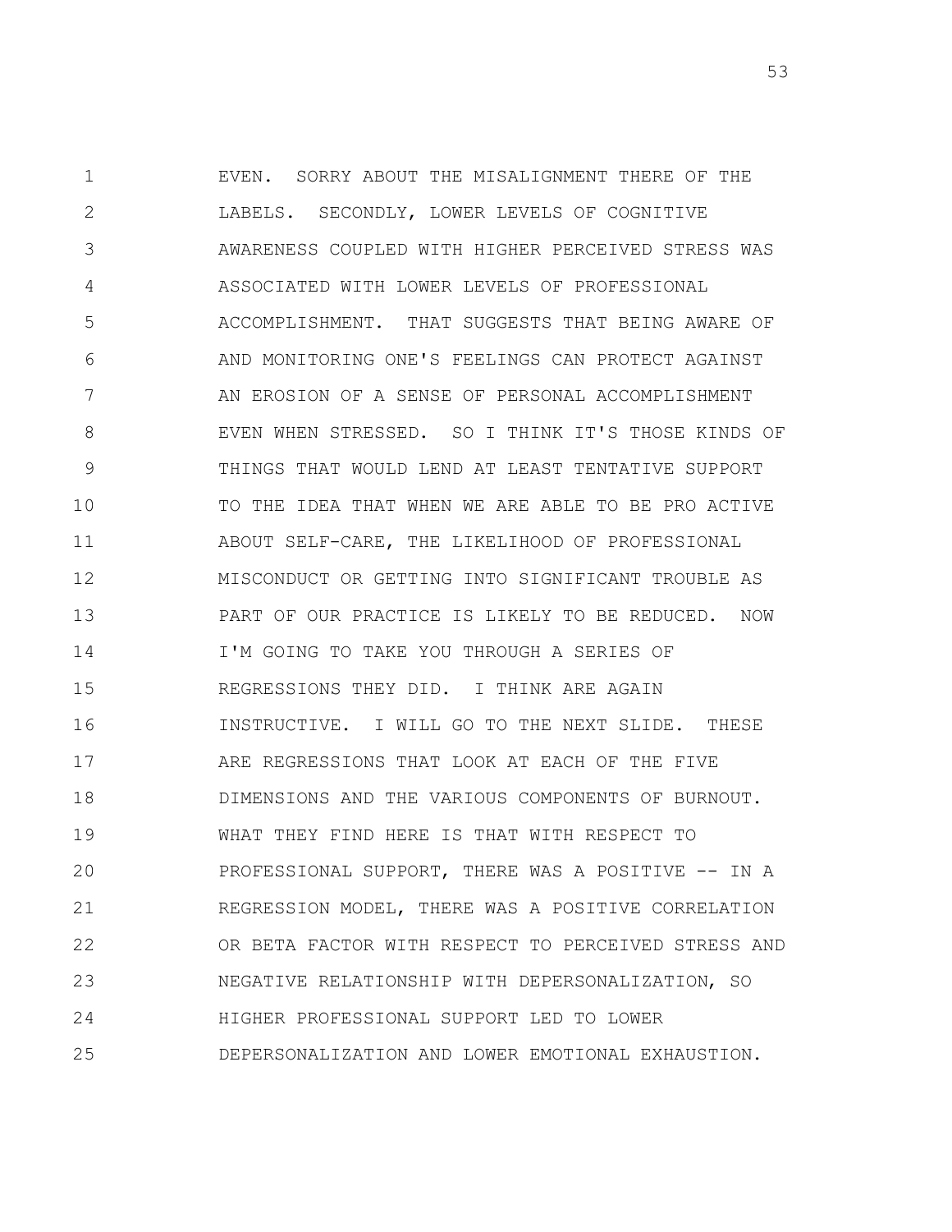EVEN. SORRY ABOUT THE MISALIGNMENT THERE OF THE LABELS. SECONDLY, LOWER LEVELS OF COGNITIVE AWARENESS COUPLED WITH HIGHER PERCEIVED STRESS WAS ASSOCIATED WITH LOWER LEVELS OF PROFESSIONAL ACCOMPLISHMENT. THAT SUGGESTS THAT BEING AWARE OF AND MONITORING ONE'S FEELINGS CAN PROTECT AGAINST AN EROSION OF A SENSE OF PERSONAL ACCOMPLISHMENT EVEN WHEN STRESSED. SO I THINK IT'S THOSE KINDS OF THINGS THAT WOULD LEND AT LEAST TENTATIVE SUPPORT TO THE IDEA THAT WHEN WE ARE ABLE TO BE PRO ACTIVE ABOUT SELF-CARE, THE LIKELIHOOD OF PROFESSIONAL MISCONDUCT OR GETTING INTO SIGNIFICANT TROUBLE AS PART OF OUR PRACTICE IS LIKELY TO BE REDUCED. NOW I'M GOING TO TAKE YOU THROUGH A SERIES OF REGRESSIONS THEY DID. I THINK ARE AGAIN INSTRUCTIVE. I WILL GO TO THE NEXT SLIDE. THESE ARE REGRESSIONS THAT LOOK AT EACH OF THE FIVE DIMENSIONS AND THE VARIOUS COMPONENTS OF BURNOUT. WHAT THEY FIND HERE IS THAT WITH RESPECT TO PROFESSIONAL SUPPORT, THERE WAS A POSITIVE -- IN A REGRESSION MODEL, THERE WAS A POSITIVE CORRELATION OR BETA FACTOR WITH RESPECT TO PERCEIVED STRESS AND NEGATIVE RELATIONSHIP WITH DEPERSONALIZATION, SO HIGHER PROFESSIONAL SUPPORT LED TO LOWER DEPERSONALIZATION AND LOWER EMOTIONAL EXHAUSTION.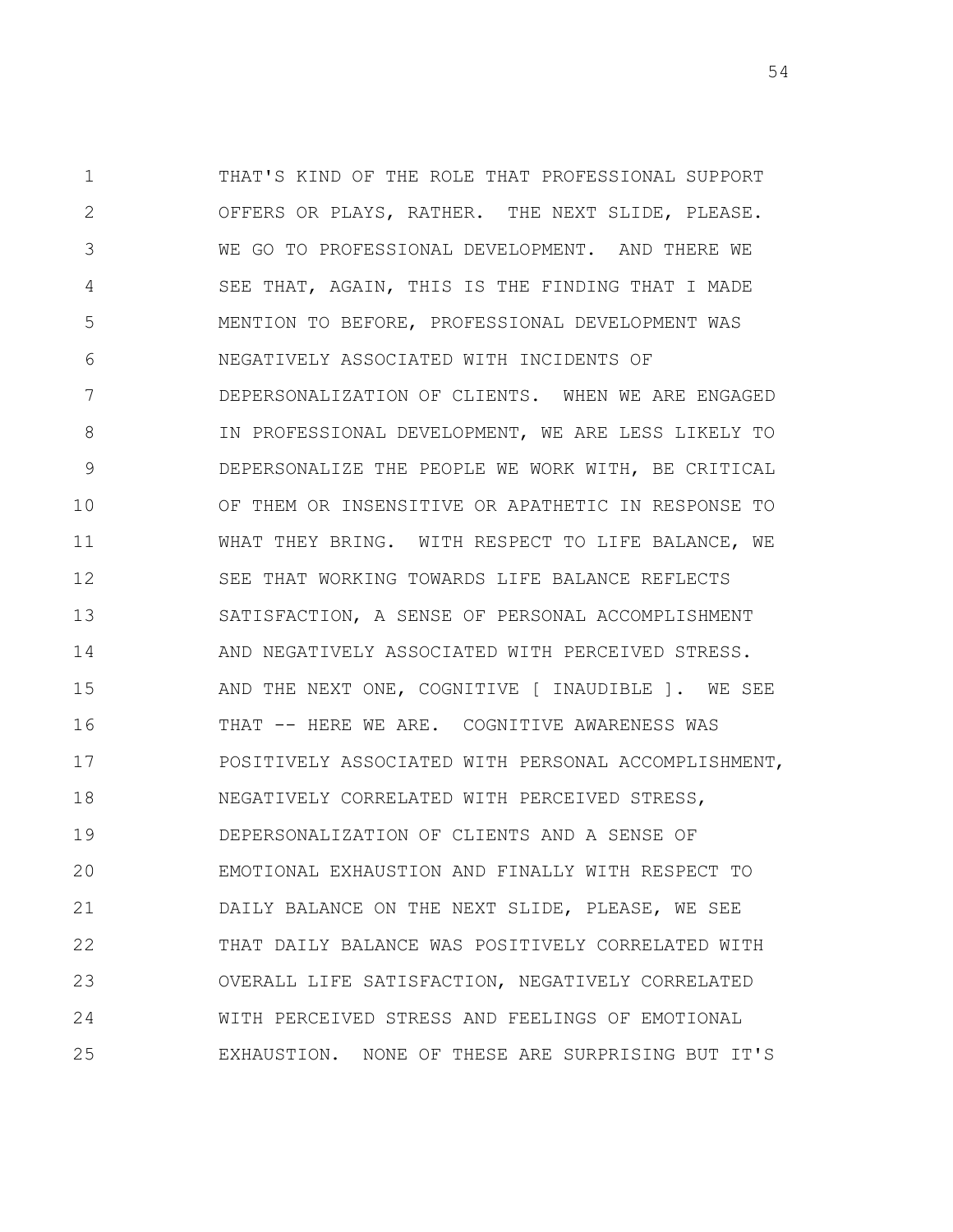THAT'S KIND OF THE ROLE THAT PROFESSIONAL SUPPORT OFFERS OR PLAYS, RATHER. THE NEXT SLIDE, PLEASE. WE GO TO PROFESSIONAL DEVELOPMENT. AND THERE WE SEE THAT, AGAIN, THIS IS THE FINDING THAT I MADE MENTION TO BEFORE, PROFESSIONAL DEVELOPMENT WAS NEGATIVELY ASSOCIATED WITH INCIDENTS OF DEPERSONALIZATION OF CLIENTS. WHEN WE ARE ENGAGED IN PROFESSIONAL DEVELOPMENT, WE ARE LESS LIKELY TO DEPERSONALIZE THE PEOPLE WE WORK WITH, BE CRITICAL OF THEM OR INSENSITIVE OR APATHETIC IN RESPONSE TO WHAT THEY BRING. WITH RESPECT TO LIFE BALANCE, WE SEE THAT WORKING TOWARDS LIFE BALANCE REFLECTS SATISFACTION, A SENSE OF PERSONAL ACCOMPLISHMENT AND NEGATIVELY ASSOCIATED WITH PERCEIVED STRESS. AND THE NEXT ONE, COGNITIVE [ INAUDIBLE ]. WE SEE THAT -- HERE WE ARE. COGNITIVE AWARENESS WAS POSITIVELY ASSOCIATED WITH PERSONAL ACCOMPLISHMENT, NEGATIVELY CORRELATED WITH PERCEIVED STRESS, DEPERSONALIZATION OF CLIENTS AND A SENSE OF EMOTIONAL EXHAUSTION AND FINALLY WITH RESPECT TO DAILY BALANCE ON THE NEXT SLIDE, PLEASE, WE SEE THAT DAILY BALANCE WAS POSITIVELY CORRELATED WITH OVERALL LIFE SATISFACTION, NEGATIVELY CORRELATED WITH PERCEIVED STRESS AND FEELINGS OF EMOTIONAL EXHAUSTION. NONE OF THESE ARE SURPRISING BUT IT'S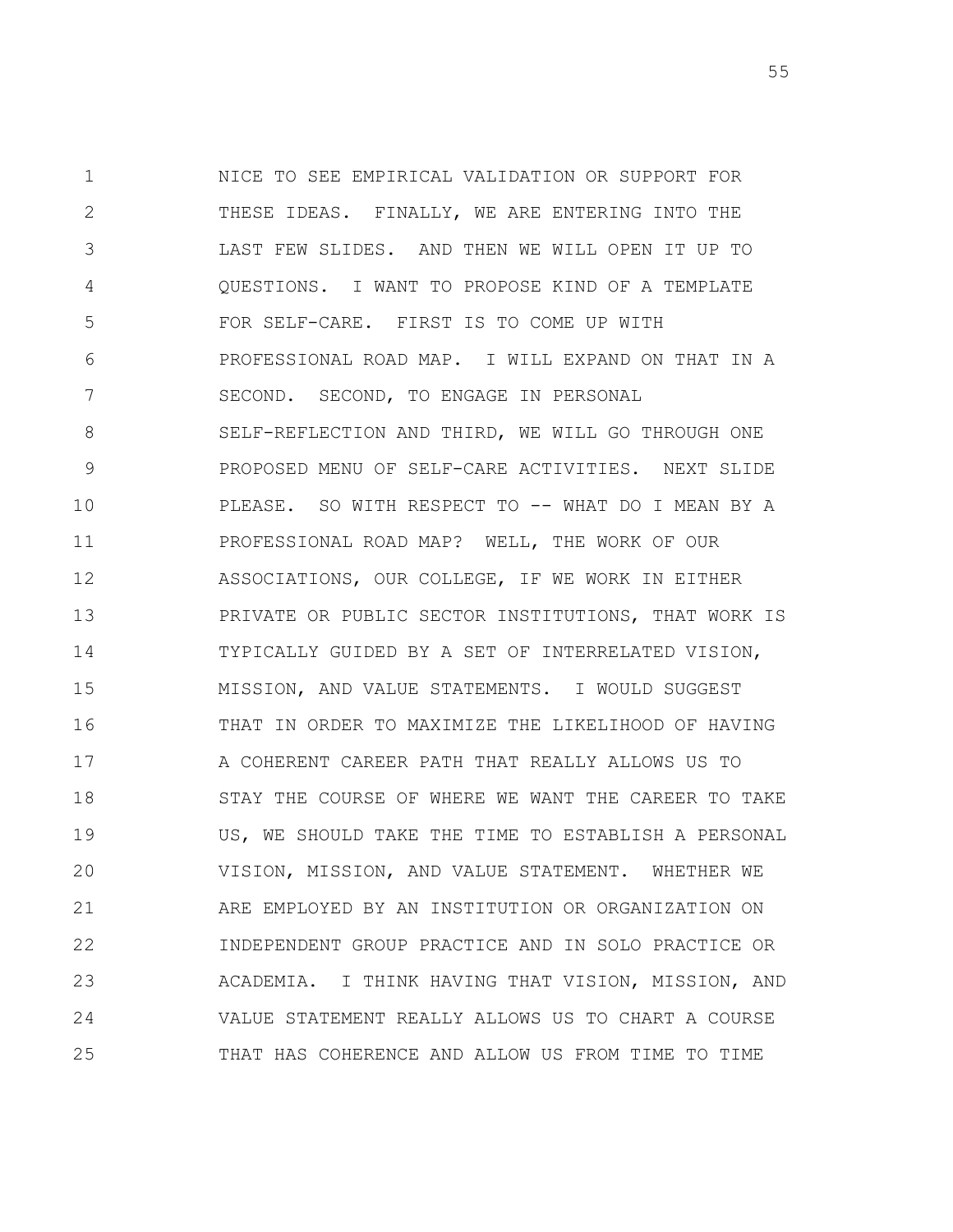NICE TO SEE EMPIRICAL VALIDATION OR SUPPORT FOR THESE IDEAS. FINALLY, WE ARE ENTERING INTO THE LAST FEW SLIDES. AND THEN WE WILL OPEN IT UP TO QUESTIONS. I WANT TO PROPOSE KIND OF A TEMPLATE FOR SELF-CARE. FIRST IS TO COME UP WITH PROFESSIONAL ROAD MAP. I WILL EXPAND ON THAT IN A SECOND. SECOND, TO ENGAGE IN PERSONAL SELF-REFLECTION AND THIRD, WE WILL GO THROUGH ONE PROPOSED MENU OF SELF-CARE ACTIVITIES. NEXT SLIDE PLEASE. SO WITH RESPECT TO -- WHAT DO I MEAN BY A PROFESSIONAL ROAD MAP? WELL, THE WORK OF OUR ASSOCIATIONS, OUR COLLEGE, IF WE WORK IN EITHER PRIVATE OR PUBLIC SECTOR INSTITUTIONS, THAT WORK IS TYPICALLY GUIDED BY A SET OF INTERRELATED VISION, MISSION, AND VALUE STATEMENTS. I WOULD SUGGEST THAT IN ORDER TO MAXIMIZE THE LIKELIHOOD OF HAVING A COHERENT CAREER PATH THAT REALLY ALLOWS US TO STAY THE COURSE OF WHERE WE WANT THE CAREER TO TAKE US, WE SHOULD TAKE THE TIME TO ESTABLISH A PERSONAL VISION, MISSION, AND VALUE STATEMENT. WHETHER WE ARE EMPLOYED BY AN INSTITUTION OR ORGANIZATION ON INDEPENDENT GROUP PRACTICE AND IN SOLO PRACTICE OR ACADEMIA. I THINK HAVING THAT VISION, MISSION, AND VALUE STATEMENT REALLY ALLOWS US TO CHART A COURSE THAT HAS COHERENCE AND ALLOW US FROM TIME TO TIME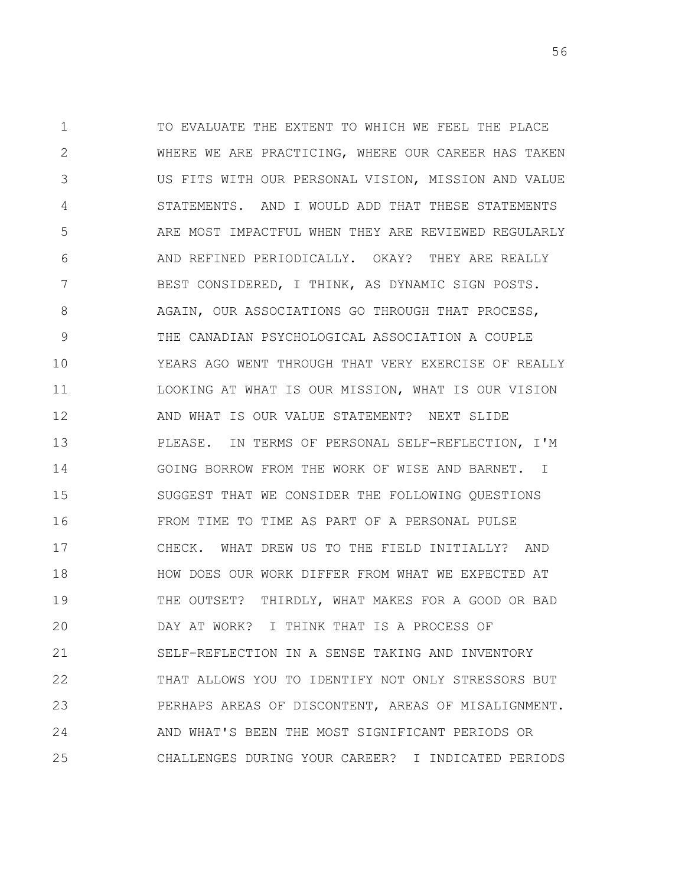TO EVALUATE THE EXTENT TO WHICH WE FEEL THE PLACE WHERE WE ARE PRACTICING, WHERE OUR CAREER HAS TAKEN US FITS WITH OUR PERSONAL VISION, MISSION AND VALUE STATEMENTS. AND I WOULD ADD THAT THESE STATEMENTS ARE MOST IMPACTFUL WHEN THEY ARE REVIEWED REGULARLY AND REFINED PERIODICALLY. OKAY? THEY ARE REALLY BEST CONSIDERED, I THINK, AS DYNAMIC SIGN POSTS. AGAIN, OUR ASSOCIATIONS GO THROUGH THAT PROCESS, THE CANADIAN PSYCHOLOGICAL ASSOCIATION A COUPLE YEARS AGO WENT THROUGH THAT VERY EXERCISE OF REALLY LOOKING AT WHAT IS OUR MISSION, WHAT IS OUR VISION AND WHAT IS OUR VALUE STATEMENT? NEXT SLIDE PLEASE. IN TERMS OF PERSONAL SELF-REFLECTION, I'M GOING BORROW FROM THE WORK OF WISE AND BARNET. I SUGGEST THAT WE CONSIDER THE FOLLOWING QUESTIONS FROM TIME TO TIME AS PART OF A PERSONAL PULSE CHECK. WHAT DREW US TO THE FIELD INITIALLY? AND HOW DOES OUR WORK DIFFER FROM WHAT WE EXPECTED AT THE OUTSET? THIRDLY, WHAT MAKES FOR A GOOD OR BAD DAY AT WORK? I THINK THAT IS A PROCESS OF SELF-REFLECTION IN A SENSE TAKING AND INVENTORY THAT ALLOWS YOU TO IDENTIFY NOT ONLY STRESSORS BUT PERHAPS AREAS OF DISCONTENT, AREAS OF MISALIGNMENT. AND WHAT'S BEEN THE MOST SIGNIFICANT PERIODS OR CHALLENGES DURING YOUR CAREER? I INDICATED PERIODS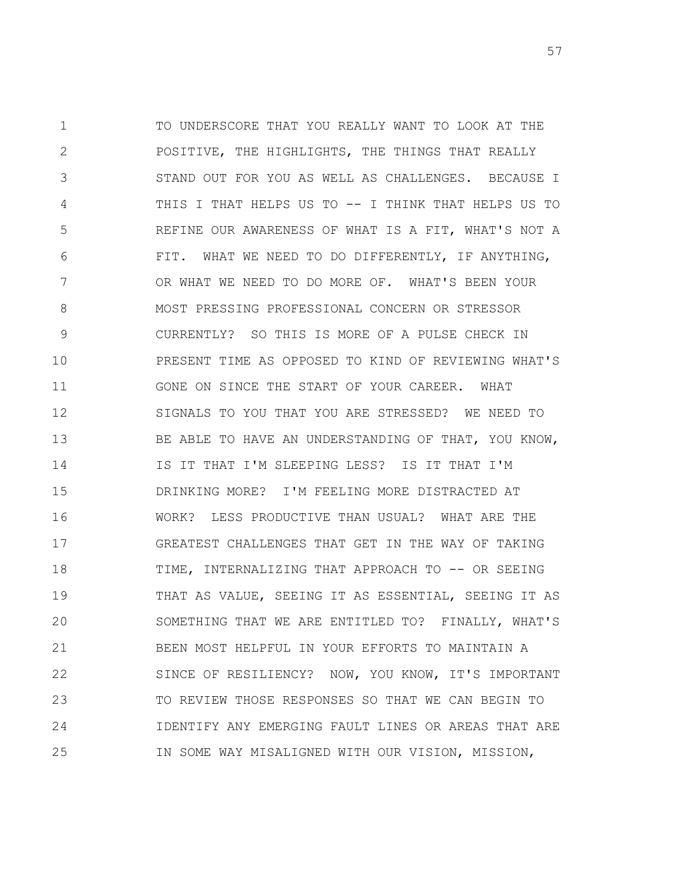TO UNDERSCORE THAT YOU REALLY WANT TO LOOK AT THE POSITIVE, THE HIGHLIGHTS, THE THINGS THAT REALLY STAND OUT FOR YOU AS WELL AS CHALLENGES. BECAUSE I THIS I THAT HELPS US TO -- I THINK THAT HELPS US TO REFINE OUR AWARENESS OF WHAT IS A FIT, WHAT'S NOT A FIT. WHAT WE NEED TO DO DIFFERENTLY, IF ANYTHING, OR WHAT WE NEED TO DO MORE OF. WHAT'S BEEN YOUR MOST PRESSING PROFESSIONAL CONCERN OR STRESSOR CURRENTLY? SO THIS IS MORE OF A PULSE CHECK IN PRESENT TIME AS OPPOSED TO KIND OF REVIEWING WHAT'S GONE ON SINCE THE START OF YOUR CAREER. WHAT SIGNALS TO YOU THAT YOU ARE STRESSED? WE NEED TO BE ABLE TO HAVE AN UNDERSTANDING OF THAT, YOU KNOW, IS IT THAT I'M SLEEPING LESS? IS IT THAT I'M DRINKING MORE? I'M FEELING MORE DISTRACTED AT WORK? LESS PRODUCTIVE THAN USUAL? WHAT ARE THE GREATEST CHALLENGES THAT GET IN THE WAY OF TAKING TIME, INTERNALIZING THAT APPROACH TO -- OR SEEING THAT AS VALUE, SEEING IT AS ESSENTIAL, SEEING IT AS SOMETHING THAT WE ARE ENTITLED TO? FINALLY, WHAT'S BEEN MOST HELPFUL IN YOUR EFFORTS TO MAINTAIN A SINCE OF RESILIENCY? NOW, YOU KNOW, IT'S IMPORTANT TO REVIEW THOSE RESPONSES SO THAT WE CAN BEGIN TO IDENTIFY ANY EMERGING FAULT LINES OR AREAS THAT ARE IN SOME WAY MISALIGNED WITH OUR VISION, MISSION,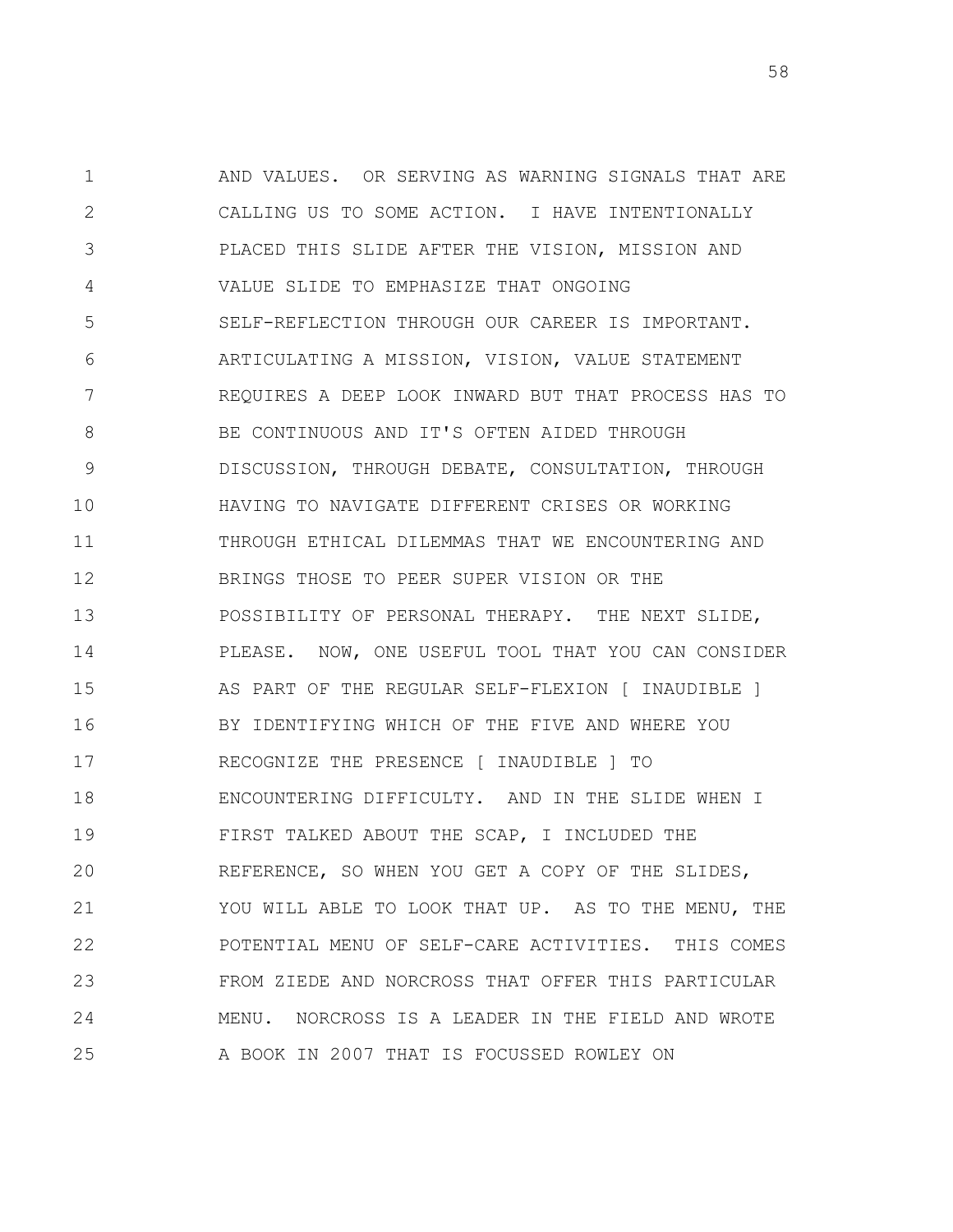AND VALUES. OR SERVING AS WARNING SIGNALS THAT ARE CALLING US TO SOME ACTION. I HAVE INTENTIONALLY PLACED THIS SLIDE AFTER THE VISION, MISSION AND VALUE SLIDE TO EMPHASIZE THAT ONGOING SELF-REFLECTION THROUGH OUR CAREER IS IMPORTANT. ARTICULATING A MISSION, VISION, VALUE STATEMENT REQUIRES A DEEP LOOK INWARD BUT THAT PROCESS HAS TO BE CONTINUOUS AND IT'S OFTEN AIDED THROUGH DISCUSSION, THROUGH DEBATE, CONSULTATION, THROUGH HAVING TO NAVIGATE DIFFERENT CRISES OR WORKING THROUGH ETHICAL DILEMMAS THAT WE ENCOUNTERING AND BRINGS THOSE TO PEER SUPER VISION OR THE POSSIBILITY OF PERSONAL THERAPY. THE NEXT SLIDE, PLEASE. NOW, ONE USEFUL TOOL THAT YOU CAN CONSIDER AS PART OF THE REGULAR SELF-FLEXION [ INAUDIBLE ] BY IDENTIFYING WHICH OF THE FIVE AND WHERE YOU RECOGNIZE THE PRESENCE [ INAUDIBLE ] TO ENCOUNTERING DIFFICULTY. AND IN THE SLIDE WHEN I FIRST TALKED ABOUT THE SCAP, I INCLUDED THE REFERENCE, SO WHEN YOU GET A COPY OF THE SLIDES, YOU WILL ABLE TO LOOK THAT UP. AS TO THE MENU, THE POTENTIAL MENU OF SELF-CARE ACTIVITIES. THIS COMES FROM ZIEDE AND NORCROSS THAT OFFER THIS PARTICULAR MENU. NORCROSS IS A LEADER IN THE FIELD AND WROTE A BOOK IN 2007 THAT IS FOCUSSED ROWLEY ON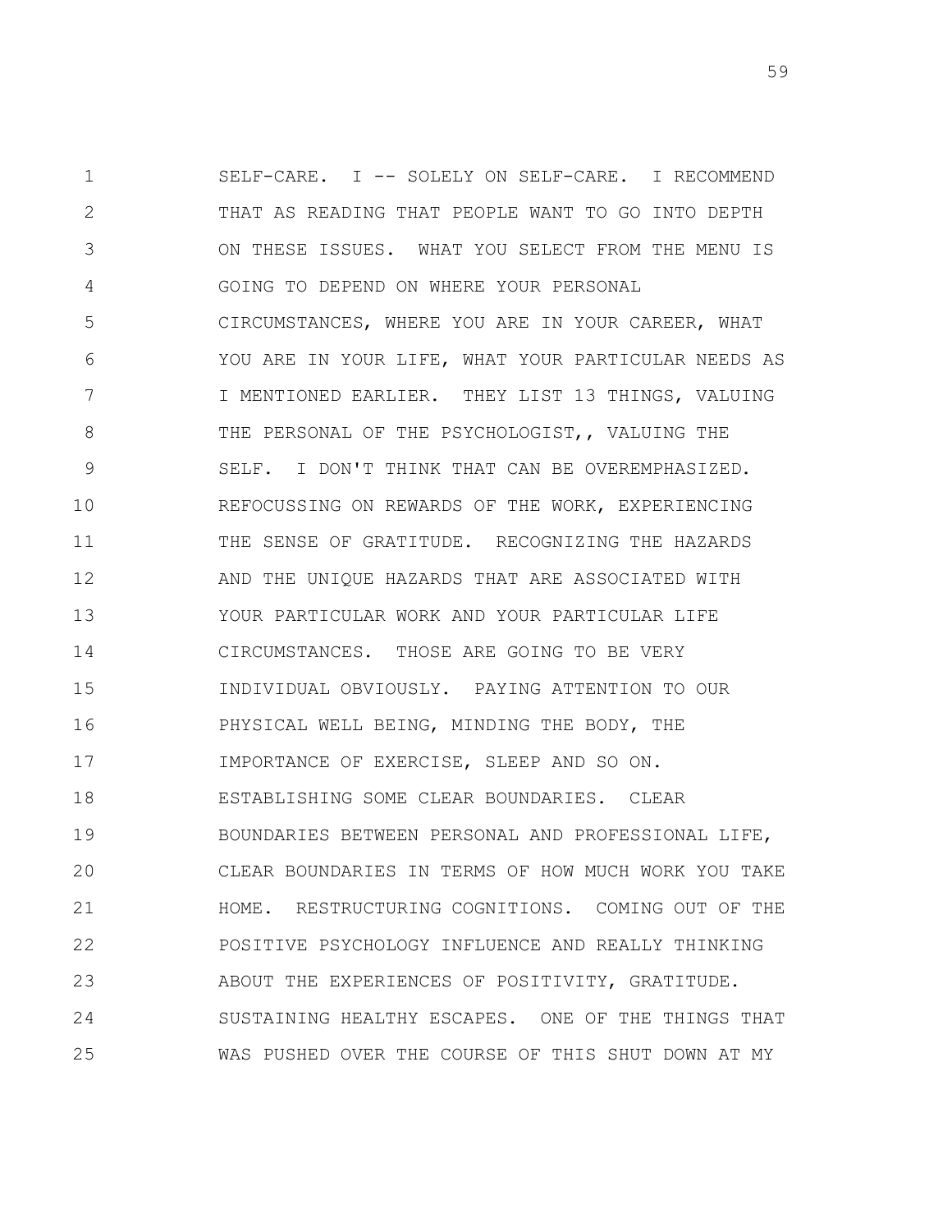SELF-CARE. I -- SOLELY ON SELF-CARE. I RECOMMEND THAT AS READING THAT PEOPLE WANT TO GO INTO DEPTH ON THESE ISSUES. WHAT YOU SELECT FROM THE MENU IS GOING TO DEPEND ON WHERE YOUR PERSONAL CIRCUMSTANCES, WHERE YOU ARE IN YOUR CAREER, WHAT YOU ARE IN YOUR LIFE, WHAT YOUR PARTICULAR NEEDS AS I MENTIONED EARLIER. THEY LIST 13 THINGS, VALUING THE PERSONAL OF THE PSYCHOLOGIST,, VALUING THE SELF. I DON'T THINK THAT CAN BE OVEREMPHASIZED. REFOCUSSING ON REWARDS OF THE WORK, EXPERIENCING THE SENSE OF GRATITUDE. RECOGNIZING THE HAZARDS AND THE UNIQUE HAZARDS THAT ARE ASSOCIATED WITH YOUR PARTICULAR WORK AND YOUR PARTICULAR LIFE CIRCUMSTANCES. THOSE ARE GOING TO BE VERY INDIVIDUAL OBVIOUSLY. PAYING ATTENTION TO OUR PHYSICAL WELL BEING, MINDING THE BODY, THE IMPORTANCE OF EXERCISE, SLEEP AND SO ON. ESTABLISHING SOME CLEAR BOUNDARIES. CLEAR BOUNDARIES BETWEEN PERSONAL AND PROFESSIONAL LIFE, CLEAR BOUNDARIES IN TERMS OF HOW MUCH WORK YOU TAKE HOME. RESTRUCTURING COGNITIONS. COMING OUT OF THE POSITIVE PSYCHOLOGY INFLUENCE AND REALLY THINKING ABOUT THE EXPERIENCES OF POSITIVITY, GRATITUDE. SUSTAINING HEALTHY ESCAPES. ONE OF THE THINGS THAT WAS PUSHED OVER THE COURSE OF THIS SHUT DOWN AT MY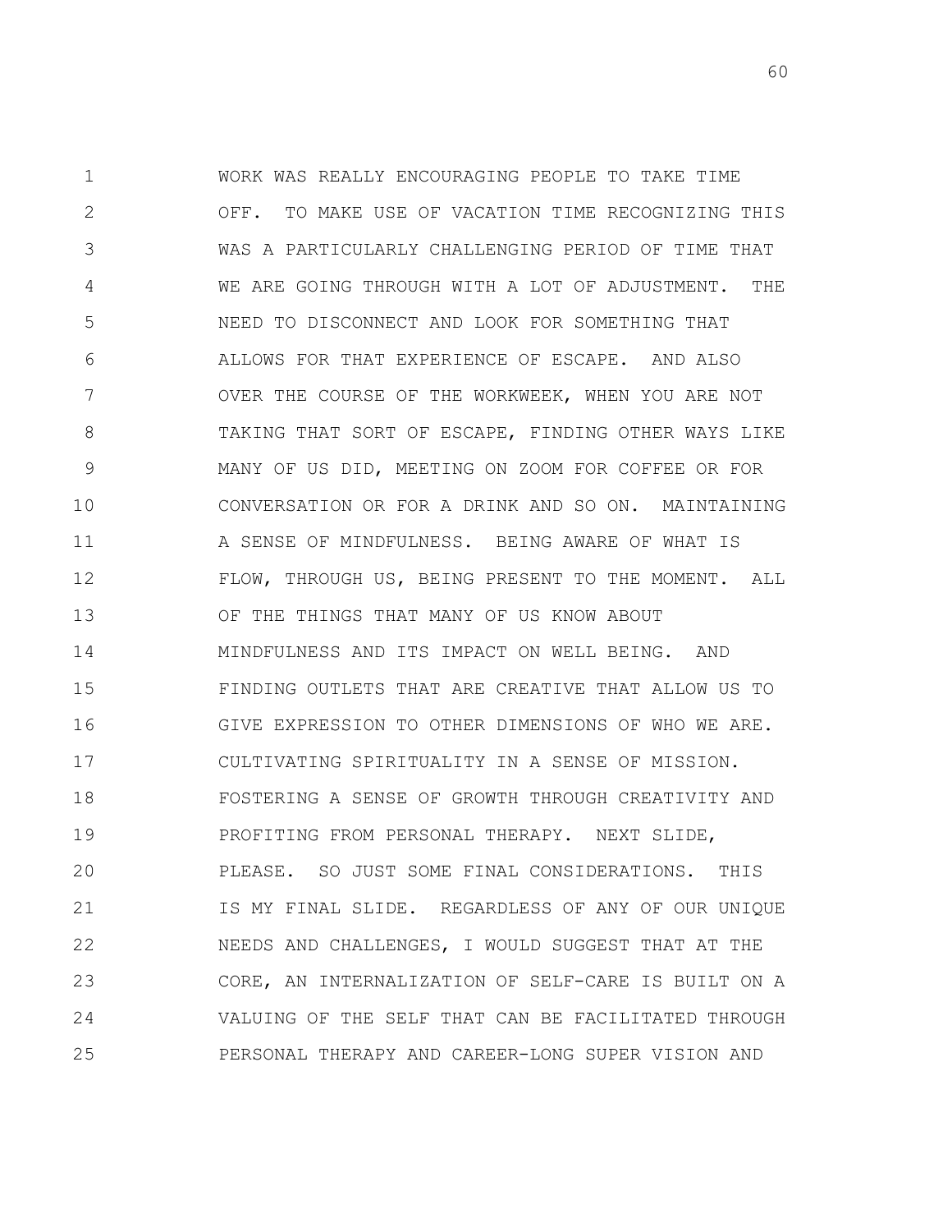WORK WAS REALLY ENCOURAGING PEOPLE TO TAKE TIME OFF. TO MAKE USE OF VACATION TIME RECOGNIZING THIS WAS A PARTICULARLY CHALLENGING PERIOD OF TIME THAT WE ARE GOING THROUGH WITH A LOT OF ADJUSTMENT. THE NEED TO DISCONNECT AND LOOK FOR SOMETHING THAT ALLOWS FOR THAT EXPERIENCE OF ESCAPE. AND ALSO OVER THE COURSE OF THE WORKWEEK, WHEN YOU ARE NOT TAKING THAT SORT OF ESCAPE, FINDING OTHER WAYS LIKE MANY OF US DID, MEETING ON ZOOM FOR COFFEE OR FOR CONVERSATION OR FOR A DRINK AND SO ON. MAINTAINING A SENSE OF MINDFULNESS. BEING AWARE OF WHAT IS FLOW, THROUGH US, BEING PRESENT TO THE MOMENT. ALL OF THE THINGS THAT MANY OF US KNOW ABOUT MINDFULNESS AND ITS IMPACT ON WELL BEING. AND FINDING OUTLETS THAT ARE CREATIVE THAT ALLOW US TO GIVE EXPRESSION TO OTHER DIMENSIONS OF WHO WE ARE. CULTIVATING SPIRITUALITY IN A SENSE OF MISSION. FOSTERING A SENSE OF GROWTH THROUGH CREATIVITY AND PROFITING FROM PERSONAL THERAPY. NEXT SLIDE, PLEASE. SO JUST SOME FINAL CONSIDERATIONS. THIS IS MY FINAL SLIDE. REGARDLESS OF ANY OF OUR UNIQUE NEEDS AND CHALLENGES, I WOULD SUGGEST THAT AT THE CORE, AN INTERNALIZATION OF SELF-CARE IS BUILT ON A VALUING OF THE SELF THAT CAN BE FACILITATED THROUGH PERSONAL THERAPY AND CAREER-LONG SUPER VISION AND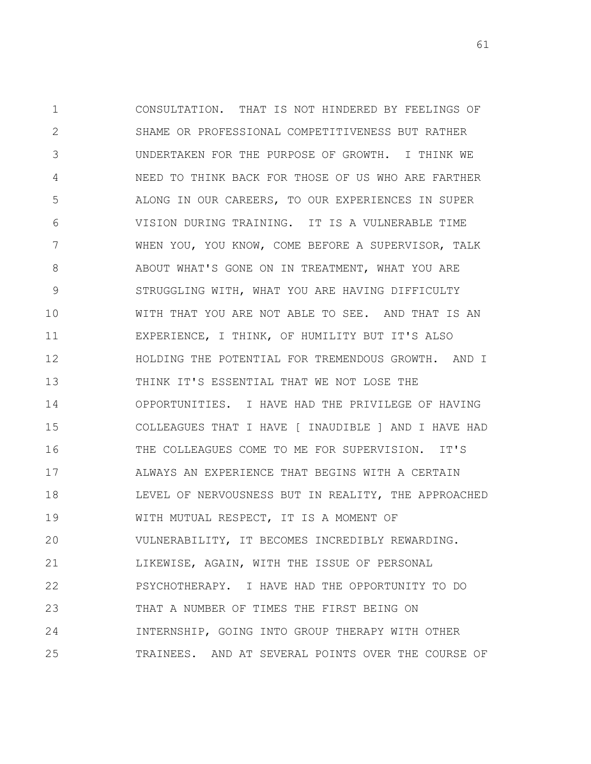CONSULTATION. THAT IS NOT HINDERED BY FEELINGS OF SHAME OR PROFESSIONAL COMPETITIVENESS BUT RATHER UNDERTAKEN FOR THE PURPOSE OF GROWTH. I THINK WE NEED TO THINK BACK FOR THOSE OF US WHO ARE FARTHER ALONG IN OUR CAREERS, TO OUR EXPERIENCES IN SUPER VISION DURING TRAINING. IT IS A VULNERABLE TIME WHEN YOU, YOU KNOW, COME BEFORE A SUPERVISOR, TALK ABOUT WHAT'S GONE ON IN TREATMENT, WHAT YOU ARE STRUGGLING WITH, WHAT YOU ARE HAVING DIFFICULTY WITH THAT YOU ARE NOT ABLE TO SEE. AND THAT IS AN EXPERIENCE, I THINK, OF HUMILITY BUT IT'S ALSO HOLDING THE POTENTIAL FOR TREMENDOUS GROWTH. AND I THINK IT'S ESSENTIAL THAT WE NOT LOSE THE OPPORTUNITIES. I HAVE HAD THE PRIVILEGE OF HAVING COLLEAGUES THAT I HAVE [ INAUDIBLE ] AND I HAVE HAD THE COLLEAGUES COME TO ME FOR SUPERVISION. IT'S ALWAYS AN EXPERIENCE THAT BEGINS WITH A CERTAIN LEVEL OF NERVOUSNESS BUT IN REALITY, THE APPROACHED WITH MUTUAL RESPECT, IT IS A MOMENT OF VULNERABILITY, IT BECOMES INCREDIBLY REWARDING. LIKEWISE, AGAIN, WITH THE ISSUE OF PERSONAL PSYCHOTHERAPY. I HAVE HAD THE OPPORTUNITY TO DO THAT A NUMBER OF TIMES THE FIRST BEING ON INTERNSHIP, GOING INTO GROUP THERAPY WITH OTHER TRAINEES. AND AT SEVERAL POINTS OVER THE COURSE OF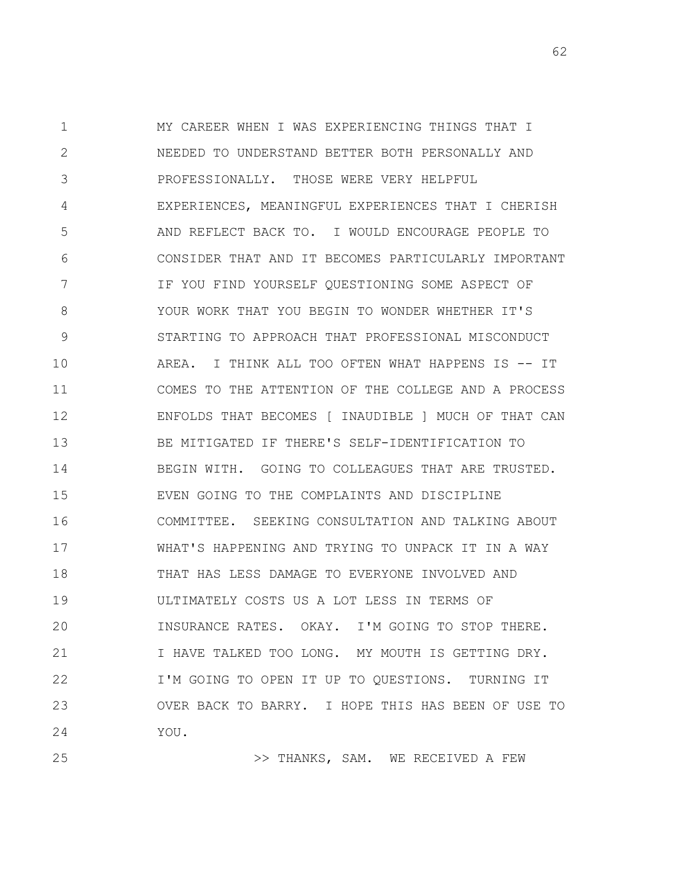MY CAREER WHEN I WAS EXPERIENCING THINGS THAT I NEEDED TO UNDERSTAND BETTER BOTH PERSONALLY AND PROFESSIONALLY. THOSE WERE VERY HELPFUL EXPERIENCES, MEANINGFUL EXPERIENCES THAT I CHERISH AND REFLECT BACK TO. I WOULD ENCOURAGE PEOPLE TO CONSIDER THAT AND IT BECOMES PARTICULARLY IMPORTANT IF YOU FIND YOURSELF QUESTIONING SOME ASPECT OF YOUR WORK THAT YOU BEGIN TO WONDER WHETHER IT'S STARTING TO APPROACH THAT PROFESSIONAL MISCONDUCT AREA. I THINK ALL TOO OFTEN WHAT HAPPENS IS -- IT COMES TO THE ATTENTION OF THE COLLEGE AND A PROCESS ENFOLDS THAT BECOMES [ INAUDIBLE ] MUCH OF THAT CAN BE MITIGATED IF THERE'S SELF-IDENTIFICATION TO BEGIN WITH. GOING TO COLLEAGUES THAT ARE TRUSTED. EVEN GOING TO THE COMPLAINTS AND DISCIPLINE COMMITTEE. SEEKING CONSULTATION AND TALKING ABOUT WHAT'S HAPPENING AND TRYING TO UNPACK IT IN A WAY THAT HAS LESS DAMAGE TO EVERYONE INVOLVED AND ULTIMATELY COSTS US A LOT LESS IN TERMS OF INSURANCE RATES. OKAY. I'M GOING TO STOP THERE. I HAVE TALKED TOO LONG. MY MOUTH IS GETTING DRY. I'M GOING TO OPEN IT UP TO QUESTIONS. TURNING IT OVER BACK TO BARRY. I HOPE THIS HAS BEEN OF USE TO YOU.

>> THANKS, SAM. WE RECEIVED A FEW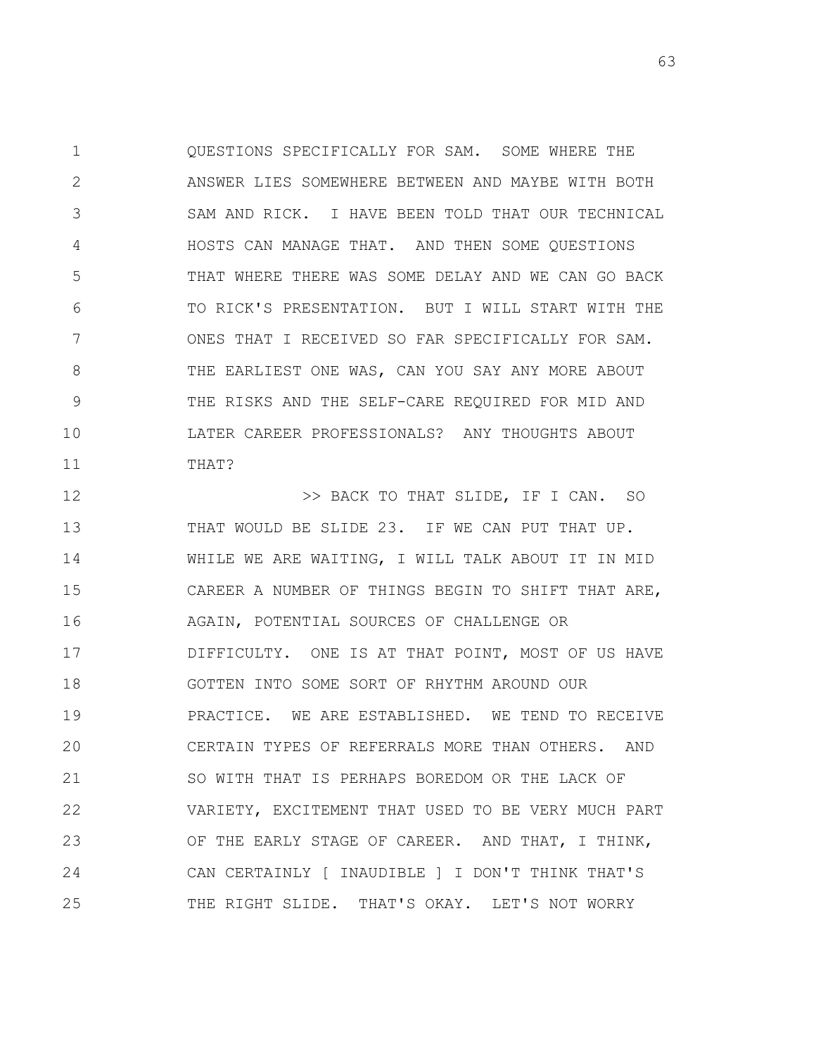QUESTIONS SPECIFICALLY FOR SAM. SOME WHERE THE ANSWER LIES SOMEWHERE BETWEEN AND MAYBE WITH BOTH SAM AND RICK. I HAVE BEEN TOLD THAT OUR TECHNICAL HOSTS CAN MANAGE THAT. AND THEN SOME QUESTIONS THAT WHERE THERE WAS SOME DELAY AND WE CAN GO BACK TO RICK'S PRESENTATION. BUT I WILL START WITH THE ONES THAT I RECEIVED SO FAR SPECIFICALLY FOR SAM. THE EARLIEST ONE WAS, CAN YOU SAY ANY MORE ABOUT THE RISKS AND THE SELF-CARE REQUIRED FOR MID AND LATER CAREER PROFESSIONALS? ANY THOUGHTS ABOUT THAT?

>> BACK TO THAT SLIDE, IF I CAN. SO THAT WOULD BE SLIDE 23. IF WE CAN PUT THAT UP. WHILE WE ARE WAITING, I WILL TALK ABOUT IT IN MID CAREER A NUMBER OF THINGS BEGIN TO SHIFT THAT ARE, AGAIN, POTENTIAL SOURCES OF CHALLENGE OR DIFFICULTY. ONE IS AT THAT POINT, MOST OF US HAVE GOTTEN INTO SOME SORT OF RHYTHM AROUND OUR PRACTICE. WE ARE ESTABLISHED. WE TEND TO RECEIVE CERTAIN TYPES OF REFERRALS MORE THAN OTHERS. AND SO WITH THAT IS PERHAPS BOREDOM OR THE LACK OF VARIETY, EXCITEMENT THAT USED TO BE VERY MUCH PART OF THE EARLY STAGE OF CAREER. AND THAT, I THINK, CAN CERTAINLY [ INAUDIBLE ] I DON'T THINK THAT'S THE RIGHT SLIDE. THAT'S OKAY. LET'S NOT WORRY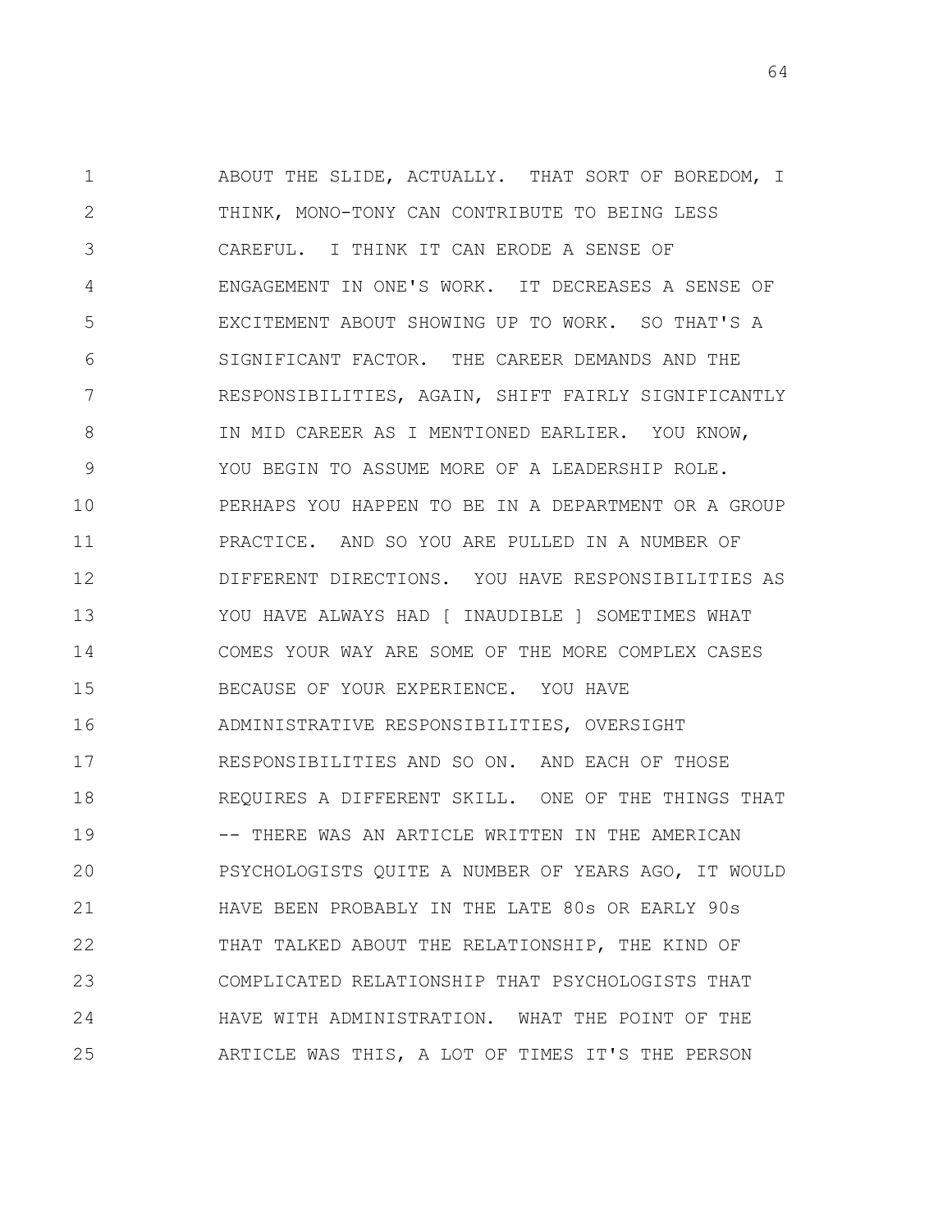ABOUT THE SLIDE, ACTUALLY. THAT SORT OF BOREDOM, I THINK, MONO-TONY CAN CONTRIBUTE TO BEING LESS CAREFUL. I THINK IT CAN ERODE A SENSE OF ENGAGEMENT IN ONE'S WORK. IT DECREASES A SENSE OF EXCITEMENT ABOUT SHOWING UP TO WORK. SO THAT'S A SIGNIFICANT FACTOR. THE CAREER DEMANDS AND THE RESPONSIBILITIES, AGAIN, SHIFT FAIRLY SIGNIFICANTLY IN MID CAREER AS I MENTIONED EARLIER. YOU KNOW, YOU BEGIN TO ASSUME MORE OF A LEADERSHIP ROLE. PERHAPS YOU HAPPEN TO BE IN A DEPARTMENT OR A GROUP PRACTICE. AND SO YOU ARE PULLED IN A NUMBER OF DIFFERENT DIRECTIONS. YOU HAVE RESPONSIBILITIES AS YOU HAVE ALWAYS HAD [ INAUDIBLE ] SOMETIMES WHAT COMES YOUR WAY ARE SOME OF THE MORE COMPLEX CASES BECAUSE OF YOUR EXPERIENCE. YOU HAVE ADMINISTRATIVE RESPONSIBILITIES, OVERSIGHT RESPONSIBILITIES AND SO ON. AND EACH OF THOSE REQUIRES A DIFFERENT SKILL. ONE OF THE THINGS THAT -- THERE WAS AN ARTICLE WRITTEN IN THE AMERICAN PSYCHOLOGISTS QUITE A NUMBER OF YEARS AGO, IT WOULD HAVE BEEN PROBABLY IN THE LATE 80s OR EARLY 90s THAT TALKED ABOUT THE RELATIONSHIP, THE KIND OF COMPLICATED RELATIONSHIP THAT PSYCHOLOGISTS THAT HAVE WITH ADMINISTRATION. WHAT THE POINT OF THE ARTICLE WAS THIS, A LOT OF TIMES IT'S THE PERSON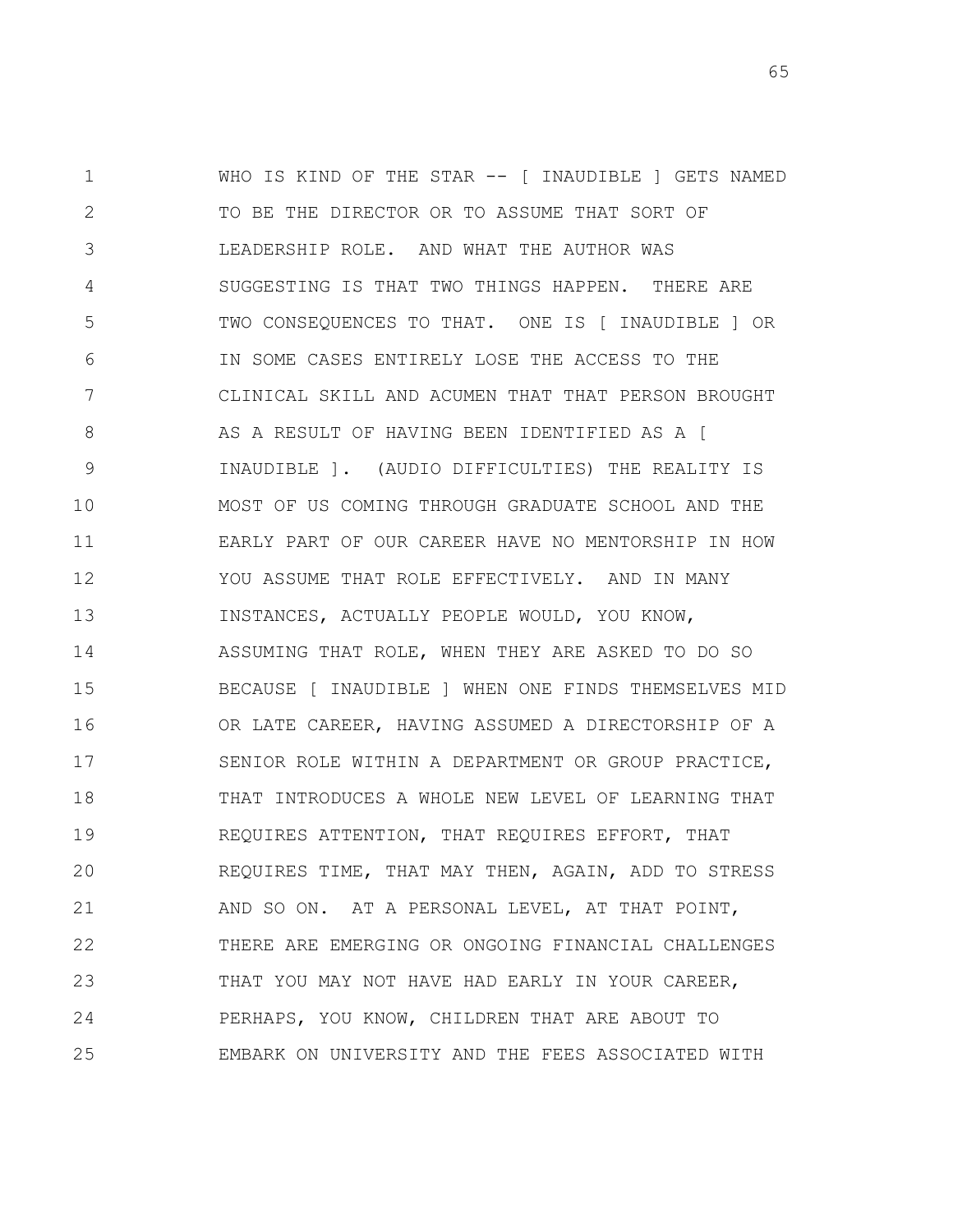WHO IS KIND OF THE STAR -- [ INAUDIBLE ] GETS NAMED TO BE THE DIRECTOR OR TO ASSUME THAT SORT OF LEADERSHIP ROLE. AND WHAT THE AUTHOR WAS SUGGESTING IS THAT TWO THINGS HAPPEN. THERE ARE TWO CONSEQUENCES TO THAT. ONE IS [ INAUDIBLE ] OR IN SOME CASES ENTIRELY LOSE THE ACCESS TO THE CLINICAL SKILL AND ACUMEN THAT THAT PERSON BROUGHT AS A RESULT OF HAVING BEEN IDENTIFIED AS A [ INAUDIBLE ]. (AUDIO DIFFICULTIES) THE REALITY IS MOST OF US COMING THROUGH GRADUATE SCHOOL AND THE EARLY PART OF OUR CAREER HAVE NO MENTORSHIP IN HOW YOU ASSUME THAT ROLE EFFECTIVELY. AND IN MANY INSTANCES, ACTUALLY PEOPLE WOULD, YOU KNOW, ASSUMING THAT ROLE, WHEN THEY ARE ASKED TO DO SO BECAUSE [ INAUDIBLE ] WHEN ONE FINDS THEMSELVES MID OR LATE CAREER, HAVING ASSUMED A DIRECTORSHIP OF A SENIOR ROLE WITHIN A DEPARTMENT OR GROUP PRACTICE, THAT INTRODUCES A WHOLE NEW LEVEL OF LEARNING THAT REQUIRES ATTENTION, THAT REQUIRES EFFORT, THAT REQUIRES TIME, THAT MAY THEN, AGAIN, ADD TO STRESS AND SO ON. AT A PERSONAL LEVEL, AT THAT POINT, THERE ARE EMERGING OR ONGOING FINANCIAL CHALLENGES THAT YOU MAY NOT HAVE HAD EARLY IN YOUR CAREER, PERHAPS, YOU KNOW, CHILDREN THAT ARE ABOUT TO EMBARK ON UNIVERSITY AND THE FEES ASSOCIATED WITH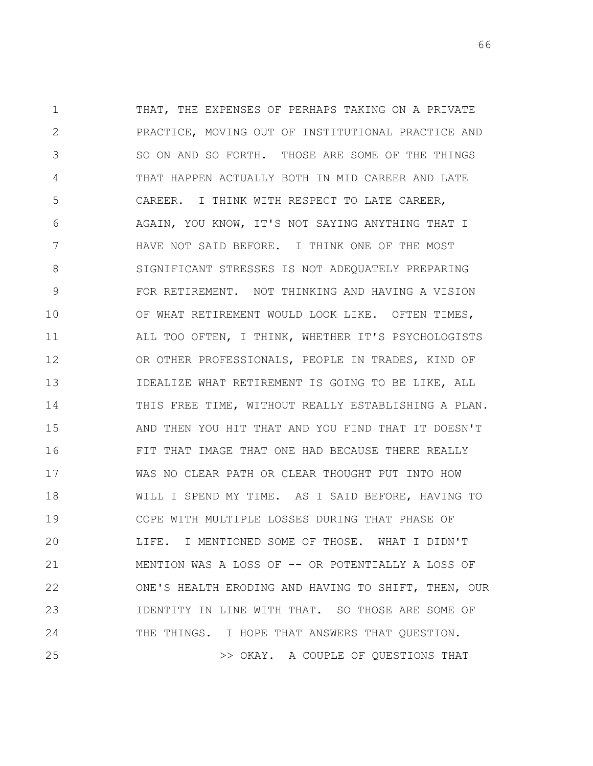THAT, THE EXPENSES OF PERHAPS TAKING ON A PRIVATE PRACTICE, MOVING OUT OF INSTITUTIONAL PRACTICE AND SO ON AND SO FORTH. THOSE ARE SOME OF THE THINGS THAT HAPPEN ACTUALLY BOTH IN MID CAREER AND LATE CAREER. I THINK WITH RESPECT TO LATE CAREER, AGAIN, YOU KNOW, IT'S NOT SAYING ANYTHING THAT I HAVE NOT SAID BEFORE. I THINK ONE OF THE MOST SIGNIFICANT STRESSES IS NOT ADEQUATELY PREPARING FOR RETIREMENT. NOT THINKING AND HAVING A VISION OF WHAT RETIREMENT WOULD LOOK LIKE. OFTEN TIMES, ALL TOO OFTEN, I THINK, WHETHER IT'S PSYCHOLOGISTS OR OTHER PROFESSIONALS, PEOPLE IN TRADES, KIND OF IDEALIZE WHAT RETIREMENT IS GOING TO BE LIKE, ALL THIS FREE TIME, WITHOUT REALLY ESTABLISHING A PLAN. AND THEN YOU HIT THAT AND YOU FIND THAT IT DOESN'T FIT THAT IMAGE THAT ONE HAD BECAUSE THERE REALLY WAS NO CLEAR PATH OR CLEAR THOUGHT PUT INTO HOW WILL I SPEND MY TIME. AS I SAID BEFORE, HAVING TO COPE WITH MULTIPLE LOSSES DURING THAT PHASE OF LIFE. I MENTIONED SOME OF THOSE. WHAT I DIDN'T MENTION WAS A LOSS OF -- OR POTENTIALLY A LOSS OF ONE'S HEALTH ERODING AND HAVING TO SHIFT, THEN, OUR IDENTITY IN LINE WITH THAT. SO THOSE ARE SOME OF THE THINGS. I HOPE THAT ANSWERS THAT QUESTION.

>> OKAY. A COUPLE OF QUESTIONS THAT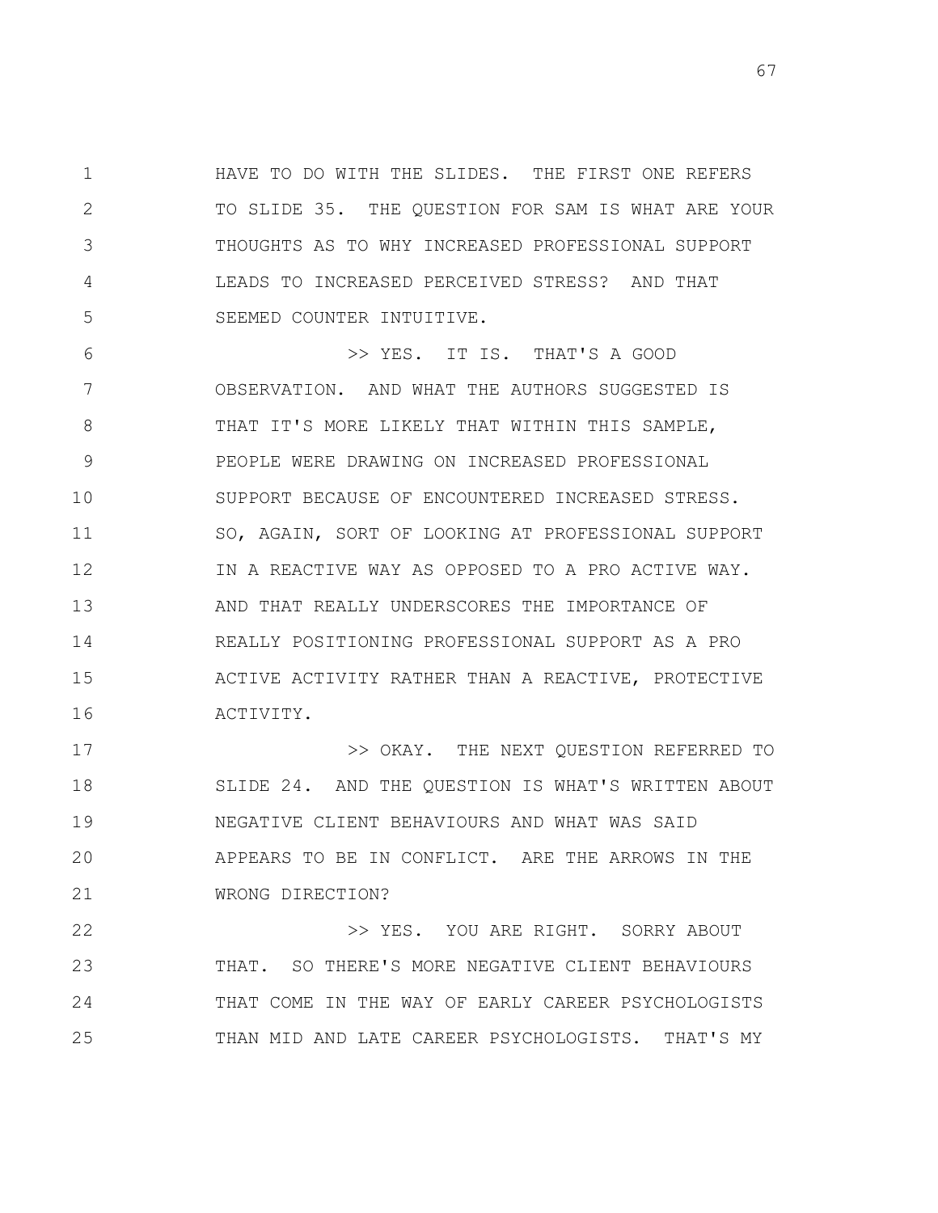HAVE TO DO WITH THE SLIDES. THE FIRST ONE REFERS TO SLIDE 35. THE QUESTION FOR SAM IS WHAT ARE YOUR THOUGHTS AS TO WHY INCREASED PROFESSIONAL SUPPORT LEADS TO INCREASED PERCEIVED STRESS? AND THAT SEEMED COUNTER INTUITIVE.

>> YES. IT IS. THAT'S A GOOD OBSERVATION. AND WHAT THE AUTHORS SUGGESTED IS THAT IT'S MORE LIKELY THAT WITHIN THIS SAMPLE, PEOPLE WERE DRAWING ON INCREASED PROFESSIONAL SUPPORT BECAUSE OF ENCOUNTERED INCREASED STRESS. SO, AGAIN, SORT OF LOOKING AT PROFESSIONAL SUPPORT IN A REACTIVE WAY AS OPPOSED TO A PRO ACTIVE WAY. AND THAT REALLY UNDERSCORES THE IMPORTANCE OF REALLY POSITIONING PROFESSIONAL SUPPORT AS A PRO ACTIVE ACTIVITY RATHER THAN A REACTIVE, PROTECTIVE ACTIVITY.

>> OKAY. THE NEXT QUESTION REFERRED TO SLIDE 24. AND THE QUESTION IS WHAT'S WRITTEN ABOUT NEGATIVE CLIENT BEHAVIOURS AND WHAT WAS SAID APPEARS TO BE IN CONFLICT. ARE THE ARROWS IN THE WRONG DIRECTION?

>> YES. YOU ARE RIGHT. SORRY ABOUT THAT. SO THERE'S MORE NEGATIVE CLIENT BEHAVIOURS THAT COME IN THE WAY OF EARLY CAREER PSYCHOLOGISTS THAN MID AND LATE CAREER PSYCHOLOGISTS. THAT'S MY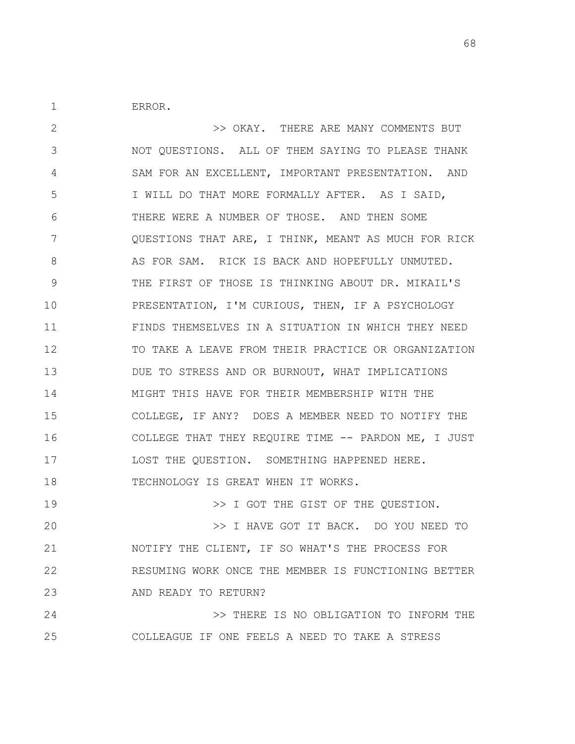ERROR.

>> OKAY. THERE ARE MANY COMMENTS BUT NOT QUESTIONS. ALL OF THEM SAYING TO PLEASE THANK SAM FOR AN EXCELLENT, IMPORTANT PRESENTATION. AND I WILL DO THAT MORE FORMALLY AFTER. AS I SAID, THERE WERE A NUMBER OF THOSE. AND THEN SOME QUESTIONS THAT ARE, I THINK, MEANT AS MUCH FOR RICK AS FOR SAM. RICK IS BACK AND HOPEFULLY UNMUTED. THE FIRST OF THOSE IS THINKING ABOUT DR. MIKAIL'S PRESENTATION, I'M CURIOUS, THEN, IF A PSYCHOLOGY FINDS THEMSELVES IN A SITUATION IN WHICH THEY NEED TO TAKE A LEAVE FROM THEIR PRACTICE OR ORGANIZATION DUE TO STRESS AND OR BURNOUT, WHAT IMPLICATIONS MIGHT THIS HAVE FOR THEIR MEMBERSHIP WITH THE COLLEGE, IF ANY? DOES A MEMBER NEED TO NOTIFY THE COLLEGE THAT THEY REQUIRE TIME -- PARDON ME, I JUST LOST THE QUESTION. SOMETHING HAPPENED HERE. TECHNOLOGY IS GREAT WHEN IT WORKS.

>> I GOT THE GIST OF THE QUESTION.

>> I HAVE GOT IT BACK. DO YOU NEED TO NOTIFY THE CLIENT, IF SO WHAT'S THE PROCESS FOR RESUMING WORK ONCE THE MEMBER IS FUNCTIONING BETTER AND READY TO RETURN?

>> THERE IS NO OBLIGATION TO INFORM THE COLLEAGUE IF ONE FEELS A NEED TO TAKE A STRESS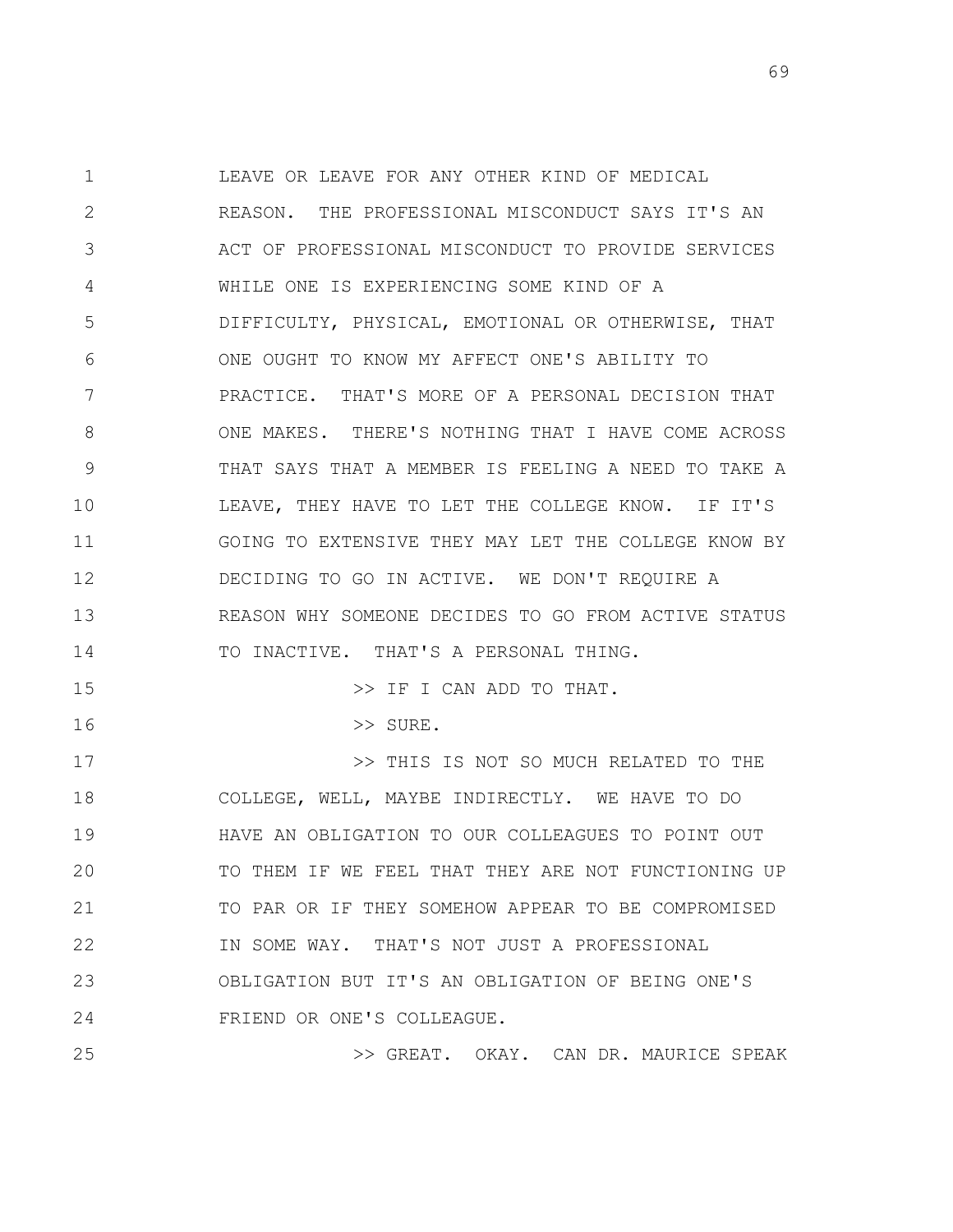LEAVE OR LEAVE FOR ANY OTHER KIND OF MEDICAL REASON. THE PROFESSIONAL MISCONDUCT SAYS IT'S AN ACT OF PROFESSIONAL MISCONDUCT TO PROVIDE SERVICES WHILE ONE IS EXPERIENCING SOME KIND OF A DIFFICULTY, PHYSICAL, EMOTIONAL OR OTHERWISE, THAT ONE OUGHT TO KNOW MY AFFECT ONE'S ABILITY TO PRACTICE. THAT'S MORE OF A PERSONAL DECISION THAT ONE MAKES. THERE'S NOTHING THAT I HAVE COME ACROSS THAT SAYS THAT A MEMBER IS FEELING A NEED TO TAKE A LEAVE, THEY HAVE TO LET THE COLLEGE KNOW. IF IT'S GOING TO EXTENSIVE THEY MAY LET THE COLLEGE KNOW BY DECIDING TO GO IN ACTIVE. WE DON'T REQUIRE A REASON WHY SOMEONE DECIDES TO GO FROM ACTIVE STATUS TO INACTIVE. THAT'S A PERSONAL THING.

>> IF I CAN ADD TO THAT.

>> SURE.

>> THIS IS NOT SO MUCH RELATED TO THE COLLEGE, WELL, MAYBE INDIRECTLY. WE HAVE TO DO HAVE AN OBLIGATION TO OUR COLLEAGUES TO POINT OUT TO THEM IF WE FEEL THAT THEY ARE NOT FUNCTIONING UP TO PAR OR IF THEY SOMEHOW APPEAR TO BE COMPROMISED IN SOME WAY. THAT'S NOT JUST A PROFESSIONAL OBLIGATION BUT IT'S AN OBLIGATION OF BEING ONE'S FRIEND OR ONE'S COLLEAGUE.

>> GREAT. OKAY. CAN DR. MAURICE SPEAK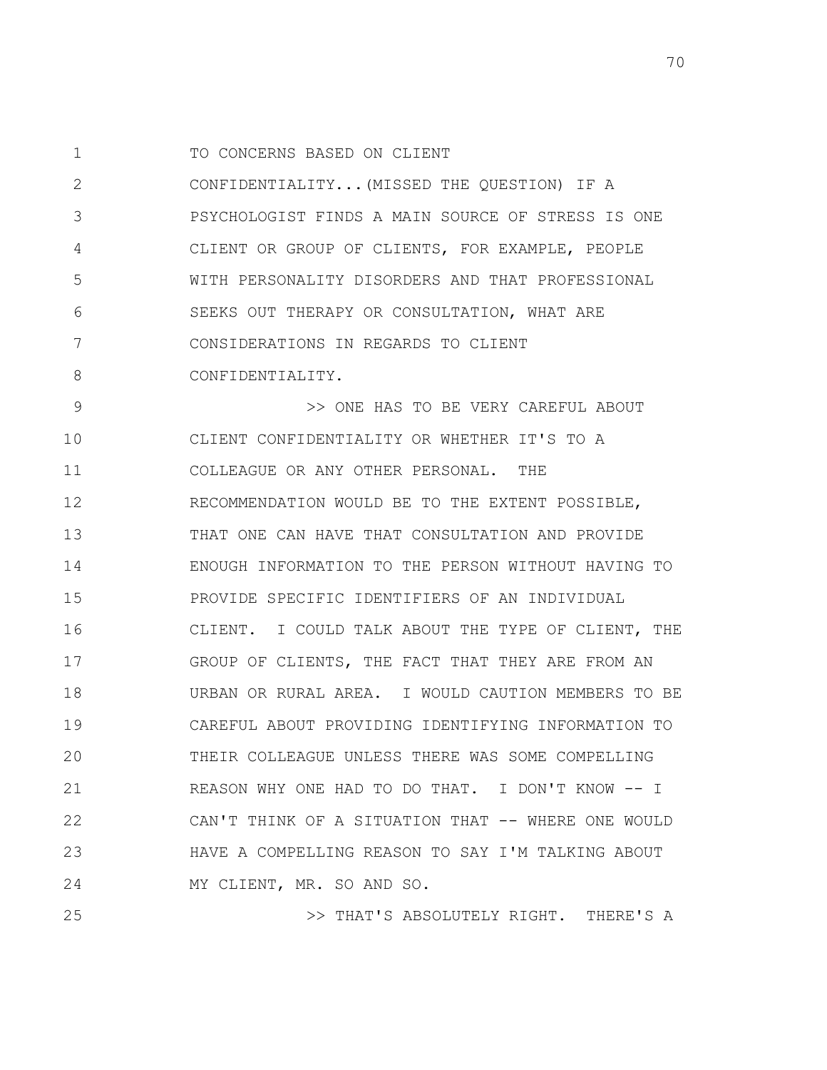TO CONCERNS BASED ON CLIENT CONFIDENTIALITY...(MISSED THE QUESTION) IF A PSYCHOLOGIST FINDS A MAIN SOURCE OF STRESS IS ONE CLIENT OR GROUP OF CLIENTS, FOR EXAMPLE, PEOPLE WITH PERSONALITY DISORDERS AND THAT PROFESSIONAL SEEKS OUT THERAPY OR CONSULTATION, WHAT ARE CONSIDERATIONS IN REGARDS TO CLIENT CONFIDENTIALITY.

>> ONE HAS TO BE VERY CAREFUL ABOUT CLIENT CONFIDENTIALITY OR WHETHER IT'S TO A COLLEAGUE OR ANY OTHER PERSONAL. THE RECOMMENDATION WOULD BE TO THE EXTENT POSSIBLE, THAT ONE CAN HAVE THAT CONSULTATION AND PROVIDE ENOUGH INFORMATION TO THE PERSON WITHOUT HAVING TO PROVIDE SPECIFIC IDENTIFIERS OF AN INDIVIDUAL CLIENT. I COULD TALK ABOUT THE TYPE OF CLIENT, THE GROUP OF CLIENTS, THE FACT THAT THEY ARE FROM AN URBAN OR RURAL AREA. I WOULD CAUTION MEMBERS TO BE CAREFUL ABOUT PROVIDING IDENTIFYING INFORMATION TO THEIR COLLEAGUE UNLESS THERE WAS SOME COMPELLING REASON WHY ONE HAD TO DO THAT. I DON'T KNOW -- I CAN'T THINK OF A SITUATION THAT -- WHERE ONE WOULD HAVE A COMPELLING REASON TO SAY I'M TALKING ABOUT MY CLIENT, MR. SO AND SO.

>> THAT'S ABSOLUTELY RIGHT. THERE'S A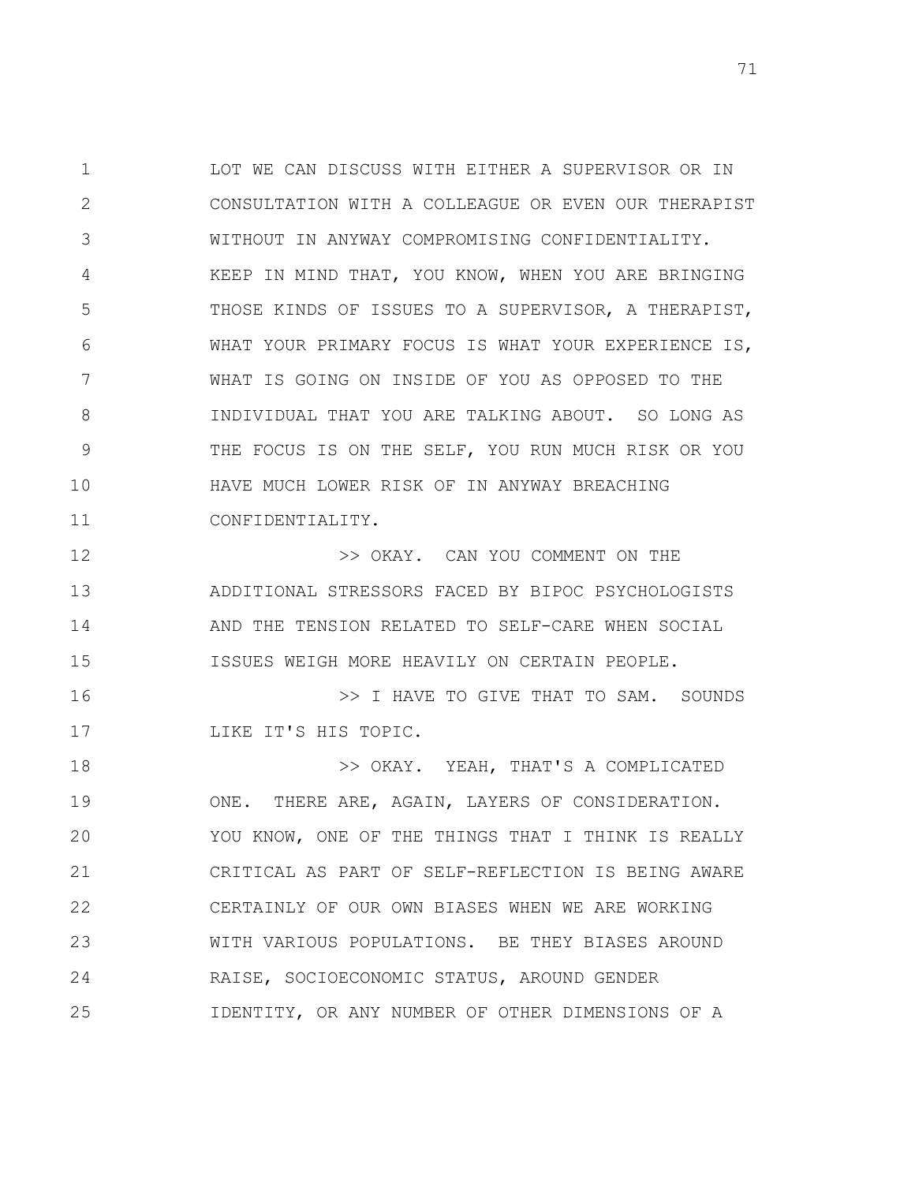LOT WE CAN DISCUSS WITH EITHER A SUPERVISOR OR IN CONSULTATION WITH A COLLEAGUE OR EVEN OUR THERAPIST WITHOUT IN ANYWAY COMPROMISING CONFIDENTIALITY. KEEP IN MIND THAT, YOU KNOW, WHEN YOU ARE BRINGING THOSE KINDS OF ISSUES TO A SUPERVISOR, A THERAPIST, WHAT YOUR PRIMARY FOCUS IS WHAT YOUR EXPERIENCE IS, WHAT IS GOING ON INSIDE OF YOU AS OPPOSED TO THE INDIVIDUAL THAT YOU ARE TALKING ABOUT. SO LONG AS THE FOCUS IS ON THE SELF, YOU RUN MUCH RISK OR YOU HAVE MUCH LOWER RISK OF IN ANYWAY BREACHING CONFIDENTIALITY.

>> OKAY. CAN YOU COMMENT ON THE ADDITIONAL STRESSORS FACED BY BIPOC PSYCHOLOGISTS AND THE TENSION RELATED TO SELF-CARE WHEN SOCIAL ISSUES WEIGH MORE HEAVILY ON CERTAIN PEOPLE.

>> I HAVE TO GIVE THAT TO SAM. SOUNDS LIKE IT'S HIS TOPIC.

>> OKAY. YEAH, THAT'S A COMPLICATED ONE. THERE ARE, AGAIN, LAYERS OF CONSIDERATION. YOU KNOW, ONE OF THE THINGS THAT I THINK IS REALLY CRITICAL AS PART OF SELF-REFLECTION IS BEING AWARE CERTAINLY OF OUR OWN BIASES WHEN WE ARE WORKING WITH VARIOUS POPULATIONS. BE THEY BIASES AROUND RAISE, SOCIOECONOMIC STATUS, AROUND GENDER IDENTITY, OR ANY NUMBER OF OTHER DIMENSIONS OF A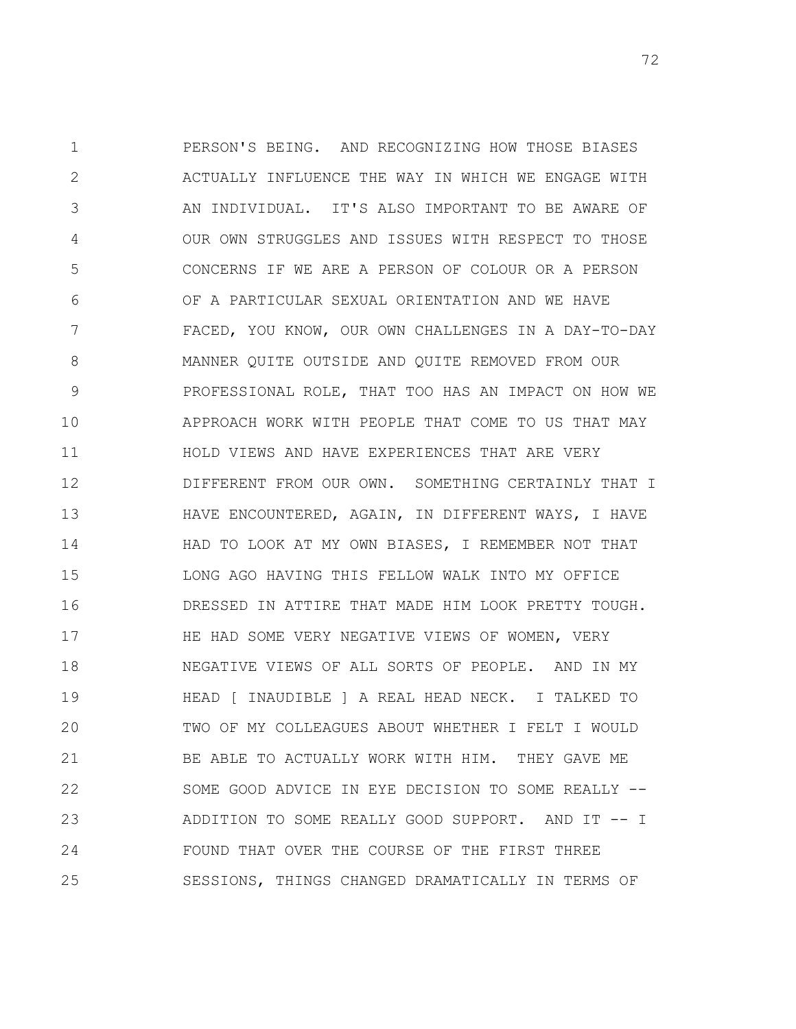PERSON'S BEING. AND RECOGNIZING HOW THOSE BIASES ACTUALLY INFLUENCE THE WAY IN WHICH WE ENGAGE WITH AN INDIVIDUAL. IT'S ALSO IMPORTANT TO BE AWARE OF OUR OWN STRUGGLES AND ISSUES WITH RESPECT TO THOSE CONCERNS IF WE ARE A PERSON OF COLOUR OR A PERSON OF A PARTICULAR SEXUAL ORIENTATION AND WE HAVE FACED, YOU KNOW, OUR OWN CHALLENGES IN A DAY-TO-DAY MANNER QUITE OUTSIDE AND QUITE REMOVED FROM OUR PROFESSIONAL ROLE, THAT TOO HAS AN IMPACT ON HOW WE APPROACH WORK WITH PEOPLE THAT COME TO US THAT MAY HOLD VIEWS AND HAVE EXPERIENCES THAT ARE VERY DIFFERENT FROM OUR OWN. SOMETHING CERTAINLY THAT I HAVE ENCOUNTERED, AGAIN, IN DIFFERENT WAYS, I HAVE HAD TO LOOK AT MY OWN BIASES, I REMEMBER NOT THAT LONG AGO HAVING THIS FELLOW WALK INTO MY OFFICE DRESSED IN ATTIRE THAT MADE HIM LOOK PRETTY TOUGH. HE HAD SOME VERY NEGATIVE VIEWS OF WOMEN, VERY NEGATIVE VIEWS OF ALL SORTS OF PEOPLE. AND IN MY HEAD [ INAUDIBLE ] A REAL HEAD NECK. I TALKED TO TWO OF MY COLLEAGUES ABOUT WHETHER I FELT I WOULD BE ABLE TO ACTUALLY WORK WITH HIM. THEY GAVE ME SOME GOOD ADVICE IN EYE DECISION TO SOME REALLY -- ADDITION TO SOME REALLY GOOD SUPPORT. AND IT -- I FOUND THAT OVER THE COURSE OF THE FIRST THREE SESSIONS, THINGS CHANGED DRAMATICALLY IN TERMS OF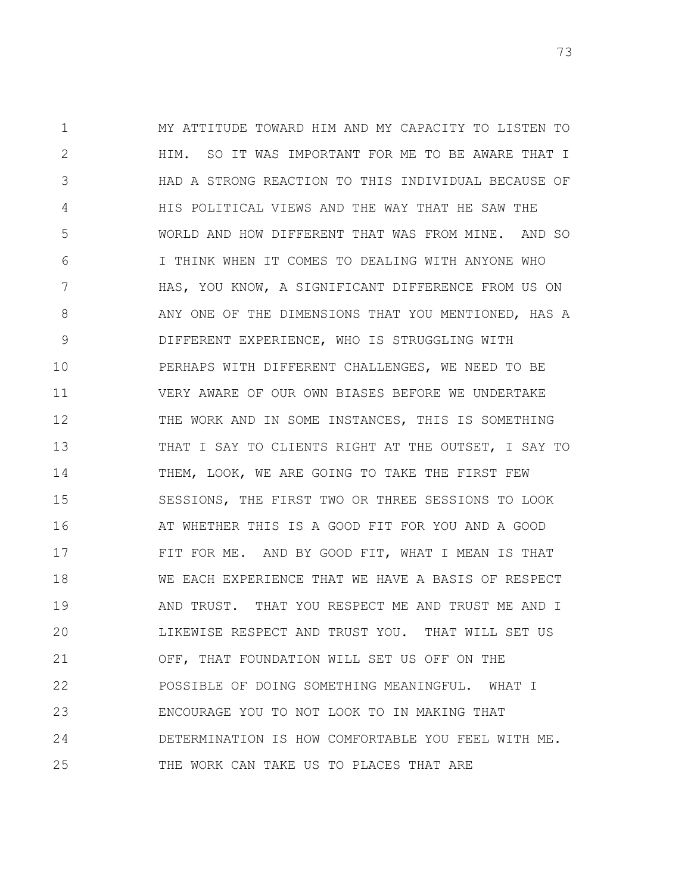MY ATTITUDE TOWARD HIM AND MY CAPACITY TO LISTEN TO HIM. SO IT WAS IMPORTANT FOR ME TO BE AWARE THAT I HAD A STRONG REACTION TO THIS INDIVIDUAL BECAUSE OF HIS POLITICAL VIEWS AND THE WAY THAT HE SAW THE WORLD AND HOW DIFFERENT THAT WAS FROM MINE. AND SO I THINK WHEN IT COMES TO DEALING WITH ANYONE WHO HAS, YOU KNOW, A SIGNIFICANT DIFFERENCE FROM US ON ANY ONE OF THE DIMENSIONS THAT YOU MENTIONED, HAS A DIFFERENT EXPERIENCE, WHO IS STRUGGLING WITH PERHAPS WITH DIFFERENT CHALLENGES, WE NEED TO BE VERY AWARE OF OUR OWN BIASES BEFORE WE UNDERTAKE THE WORK AND IN SOME INSTANCES, THIS IS SOMETHING THAT I SAY TO CLIENTS RIGHT AT THE OUTSET, I SAY TO THEM, LOOK, WE ARE GOING TO TAKE THE FIRST FEW SESSIONS, THE FIRST TWO OR THREE SESSIONS TO LOOK AT WHETHER THIS IS A GOOD FIT FOR YOU AND A GOOD FIT FOR ME. AND BY GOOD FIT, WHAT I MEAN IS THAT WE EACH EXPERIENCE THAT WE HAVE A BASIS OF RESPECT AND TRUST. THAT YOU RESPECT ME AND TRUST ME AND I LIKEWISE RESPECT AND TRUST YOU. THAT WILL SET US OFF, THAT FOUNDATION WILL SET US OFF ON THE POSSIBLE OF DOING SOMETHING MEANINGFUL. WHAT I ENCOURAGE YOU TO NOT LOOK TO IN MAKING THAT DETERMINATION IS HOW COMFORTABLE YOU FEEL WITH ME. THE WORK CAN TAKE US TO PLACES THAT ARE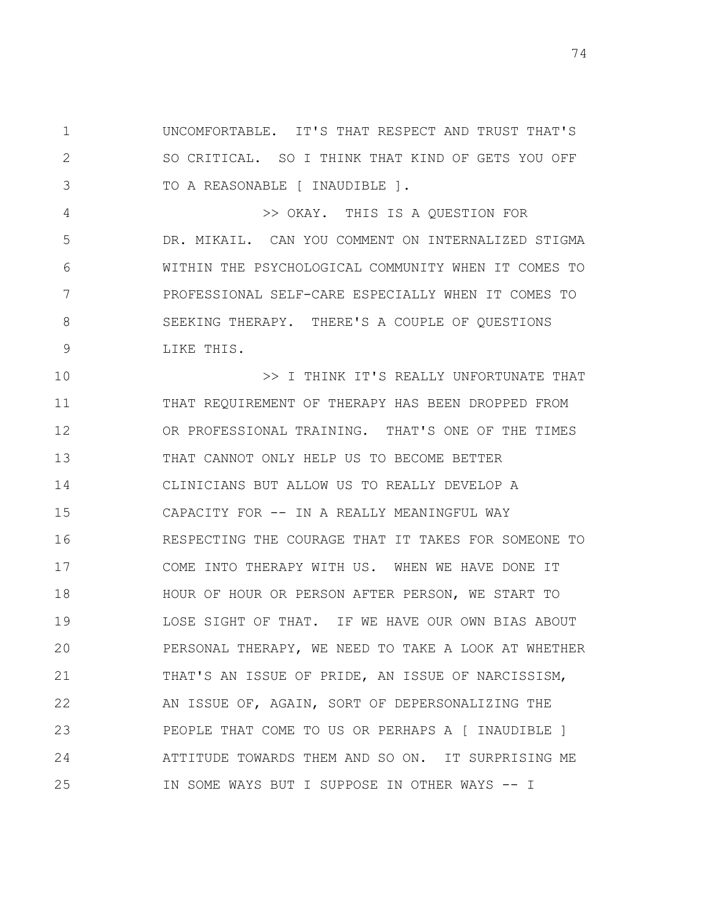UNCOMFORTABLE. IT'S THAT RESPECT AND TRUST THAT'S SO CRITICAL. SO I THINK THAT KIND OF GETS YOU OFF TO A REASONABLE [ INAUDIBLE ].

>> OKAY. THIS IS A QUESTION FOR DR. MIKAIL. CAN YOU COMMENT ON INTERNALIZED STIGMA WITHIN THE PSYCHOLOGICAL COMMUNITY WHEN IT COMES TO PROFESSIONAL SELF-CARE ESPECIALLY WHEN IT COMES TO SEEKING THERAPY. THERE'S A COUPLE OF QUESTIONS LIKE THIS.

>> I THINK IT'S REALLY UNFORTUNATE THAT THAT REQUIREMENT OF THERAPY HAS BEEN DROPPED FROM OR PROFESSIONAL TRAINING. THAT'S ONE OF THE TIMES THAT CANNOT ONLY HELP US TO BECOME BETTER CLINICIANS BUT ALLOW US TO REALLY DEVELOP A CAPACITY FOR -- IN A REALLY MEANINGFUL WAY RESPECTING THE COURAGE THAT IT TAKES FOR SOMEONE TO COME INTO THERAPY WITH US. WHEN WE HAVE DONE IT HOUR OF HOUR OR PERSON AFTER PERSON, WE START TO LOSE SIGHT OF THAT. IF WE HAVE OUR OWN BIAS ABOUT PERSONAL THERAPY, WE NEED TO TAKE A LOOK AT WHETHER THAT'S AN ISSUE OF PRIDE, AN ISSUE OF NARCISSISM, AN ISSUE OF, AGAIN, SORT OF DEPERSONALIZING THE PEOPLE THAT COME TO US OR PERHAPS A [ INAUDIBLE ] ATTITUDE TOWARDS THEM AND SO ON. IT SURPRISING ME IN SOME WAYS BUT I SUPPOSE IN OTHER WAYS -- I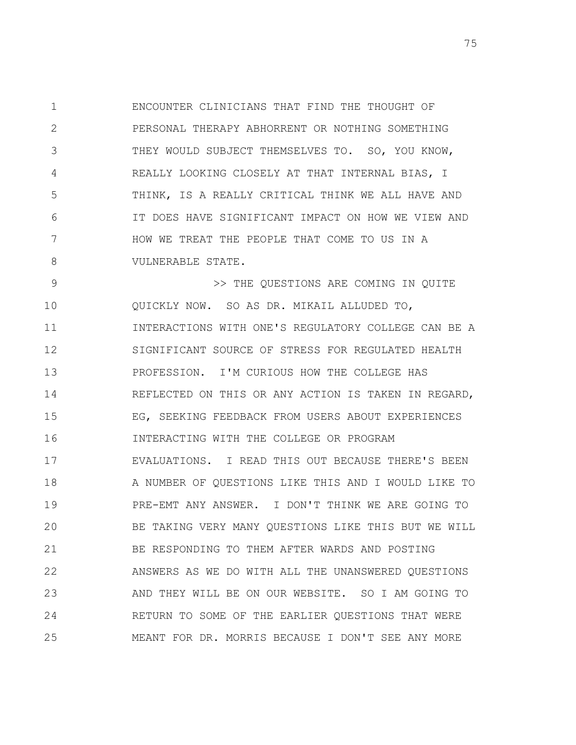ENCOUNTER CLINICIANS THAT FIND THE THOUGHT OF PERSONAL THERAPY ABHORRENT OR NOTHING SOMETHING THEY WOULD SUBJECT THEMSELVES TO. SO, YOU KNOW, REALLY LOOKING CLOSELY AT THAT INTERNAL BIAS, I THINK, IS A REALLY CRITICAL THINK WE ALL HAVE AND IT DOES HAVE SIGNIFICANT IMPACT ON HOW WE VIEW AND HOW WE TREAT THE PEOPLE THAT COME TO US IN A VULNERABLE STATE.

>> THE QUESTIONS ARE COMING IN QUITE QUICKLY NOW. SO AS DR. MIKAIL ALLUDED TO, INTERACTIONS WITH ONE'S REGULATORY COLLEGE CAN BE A SIGNIFICANT SOURCE OF STRESS FOR REGULATED HEALTH PROFESSION. I'M CURIOUS HOW THE COLLEGE HAS REFLECTED ON THIS OR ANY ACTION IS TAKEN IN REGARD, EG, SEEKING FEEDBACK FROM USERS ABOUT EXPERIENCES INTERACTING WITH THE COLLEGE OR PROGRAM EVALUATIONS. I READ THIS OUT BECAUSE THERE'S BEEN A NUMBER OF QUESTIONS LIKE THIS AND I WOULD LIKE TO PRE-EMT ANY ANSWER. I DON'T THINK WE ARE GOING TO BE TAKING VERY MANY QUESTIONS LIKE THIS BUT WE WILL BE RESPONDING TO THEM AFTER WARDS AND POSTING ANSWERS AS WE DO WITH ALL THE UNANSWERED QUESTIONS AND THEY WILL BE ON OUR WEBSITE. SO I AM GOING TO RETURN TO SOME OF THE EARLIER QUESTIONS THAT WERE MEANT FOR DR. MORRIS BECAUSE I DON'T SEE ANY MORE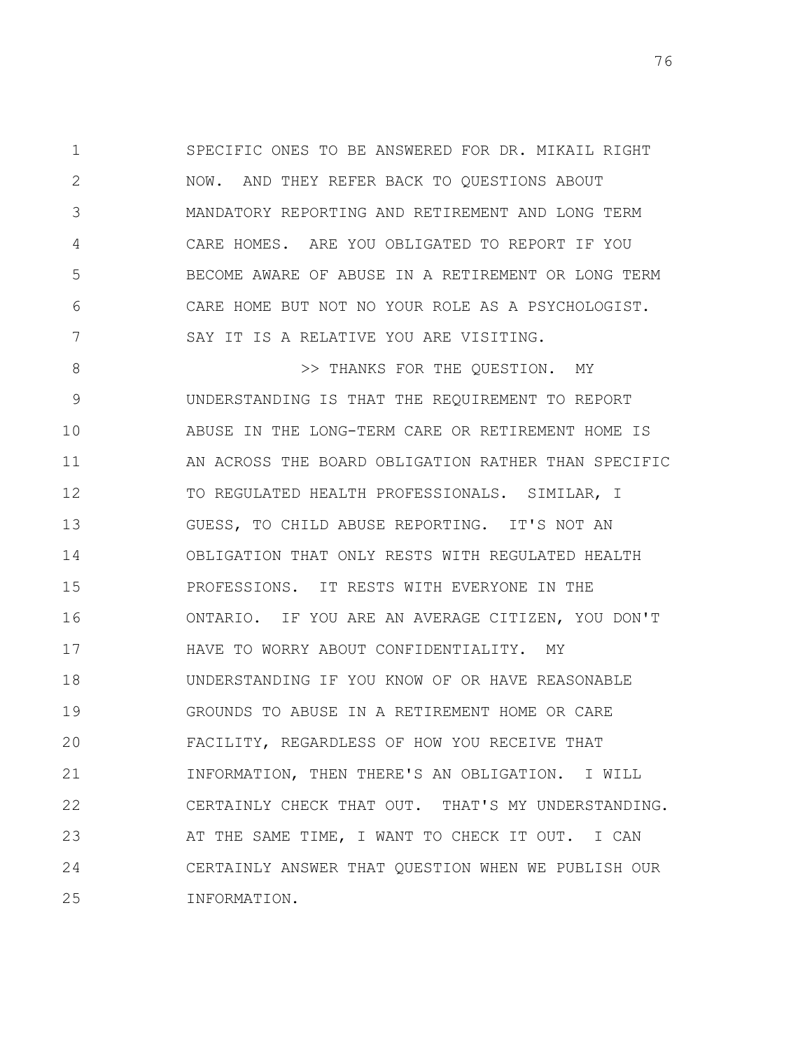SPECIFIC ONES TO BE ANSWERED FOR DR. MIKAIL RIGHT NOW. AND THEY REFER BACK TO QUESTIONS ABOUT MANDATORY REPORTING AND RETIREMENT AND LONG TERM CARE HOMES. ARE YOU OBLIGATED TO REPORT IF YOU BECOME AWARE OF ABUSE IN A RETIREMENT OR LONG TERM CARE HOME BUT NOT NO YOUR ROLE AS A PSYCHOLOGIST. SAY IT IS A RELATIVE YOU ARE VISITING.

>> THANKS FOR THE QUESTION. MY UNDERSTANDING IS THAT THE REQUIREMENT TO REPORT ABUSE IN THE LONG-TERM CARE OR RETIREMENT HOME IS AN ACROSS THE BOARD OBLIGATION RATHER THAN SPECIFIC TO REGULATED HEALTH PROFESSIONALS. SIMILAR, I GUESS, TO CHILD ABUSE REPORTING. IT'S NOT AN OBLIGATION THAT ONLY RESTS WITH REGULATED HEALTH PROFESSIONS. IT RESTS WITH EVERYONE IN THE ONTARIO. IF YOU ARE AN AVERAGE CITIZEN, YOU DON'T HAVE TO WORRY ABOUT CONFIDENTIALITY. MY UNDERSTANDING IF YOU KNOW OF OR HAVE REASONABLE GROUNDS TO ABUSE IN A RETIREMENT HOME OR CARE FACILITY, REGARDLESS OF HOW YOU RECEIVE THAT INFORMATION, THEN THERE'S AN OBLIGATION. I WILL CERTAINLY CHECK THAT OUT. THAT'S MY UNDERSTANDING. AT THE SAME TIME, I WANT TO CHECK IT OUT. I CAN CERTAINLY ANSWER THAT QUESTION WHEN WE PUBLISH OUR INFORMATION.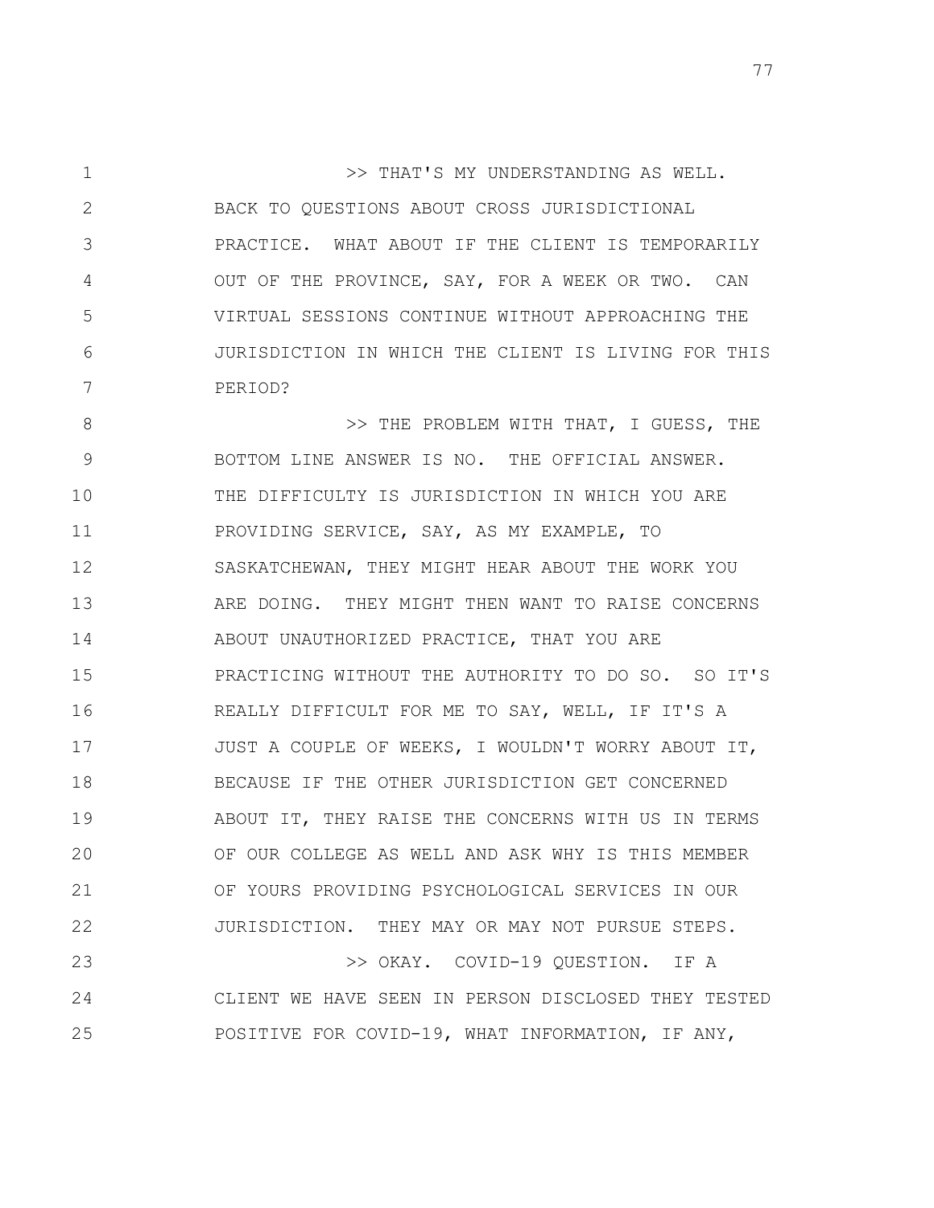>> THAT'S MY UNDERSTANDING AS WELL. BACK TO QUESTIONS ABOUT CROSS JURISDICTIONAL PRACTICE. WHAT ABOUT IF THE CLIENT IS TEMPORARILY OUT OF THE PROVINCE, SAY, FOR A WEEK OR TWO. CAN VIRTUAL SESSIONS CONTINUE WITHOUT APPROACHING THE JURISDICTION IN WHICH THE CLIENT IS LIVING FOR THIS PERIOD?

>> THE PROBLEM WITH THAT, I GUESS, THE BOTTOM LINE ANSWER IS NO. THE OFFICIAL ANSWER. THE DIFFICULTY IS JURISDICTION IN WHICH YOU ARE PROVIDING SERVICE, SAY, AS MY EXAMPLE, TO SASKATCHEWAN, THEY MIGHT HEAR ABOUT THE WORK YOU ARE DOING. THEY MIGHT THEN WANT TO RAISE CONCERNS ABOUT UNAUTHORIZED PRACTICE, THAT YOU ARE PRACTICING WITHOUT THE AUTHORITY TO DO SO. SO IT'S REALLY DIFFICULT FOR ME TO SAY, WELL, IF IT'S A JUST A COUPLE OF WEEKS, I WOULDN'T WORRY ABOUT IT, BECAUSE IF THE OTHER JURISDICTION GET CONCERNED ABOUT IT, THEY RAISE THE CONCERNS WITH US IN TERMS OF OUR COLLEGE AS WELL AND ASK WHY IS THIS MEMBER OF YOURS PROVIDING PSYCHOLOGICAL SERVICES IN OUR JURISDICTION. THEY MAY OR MAY NOT PURSUE STEPS.

>> OKAY. COVID-19 QUESTION. IF A CLIENT WE HAVE SEEN IN PERSON DISCLOSED THEY TESTED POSITIVE FOR COVID-19, WHAT INFORMATION, IF ANY,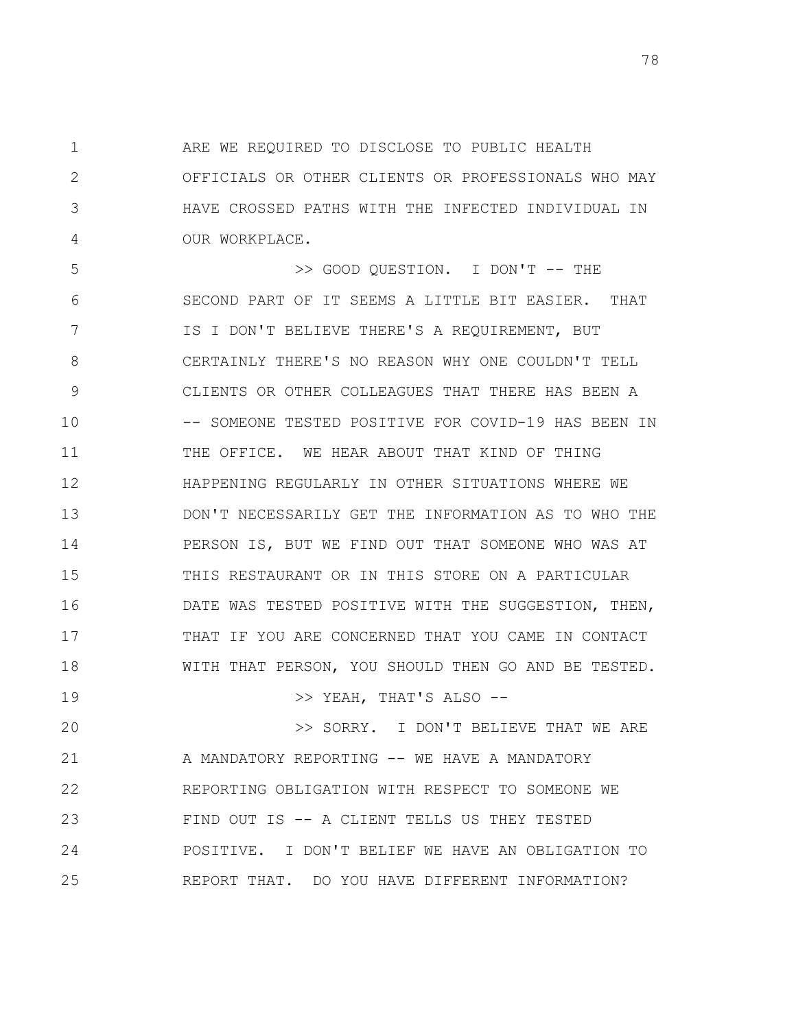ARE WE REQUIRED TO DISCLOSE TO PUBLIC HEALTH OFFICIALS OR OTHER CLIENTS OR PROFESSIONALS WHO MAY HAVE CROSSED PATHS WITH THE INFECTED INDIVIDUAL IN OUR WORKPLACE.

>> GOOD QUESTION. I DON'T -- THE SECOND PART OF IT SEEMS A LITTLE BIT EASIER. THAT IS I DON'T BELIEVE THERE'S A REQUIREMENT, BUT CERTAINLY THERE'S NO REASON WHY ONE COULDN'T TELL CLIENTS OR OTHER COLLEAGUES THAT THERE HAS BEEN A -- SOMEONE TESTED POSITIVE FOR COVID-19 HAS BEEN IN THE OFFICE. WE HEAR ABOUT THAT KIND OF THING HAPPENING REGULARLY IN OTHER SITUATIONS WHERE WE DON'T NECESSARILY GET THE INFORMATION AS TO WHO THE PERSON IS, BUT WE FIND OUT THAT SOMEONE WHO WAS AT THIS RESTAURANT OR IN THIS STORE ON A PARTICULAR DATE WAS TESTED POSITIVE WITH THE SUGGESTION, THEN, THAT IF YOU ARE CONCERNED THAT YOU CAME IN CONTACT WITH THAT PERSON, YOU SHOULD THEN GO AND BE TESTED.

>> YEAH, THAT'S ALSO --

>> SORRY. I DON'T BELIEVE THAT WE ARE A MANDATORY REPORTING -- WE HAVE A MANDATORY REPORTING OBLIGATION WITH RESPECT TO SOMEONE WE FIND OUT IS -- A CLIENT TELLS US THEY TESTED POSITIVE. I DON'T BELIEF WE HAVE AN OBLIGATION TO REPORT THAT. DO YOU HAVE DIFFERENT INFORMATION?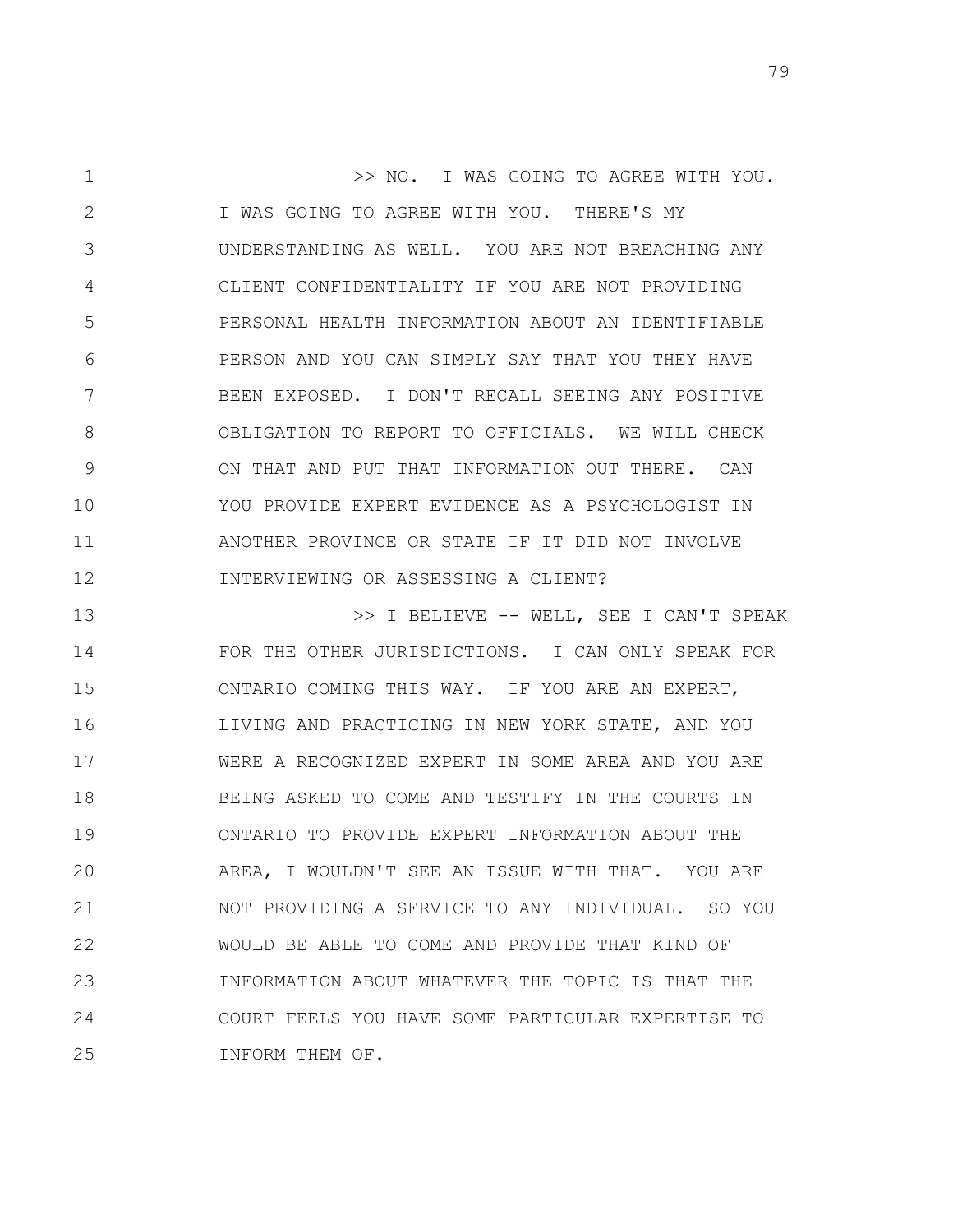>> NO. I WAS GOING TO AGREE WITH YOU. I WAS GOING TO AGREE WITH YOU. THERE'S MY UNDERSTANDING AS WELL. YOU ARE NOT BREACHING ANY CLIENT CONFIDENTIALITY IF YOU ARE NOT PROVIDING PERSONAL HEALTH INFORMATION ABOUT AN IDENTIFIABLE PERSON AND YOU CAN SIMPLY SAY THAT YOU THEY HAVE BEEN EXPOSED. I DON'T RECALL SEEING ANY POSITIVE OBLIGATION TO REPORT TO OFFICIALS. WE WILL CHECK ON THAT AND PUT THAT INFORMATION OUT THERE. CAN YOU PROVIDE EXPERT EVIDENCE AS A PSYCHOLOGIST IN ANOTHER PROVINCE OR STATE IF IT DID NOT INVOLVE INTERVIEWING OR ASSESSING A CLIENT?

>> I BELIEVE -- WELL, SEE I CAN'T SPEAK FOR THE OTHER JURISDICTIONS. I CAN ONLY SPEAK FOR ONTARIO COMING THIS WAY. IF YOU ARE AN EXPERT, LIVING AND PRACTICING IN NEW YORK STATE, AND YOU WERE A RECOGNIZED EXPERT IN SOME AREA AND YOU ARE BEING ASKED TO COME AND TESTIFY IN THE COURTS IN ONTARIO TO PROVIDE EXPERT INFORMATION ABOUT THE AREA, I WOULDN'T SEE AN ISSUE WITH THAT. YOU ARE NOT PROVIDING A SERVICE TO ANY INDIVIDUAL. SO YOU WOULD BE ABLE TO COME AND PROVIDE THAT KIND OF INFORMATION ABOUT WHATEVER THE TOPIC IS THAT THE COURT FEELS YOU HAVE SOME PARTICULAR EXPERTISE TO INFORM THEM OF.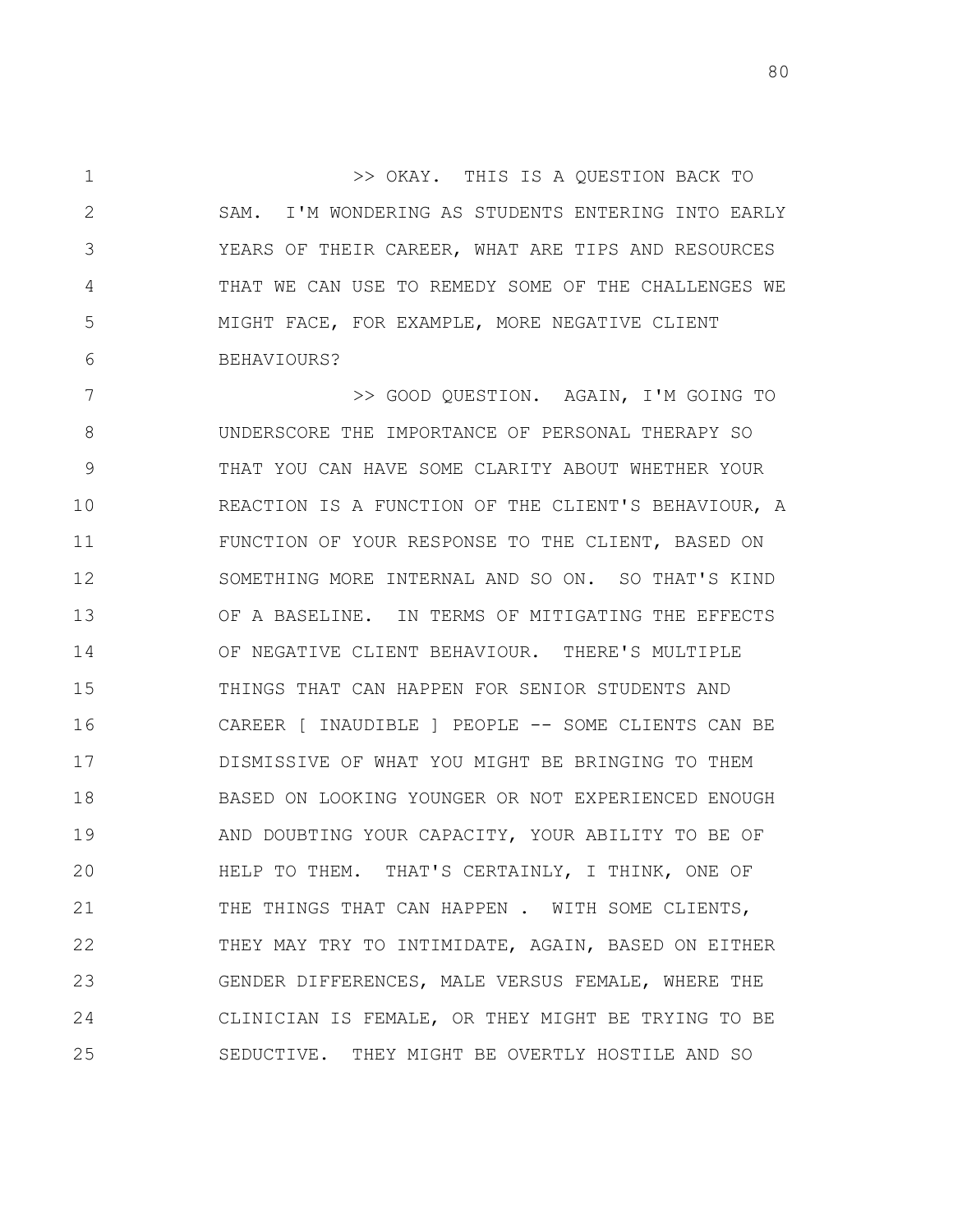>> OKAY. THIS IS A QUESTION BACK TO SAM. I'M WONDERING AS STUDENTS ENTERING INTO EARLY YEARS OF THEIR CAREER, WHAT ARE TIPS AND RESOURCES THAT WE CAN USE TO REMEDY SOME OF THE CHALLENGES WE MIGHT FACE, FOR EXAMPLE, MORE NEGATIVE CLIENT BEHAVIOURS?

>> GOOD QUESTION. AGAIN, I'M GOING TO UNDERSCORE THE IMPORTANCE OF PERSONAL THERAPY SO THAT YOU CAN HAVE SOME CLARITY ABOUT WHETHER YOUR REACTION IS A FUNCTION OF THE CLIENT'S BEHAVIOUR, A FUNCTION OF YOUR RESPONSE TO THE CLIENT, BASED ON SOMETHING MORE INTERNAL AND SO ON. SO THAT'S KIND OF A BASELINE. IN TERMS OF MITIGATING THE EFFECTS OF NEGATIVE CLIENT BEHAVIOUR. THERE'S MULTIPLE THINGS THAT CAN HAPPEN FOR SENIOR STUDENTS AND CAREER [ INAUDIBLE ] PEOPLE -- SOME CLIENTS CAN BE DISMISSIVE OF WHAT YOU MIGHT BE BRINGING TO THEM BASED ON LOOKING YOUNGER OR NOT EXPERIENCED ENOUGH AND DOUBTING YOUR CAPACITY, YOUR ABILITY TO BE OF HELP TO THEM. THAT'S CERTAINLY, I THINK, ONE OF THE THINGS THAT CAN HAPPEN . WITH SOME CLIENTS, THEY MAY TRY TO INTIMIDATE, AGAIN, BASED ON EITHER GENDER DIFFERENCES, MALE VERSUS FEMALE, WHERE THE CLINICIAN IS FEMALE, OR THEY MIGHT BE TRYING TO BE SEDUCTIVE. THEY MIGHT BE OVERTLY HOSTILE AND SO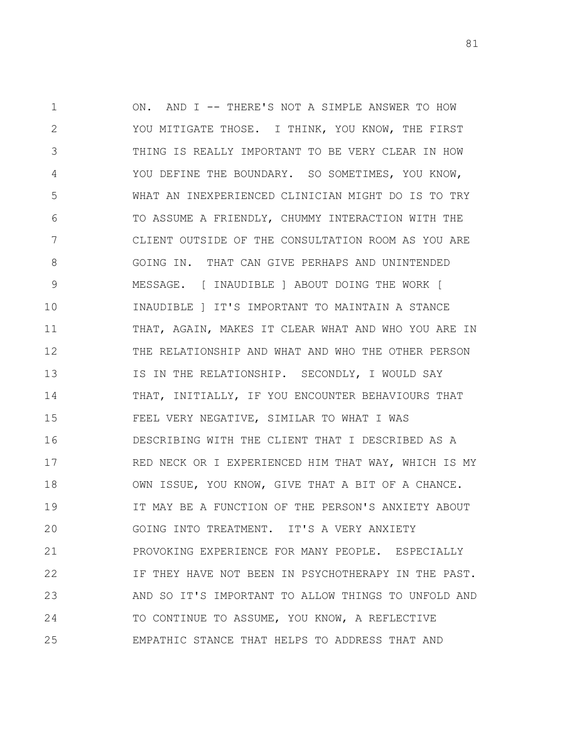ON. AND I -- THERE'S NOT A SIMPLE ANSWER TO HOW YOU MITIGATE THOSE. I THINK, YOU KNOW, THE FIRST THING IS REALLY IMPORTANT TO BE VERY CLEAR IN HOW YOU DEFINE THE BOUNDARY. SO SOMETIMES, YOU KNOW, WHAT AN INEXPERIENCED CLINICIAN MIGHT DO IS TO TRY TO ASSUME A FRIENDLY, CHUMMY INTERACTION WITH THE CLIENT OUTSIDE OF THE CONSULTATION ROOM AS YOU ARE GOING IN. THAT CAN GIVE PERHAPS AND UNINTENDED MESSAGE. [ INAUDIBLE ] ABOUT DOING THE WORK [ INAUDIBLE ] IT'S IMPORTANT TO MAINTAIN A STANCE THAT, AGAIN, MAKES IT CLEAR WHAT AND WHO YOU ARE IN THE RELATIONSHIP AND WHAT AND WHO THE OTHER PERSON IS IN THE RELATIONSHIP. SECONDLY, I WOULD SAY THAT, INITIALLY, IF YOU ENCOUNTER BEHAVIOURS THAT FEEL VERY NEGATIVE, SIMILAR TO WHAT I WAS DESCRIBING WITH THE CLIENT THAT I DESCRIBED AS A RED NECK OR I EXPERIENCED HIM THAT WAY, WHICH IS MY OWN ISSUE, YOU KNOW, GIVE THAT A BIT OF A CHANCE. IT MAY BE A FUNCTION OF THE PERSON'S ANXIETY ABOUT GOING INTO TREATMENT. IT'S A VERY ANXIETY PROVOKING EXPERIENCE FOR MANY PEOPLE. ESPECIALLY IF THEY HAVE NOT BEEN IN PSYCHOTHERAPY IN THE PAST. AND SO IT'S IMPORTANT TO ALLOW THINGS TO UNFOLD AND TO CONTINUE TO ASSUME, YOU KNOW, A REFLECTIVE EMPATHIC STANCE THAT HELPS TO ADDRESS THAT AND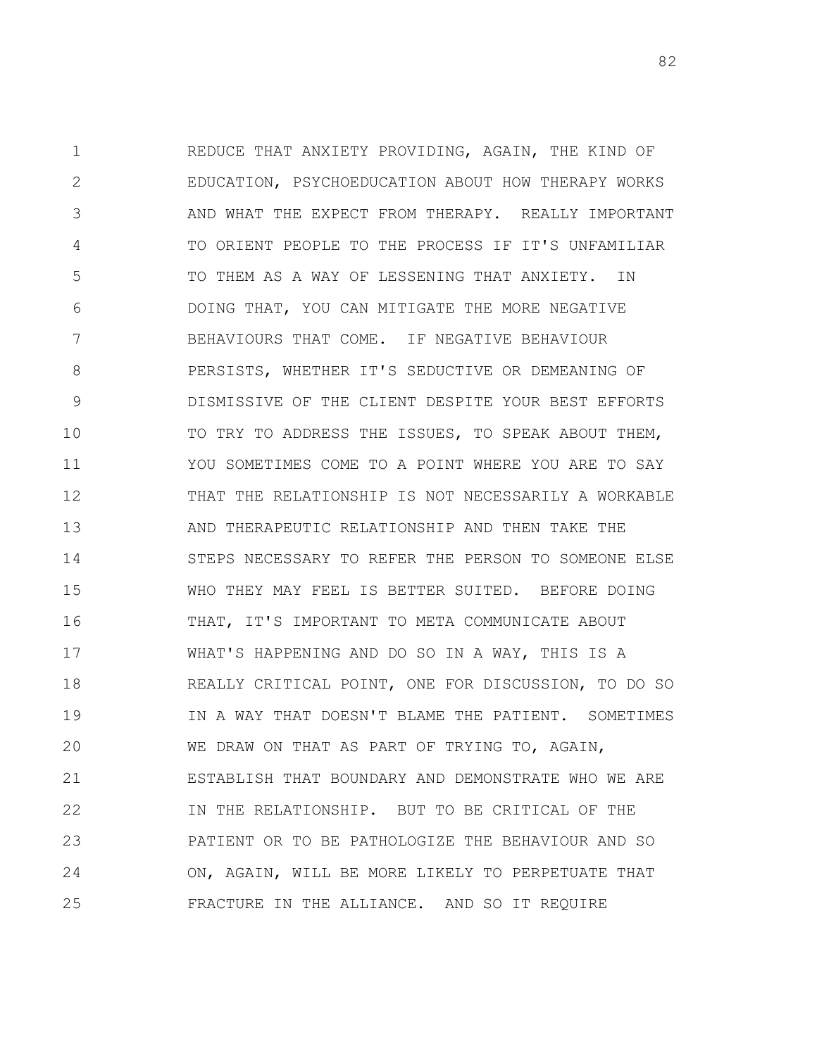REDUCE THAT ANXIETY PROVIDING, AGAIN, THE KIND OF EDUCATION, PSYCHOEDUCATION ABOUT HOW THERAPY WORKS AND WHAT THE EXPECT FROM THERAPY. REALLY IMPORTANT TO ORIENT PEOPLE TO THE PROCESS IF IT'S UNFAMILIAR TO THEM AS A WAY OF LESSENING THAT ANXIETY. IN DOING THAT, YOU CAN MITIGATE THE MORE NEGATIVE BEHAVIOURS THAT COME. IF NEGATIVE BEHAVIOUR PERSISTS, WHETHER IT'S SEDUCTIVE OR DEMEANING OF DISMISSIVE OF THE CLIENT DESPITE YOUR BEST EFFORTS TO TRY TO ADDRESS THE ISSUES, TO SPEAK ABOUT THEM, YOU SOMETIMES COME TO A POINT WHERE YOU ARE TO SAY THAT THE RELATIONSHIP IS NOT NECESSARILY A WORKABLE AND THERAPEUTIC RELATIONSHIP AND THEN TAKE THE STEPS NECESSARY TO REFER THE PERSON TO SOMEONE ELSE WHO THEY MAY FEEL IS BETTER SUITED. BEFORE DOING THAT, IT'S IMPORTANT TO META COMMUNICATE ABOUT WHAT'S HAPPENING AND DO SO IN A WAY, THIS IS A REALLY CRITICAL POINT, ONE FOR DISCUSSION, TO DO SO IN A WAY THAT DOESN'T BLAME THE PATIENT. SOMETIMES WE DRAW ON THAT AS PART OF TRYING TO, AGAIN, ESTABLISH THAT BOUNDARY AND DEMONSTRATE WHO WE ARE IN THE RELATIONSHIP. BUT TO BE CRITICAL OF THE PATIENT OR TO BE PATHOLOGIZE THE BEHAVIOUR AND SO ON, AGAIN, WILL BE MORE LIKELY TO PERPETUATE THAT FRACTURE IN THE ALLIANCE. AND SO IT REQUIRE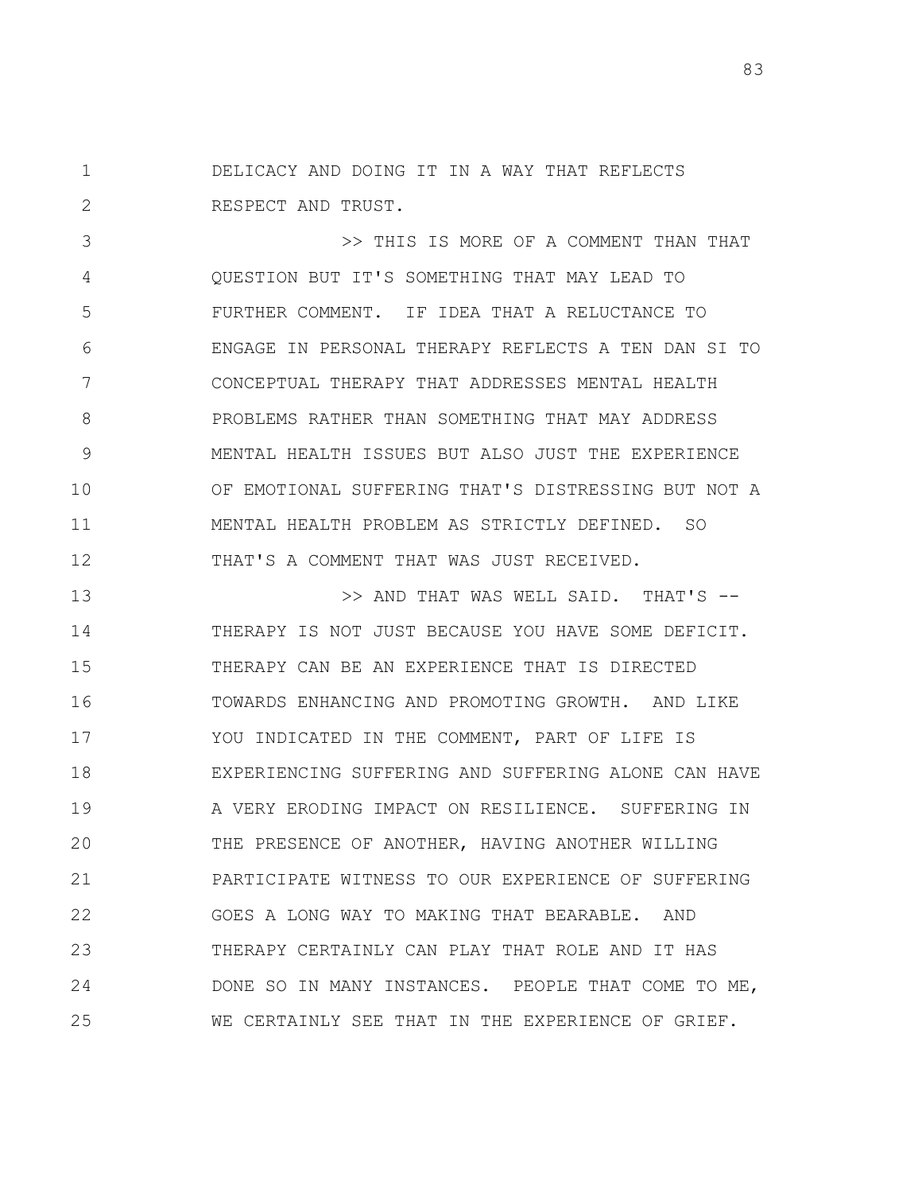DELICACY AND DOING IT IN A WAY THAT REFLECTS RESPECT AND TRUST.

>> THIS IS MORE OF A COMMENT THAN THAT QUESTION BUT IT'S SOMETHING THAT MAY LEAD TO FURTHER COMMENT. IF IDEA THAT A RELUCTANCE TO ENGAGE IN PERSONAL THERAPY REFLECTS A TEN DAN SI TO CONCEPTUAL THERAPY THAT ADDRESSES MENTAL HEALTH PROBLEMS RATHER THAN SOMETHING THAT MAY ADDRESS MENTAL HEALTH ISSUES BUT ALSO JUST THE EXPERIENCE OF EMOTIONAL SUFFERING THAT'S DISTRESSING BUT NOT A MENTAL HEALTH PROBLEM AS STRICTLY DEFINED. SO THAT'S A COMMENT THAT WAS JUST RECEIVED.

>> AND THAT WAS WELL SAID. THAT'S -- THERAPY IS NOT JUST BECAUSE YOU HAVE SOME DEFICIT. THERAPY CAN BE AN EXPERIENCE THAT IS DIRECTED TOWARDS ENHANCING AND PROMOTING GROWTH. AND LIKE YOU INDICATED IN THE COMMENT, PART OF LIFE IS EXPERIENCING SUFFERING AND SUFFERING ALONE CAN HAVE A VERY ERODING IMPACT ON RESILIENCE. SUFFERING IN THE PRESENCE OF ANOTHER, HAVING ANOTHER WILLING PARTICIPATE WITNESS TO OUR EXPERIENCE OF SUFFERING GOES A LONG WAY TO MAKING THAT BEARABLE. AND THERAPY CERTAINLY CAN PLAY THAT ROLE AND IT HAS DONE SO IN MANY INSTANCES. PEOPLE THAT COME TO ME, WE CERTAINLY SEE THAT IN THE EXPERIENCE OF GRIEF.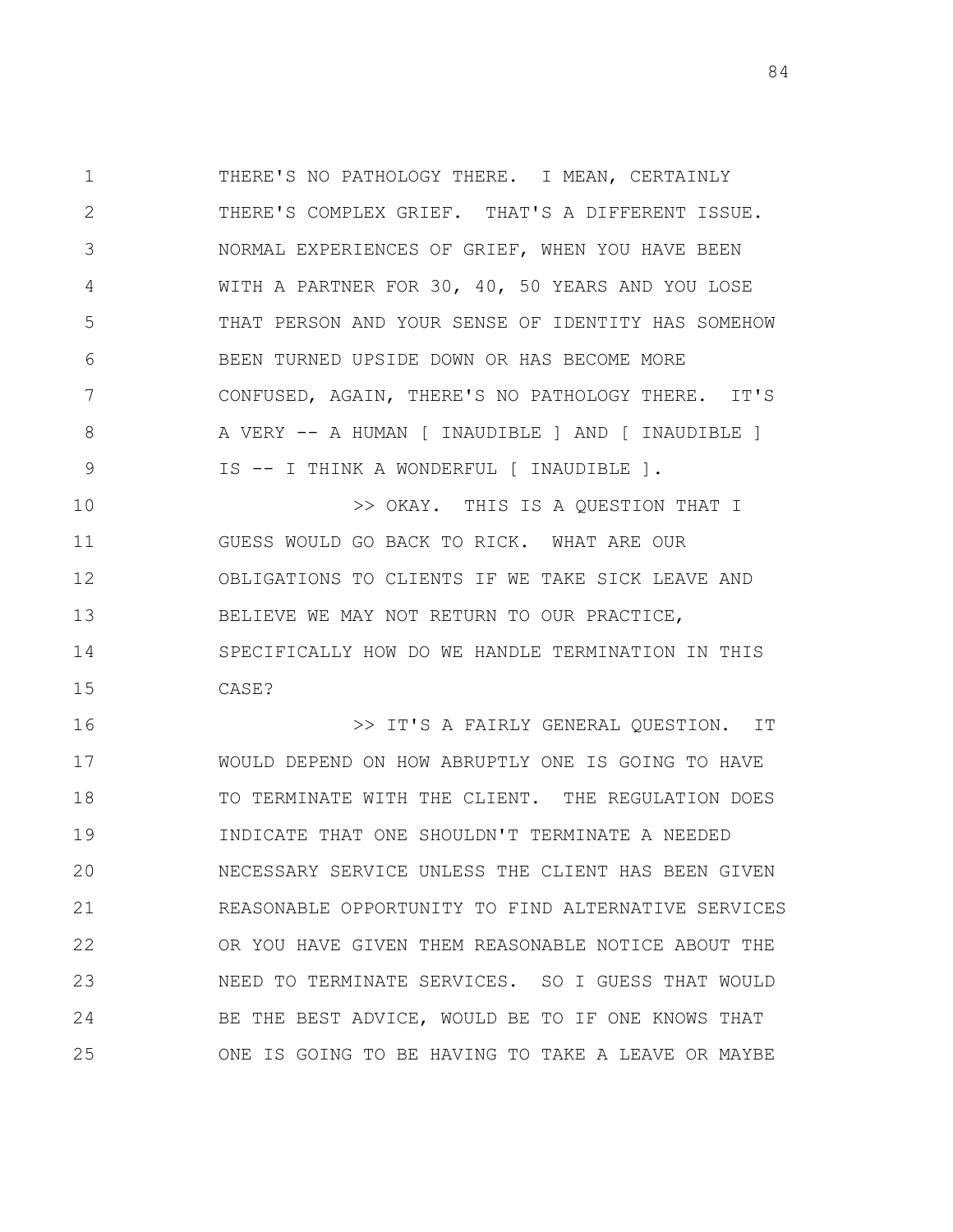THERE'S NO PATHOLOGY THERE. I MEAN, CERTAINLY THERE'S COMPLEX GRIEF. THAT'S A DIFFERENT ISSUE. NORMAL EXPERIENCES OF GRIEF, WHEN YOU HAVE BEEN WITH A PARTNER FOR 30, 40, 50 YEARS AND YOU LOSE THAT PERSON AND YOUR SENSE OF IDENTITY HAS SOMEHOW BEEN TURNED UPSIDE DOWN OR HAS BECOME MORE CONFUSED, AGAIN, THERE'S NO PATHOLOGY THERE. IT'S A VERY -- A HUMAN [ INAUDIBLE ] AND [ INAUDIBLE ] IS -- I THINK A WONDERFUL [ INAUDIBLE ].

>> OKAY. THIS IS A QUESTION THAT I GUESS WOULD GO BACK TO RICK. WHAT ARE OUR OBLIGATIONS TO CLIENTS IF WE TAKE SICK LEAVE AND BELIEVE WE MAY NOT RETURN TO OUR PRACTICE, SPECIFICALLY HOW DO WE HANDLE TERMINATION IN THIS CASE?

>> IT'S A FAIRLY GENERAL QUESTION. IT WOULD DEPEND ON HOW ABRUPTLY ONE IS GOING TO HAVE TO TERMINATE WITH THE CLIENT. THE REGULATION DOES INDICATE THAT ONE SHOULDN'T TERMINATE A NEEDED NECESSARY SERVICE UNLESS THE CLIENT HAS BEEN GIVEN REASONABLE OPPORTUNITY TO FIND ALTERNATIVE SERVICES OR YOU HAVE GIVEN THEM REASONABLE NOTICE ABOUT THE NEED TO TERMINATE SERVICES. SO I GUESS THAT WOULD BE THE BEST ADVICE, WOULD BE TO IF ONE KNOWS THAT ONE IS GOING TO BE HAVING TO TAKE A LEAVE OR MAYBE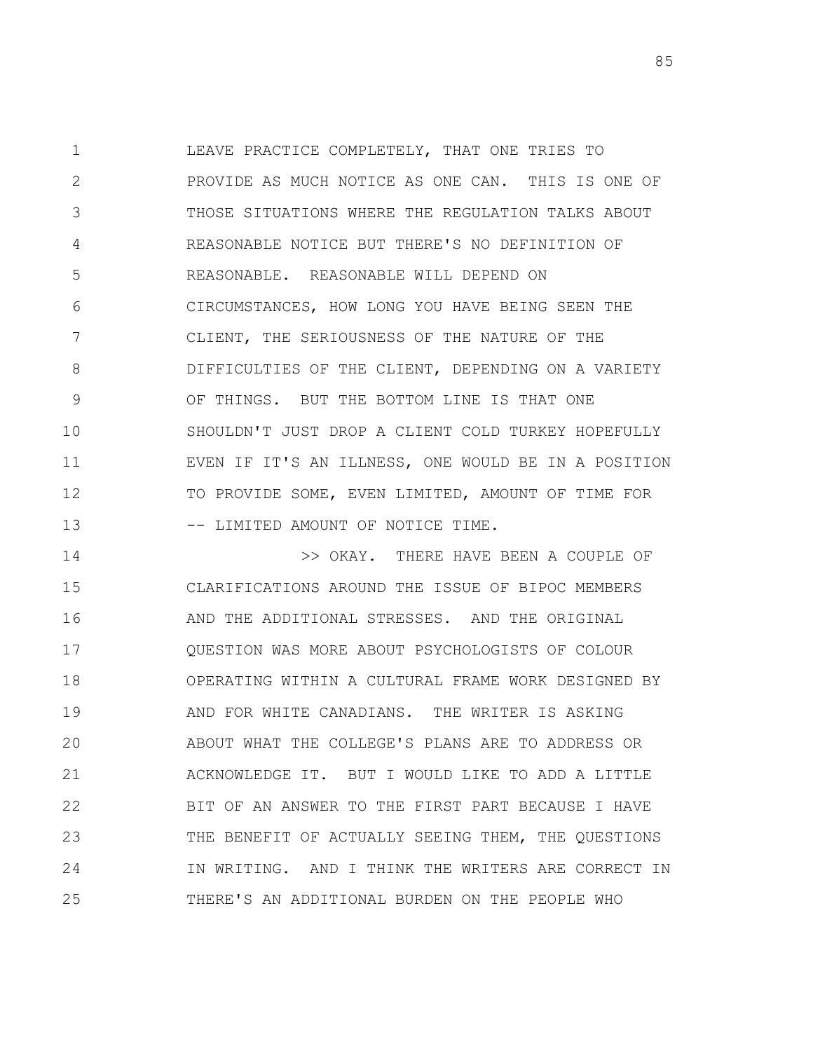LEAVE PRACTICE COMPLETELY, THAT ONE TRIES TO PROVIDE AS MUCH NOTICE AS ONE CAN. THIS IS ONE OF THOSE SITUATIONS WHERE THE REGULATION TALKS ABOUT REASONABLE NOTICE BUT THERE'S NO DEFINITION OF REASONABLE. REASONABLE WILL DEPEND ON CIRCUMSTANCES, HOW LONG YOU HAVE BEING SEEN THE CLIENT, THE SERIOUSNESS OF THE NATURE OF THE DIFFICULTIES OF THE CLIENT, DEPENDING ON A VARIETY OF THINGS. BUT THE BOTTOM LINE IS THAT ONE SHOULDN'T JUST DROP A CLIENT COLD TURKEY HOPEFULLY EVEN IF IT'S AN ILLNESS, ONE WOULD BE IN A POSITION TO PROVIDE SOME, EVEN LIMITED, AMOUNT OF TIME FOR -- LIMITED AMOUNT OF NOTICE TIME.

>> OKAY. THERE HAVE BEEN A COUPLE OF CLARIFICATIONS AROUND THE ISSUE OF BIPOC MEMBERS AND THE ADDITIONAL STRESSES. AND THE ORIGINAL QUESTION WAS MORE ABOUT PSYCHOLOGISTS OF COLOUR OPERATING WITHIN A CULTURAL FRAME WORK DESIGNED BY AND FOR WHITE CANADIANS. THE WRITER IS ASKING ABOUT WHAT THE COLLEGE'S PLANS ARE TO ADDRESS OR ACKNOWLEDGE IT. BUT I WOULD LIKE TO ADD A LITTLE BIT OF AN ANSWER TO THE FIRST PART BECAUSE I HAVE THE BENEFIT OF ACTUALLY SEEING THEM, THE QUESTIONS IN WRITING. AND I THINK THE WRITERS ARE CORRECT IN THERE'S AN ADDITIONAL BURDEN ON THE PEOPLE WHO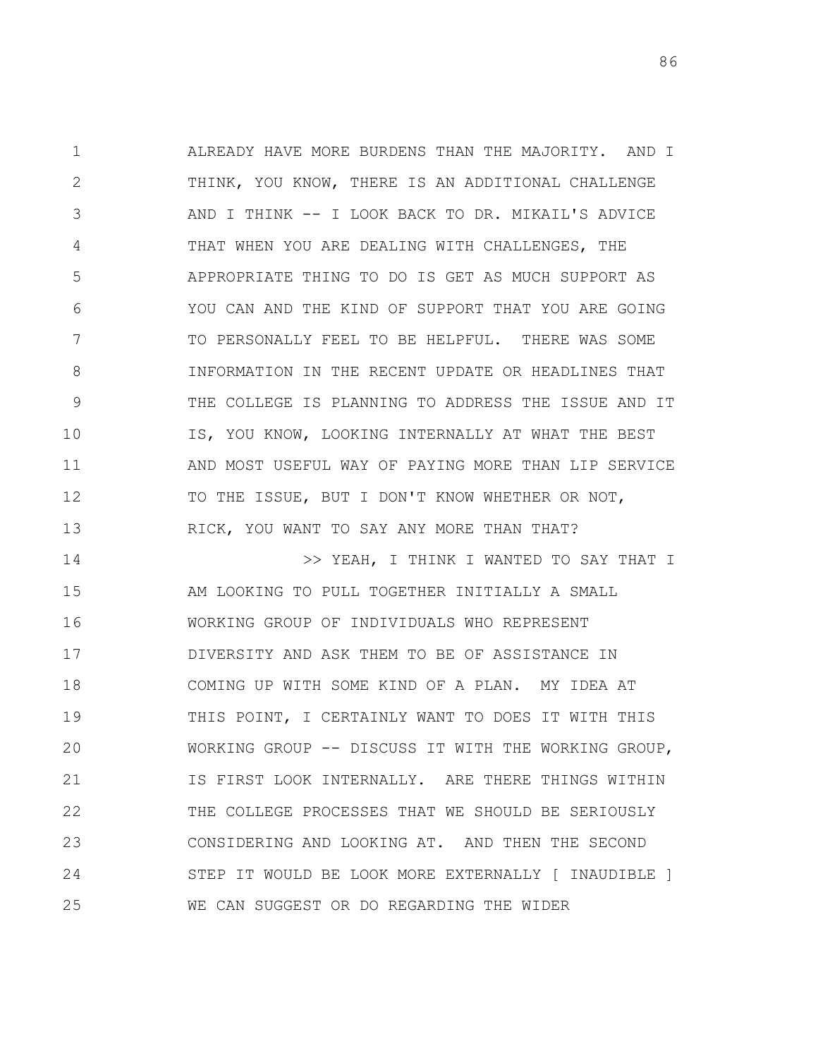ALREADY HAVE MORE BURDENS THAN THE MAJORITY. AND I THINK, YOU KNOW, THERE IS AN ADDITIONAL CHALLENGE AND I THINK -- I LOOK BACK TO DR. MIKAIL'S ADVICE THAT WHEN YOU ARE DEALING WITH CHALLENGES, THE APPROPRIATE THING TO DO IS GET AS MUCH SUPPORT AS YOU CAN AND THE KIND OF SUPPORT THAT YOU ARE GOING TO PERSONALLY FEEL TO BE HELPFUL. THERE WAS SOME INFORMATION IN THE RECENT UPDATE OR HEADLINES THAT THE COLLEGE IS PLANNING TO ADDRESS THE ISSUE AND IT IS, YOU KNOW, LOOKING INTERNALLY AT WHAT THE BEST AND MOST USEFUL WAY OF PAYING MORE THAN LIP SERVICE TO THE ISSUE, BUT I DON'T KNOW WHETHER OR NOT, RICK, YOU WANT TO SAY ANY MORE THAN THAT?

>> YEAH, I THINK I WANTED TO SAY THAT I AM LOOKING TO PULL TOGETHER INITIALLY A SMALL WORKING GROUP OF INDIVIDUALS WHO REPRESENT DIVERSITY AND ASK THEM TO BE OF ASSISTANCE IN COMING UP WITH SOME KIND OF A PLAN. MY IDEA AT THIS POINT, I CERTAINLY WANT TO DOES IT WITH THIS WORKING GROUP -- DISCUSS IT WITH THE WORKING GROUP, IS FIRST LOOK INTERNALLY. ARE THERE THINGS WITHIN THE COLLEGE PROCESSES THAT WE SHOULD BE SERIOUSLY CONSIDERING AND LOOKING AT. AND THEN THE SECOND STEP IT WOULD BE LOOK MORE EXTERNALLY [ INAUDIBLE ] WE CAN SUGGEST OR DO REGARDING THE WIDER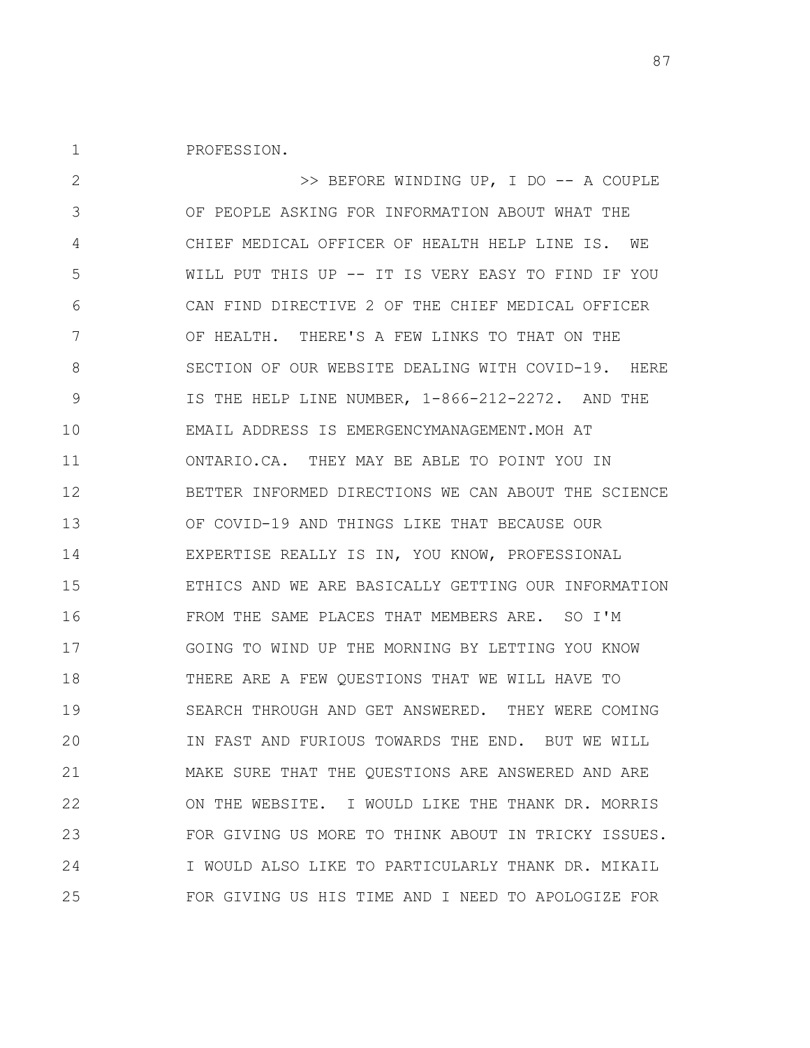PROFESSION.

>> BEFORE WINDING UP, I DO -- A COUPLE OF PEOPLE ASKING FOR INFORMATION ABOUT WHAT THE CHIEF MEDICAL OFFICER OF HEALTH HELP LINE IS. WE WILL PUT THIS UP -- IT IS VERY EASY TO FIND IF YOU CAN FIND DIRECTIVE 2 OF THE CHIEF MEDICAL OFFICER OF HEALTH. THERE'S A FEW LINKS TO THAT ON THE SECTION OF OUR WEBSITE DEALING WITH COVID-19. HERE IS THE HELP LINE NUMBER, 1-866-212-2272. AND THE EMAIL ADDRESS IS EMERGENCYMANAGEMENT.MOH AT ONTARIO.CA. THEY MAY BE ABLE TO POINT YOU IN BETTER INFORMED DIRECTIONS WE CAN ABOUT THE SCIENCE OF COVID-19 AND THINGS LIKE THAT BECAUSE OUR EXPERTISE REALLY IS IN, YOU KNOW, PROFESSIONAL ETHICS AND WE ARE BASICALLY GETTING OUR INFORMATION FROM THE SAME PLACES THAT MEMBERS ARE. SO I'M GOING TO WIND UP THE MORNING BY LETTING YOU KNOW THERE ARE A FEW QUESTIONS THAT WE WILL HAVE TO SEARCH THROUGH AND GET ANSWERED. THEY WERE COMING IN FAST AND FURIOUS TOWARDS THE END. BUT WE WILL MAKE SURE THAT THE QUESTIONS ARE ANSWERED AND ARE ON THE WEBSITE. I WOULD LIKE THE THANK DR. MORRIS FOR GIVING US MORE TO THINK ABOUT IN TRICKY ISSUES. I WOULD ALSO LIKE TO PARTICULARLY THANK DR. MIKAIL FOR GIVING US HIS TIME AND I NEED TO APOLOGIZE FOR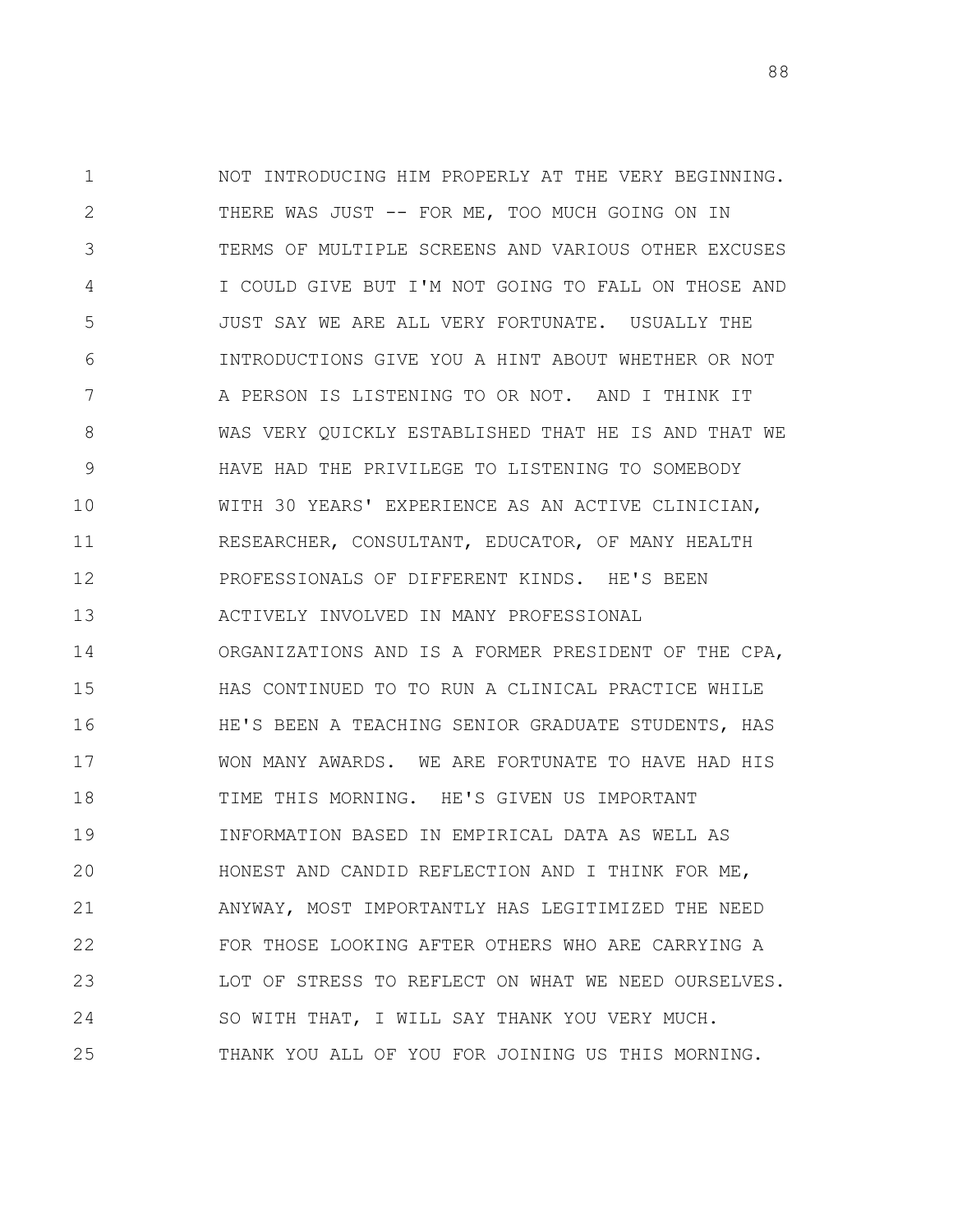NOT INTRODUCING HIM PROPERLY AT THE VERY BEGINNING. THERE WAS JUST -- FOR ME, TOO MUCH GOING ON IN TERMS OF MULTIPLE SCREENS AND VARIOUS OTHER EXCUSES I COULD GIVE BUT I'M NOT GOING TO FALL ON THOSE AND JUST SAY WE ARE ALL VERY FORTUNATE. USUALLY THE INTRODUCTIONS GIVE YOU A HINT ABOUT WHETHER OR NOT A PERSON IS LISTENING TO OR NOT. AND I THINK IT WAS VERY QUICKLY ESTABLISHED THAT HE IS AND THAT WE HAVE HAD THE PRIVILEGE TO LISTENING TO SOMEBODY WITH 30 YEARS' EXPERIENCE AS AN ACTIVE CLINICIAN, RESEARCHER, CONSULTANT, EDUCATOR, OF MANY HEALTH PROFESSIONALS OF DIFFERENT KINDS. HE'S BEEN ACTIVELY INVOLVED IN MANY PROFESSIONAL ORGANIZATIONS AND IS A FORMER PRESIDENT OF THE CPA, HAS CONTINUED TO TO RUN A CLINICAL PRACTICE WHILE HE'S BEEN A TEACHING SENIOR GRADUATE STUDENTS, HAS WON MANY AWARDS. WE ARE FORTUNATE TO HAVE HAD HIS TIME THIS MORNING. HE'S GIVEN US IMPORTANT INFORMATION BASED IN EMPIRICAL DATA AS WELL AS HONEST AND CANDID REFLECTION AND I THINK FOR ME, ANYWAY, MOST IMPORTANTLY HAS LEGITIMIZED THE NEED FOR THOSE LOOKING AFTER OTHERS WHO ARE CARRYING A LOT OF STRESS TO REFLECT ON WHAT WE NEED OURSELVES. SO WITH THAT, I WILL SAY THANK YOU VERY MUCH. THANK YOU ALL OF YOU FOR JOINING US THIS MORNING.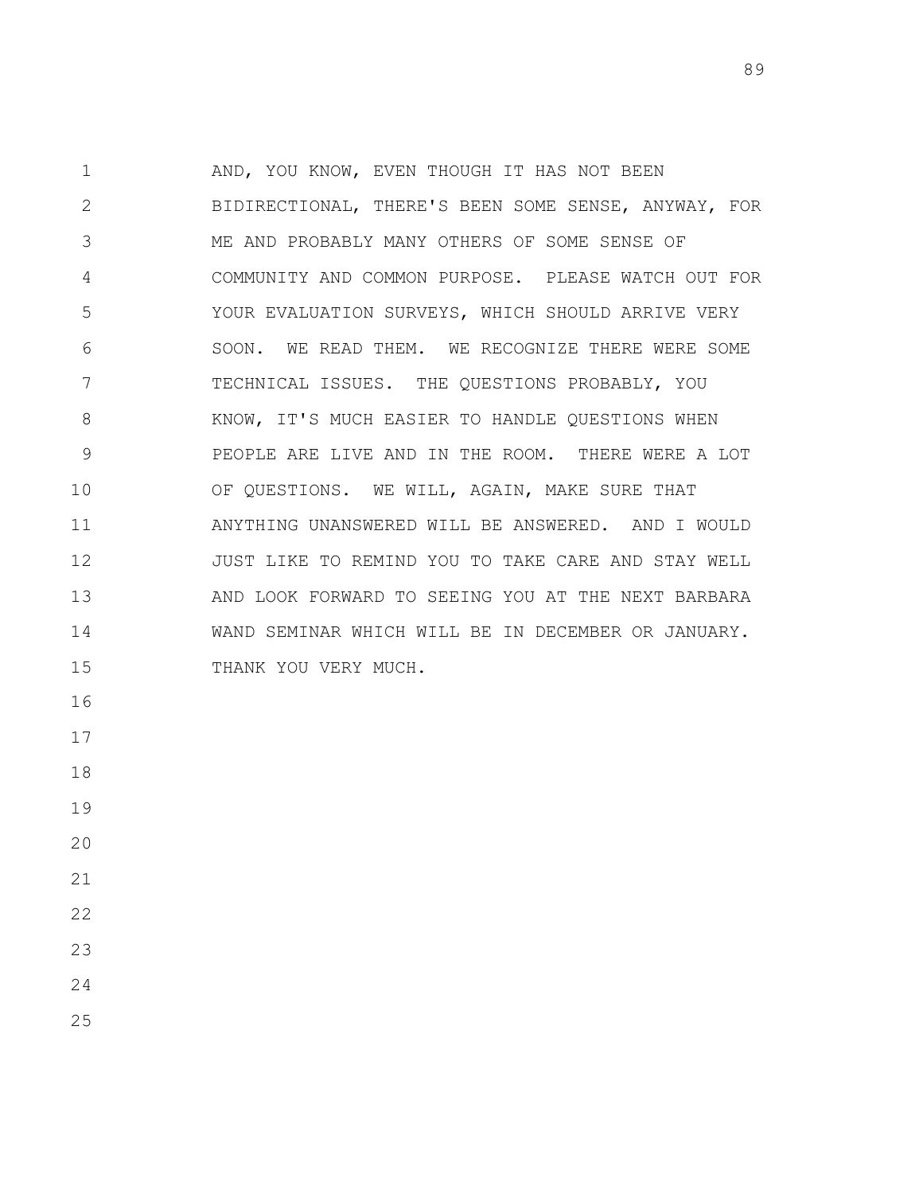AND, YOU KNOW, EVEN THOUGH IT HAS NOT BEEN BIDIRECTIONAL, THERE'S BEEN SOME SENSE, ANYWAY, FOR ME AND PROBABLY MANY OTHERS OF SOME SENSE OF COMMUNITY AND COMMON PURPOSE. PLEASE WATCH OUT FOR YOUR EVALUATION SURVEYS, WHICH SHOULD ARRIVE VERY SOON. WE READ THEM. WE RECOGNIZE THERE WERE SOME TECHNICAL ISSUES. THE QUESTIONS PROBABLY, YOU KNOW, IT'S MUCH EASIER TO HANDLE QUESTIONS WHEN PEOPLE ARE LIVE AND IN THE ROOM. THERE WERE A LOT OF QUESTIONS. WE WILL, AGAIN, MAKE SURE THAT ANYTHING UNANSWERED WILL BE ANSWERED. AND I WOULD JUST LIKE TO REMIND YOU TO TAKE CARE AND STAY WELL AND LOOK FORWARD TO SEEING YOU AT THE NEXT BARBARA WAND SEMINAR WHICH WILL BE IN DECEMBER OR JANUARY. THANK YOU VERY MUCH.